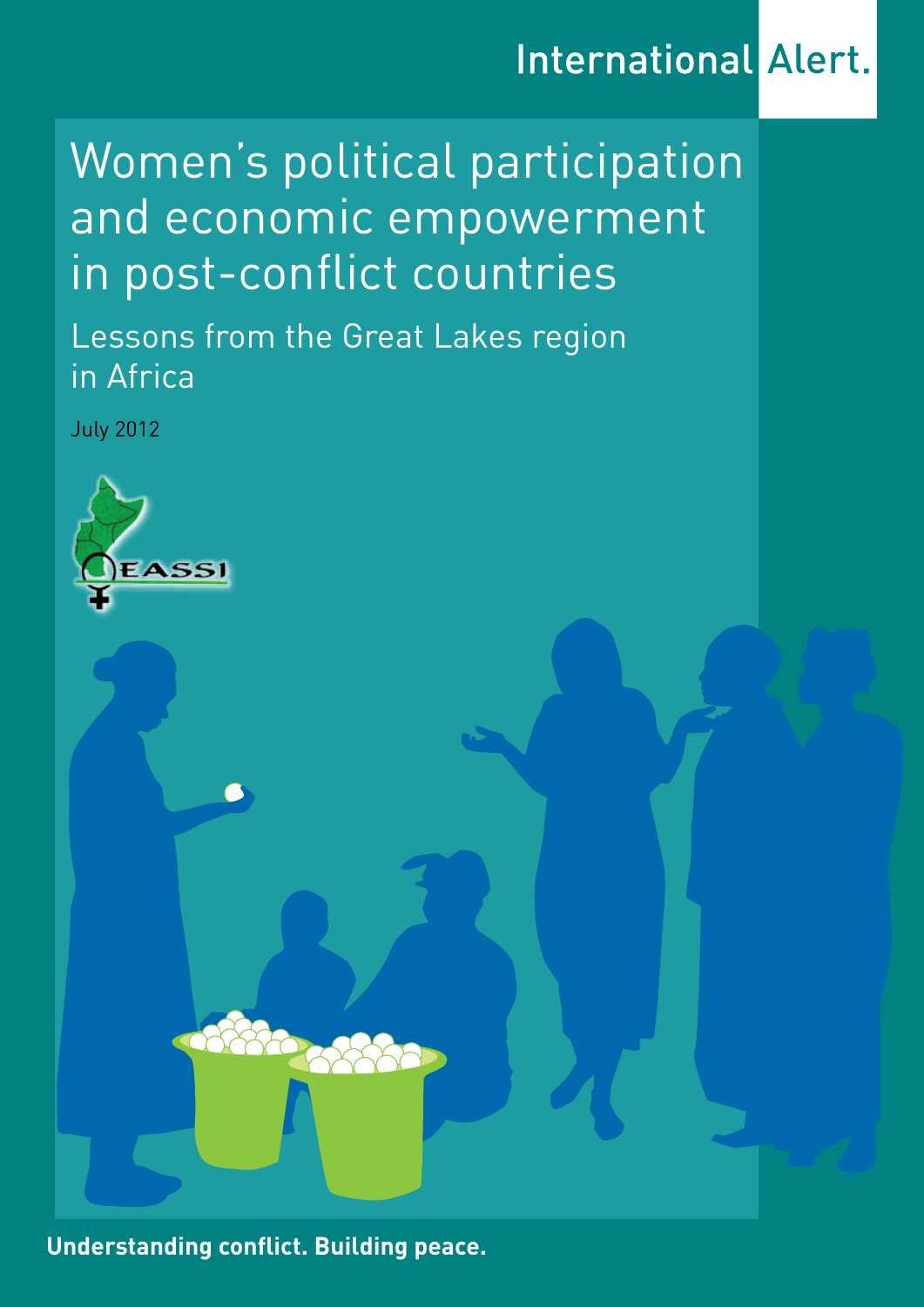International Alert.

# Women's political participation and economic empowerment in post-conflict countries

## Lessons from the Great Lakes region in Africa

July 2012

EASSI

**Understanding conflict. Building peace.**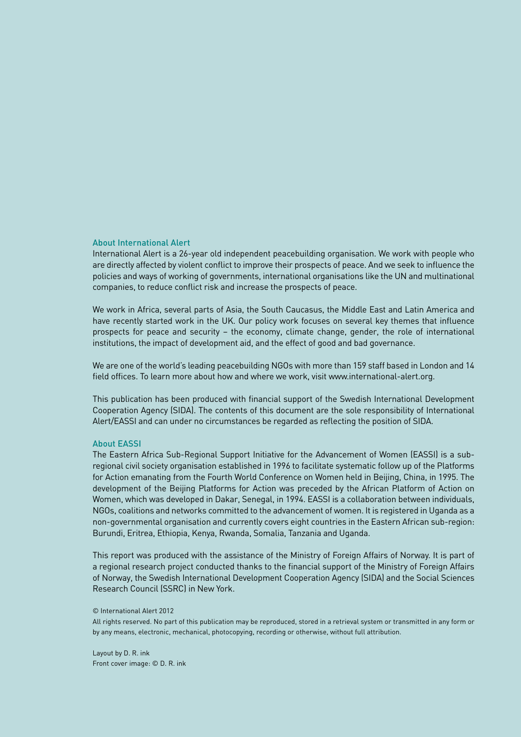## About International Alert

International Alert is a 26-year old independent peacebuilding organisation. We work with people who are directly affected by violent conflict to improve their prospects of peace. And we seek to influence the policies and ways of working of governments, international organisations like the UN and multinational companies, to reduce conflict risk and increase the prospects of peace.

We work in Africa, several parts of Asia, the South Caucasus, the Middle East and Latin America and have recently started work in the UK. Our policy work focuses on several key themes that influence prospects for peace and security – the economy, climate change, gender, the role of international institutions, the impact of development aid, and the effect of good and bad governance.

We are one of the world's leading peacebuilding NGOs with more than 159 staff based in London and 14 field offices. To learn more about how and where we work, visit www.international-alert.org.

This publication has been produced with financial support of the Swedish International Development Cooperation Agency (SIDA). The contents of this document are the sole responsibility of International Alert/EASSI and can under no circumstances be regarded as reflecting the position of SIDA.

## About EASSI

The Eastern Africa Sub-Regional Support Initiative for the Advancement of Women (EASSI) is a sub-regional civil society organisation established in 1996 to facilitate systematic follow up of the Platforms for Action emanating from the Fourth World Conference on Women held in Beijing, China, in 1995. The development of the Beijing Platforms for Action was preceded by the African Platform of Action on Women, which was developed in Dakar, Senegal, in 1994. EASSI is a collaboration between individuals, NGOs, coalitions and networks committed to the advancement of women. It is registered in Uganda as a non-governmental organisation and currently covers eight countries in the Eastern African sub-region: Burundi, Eritrea, Ethiopia, Kenya, Rwanda, Somalia, Tanzania and Uganda.

This report was produced with the assistance of the Ministry of Foreign Affairs of Norway. It is part of a regional research project conducted thanks to the financial support of the Ministry of Foreign Affairs of Norway, the Swedish International Development Cooperation Agency (SIDA) and the Social Sciences Research Council (SSRC) in New York.

© International Alert 2012

All rights reserved. No part of this publication may be reproduced, stored in a retrieval system or transmitted in any form or by any means, electronic, mechanical, photocopying, recording or otherwise, without full attribution.

Layout by D. R. ink
Front cover image: © D. R. ink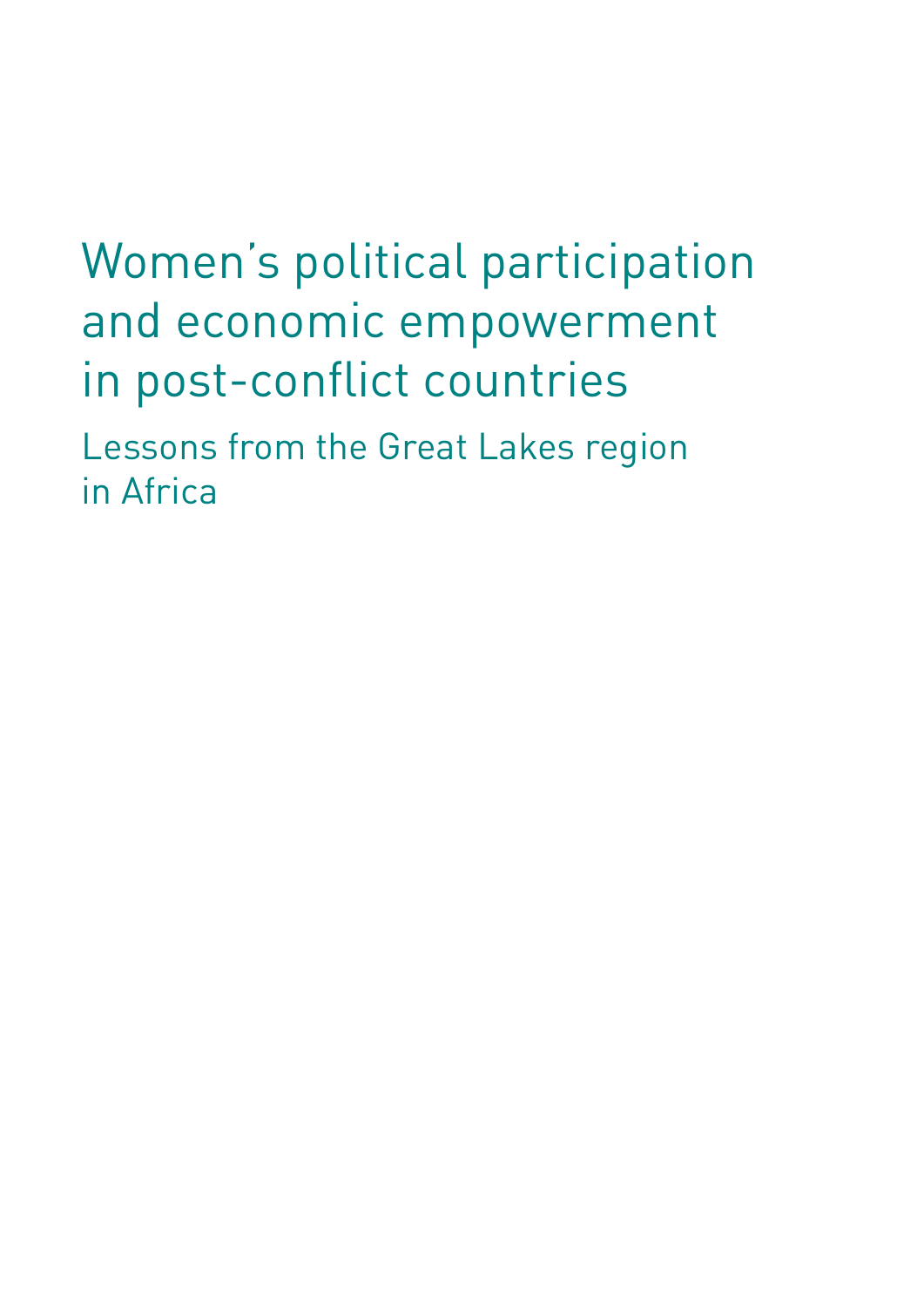# Women's political participation and economic empowerment in post-conflict countries

## Lessons from the Great Lakes region in Africa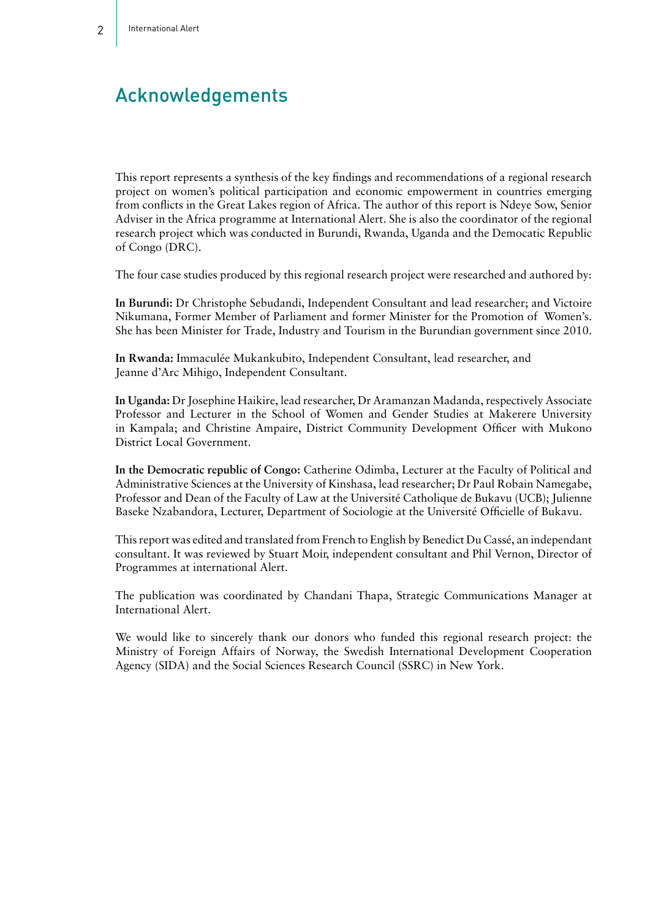# Acknowledgements

This report represents a synthesis of the key findings and recommendations of a regional research project on women's political participation and economic empowerment in countries emerging from conflicts in the Great Lakes region of Africa. The author of this report is Ndeye Sow, Senior Adviser in the Africa programme at International Alert. She is also the coordinator of the regional research project which was conducted in Burundi, Rwanda, Uganda and the Democatic Republic of Congo (DRC).

The four case studies produced by this regional research project were researched and authored by:

**In Burundi:** Dr Christophe Sebudandi, Independent Consultant and lead researcher; and Victoire Nikumana, Former Member of Parliament and former Minister for the Promotion of Women's. She has been Minister for Trade, Industry and Tourism in the Burundian government since 2010.

**In Rwanda:** Immaculée Mukankubito, Independent Consultant, lead researcher, and Jeanne d'Arc Mihigo, Independent Consultant.

**In Uganda:** Dr Josephine Haikire, lead researcher, Dr Aramanzan Madanda, respectively Associate Professor and Lecturer in the School of Women and Gender Studies at Makerere University in Kampala; and Christine Ampaire, District Community Development Officer with Mukono District Local Government.

**In the Democratic republic of Congo:** Catherine Odimba, Lecturer at the Faculty of Political and Administrative Sciences at the University of Kinshasa, lead researcher; Dr Paul Robain Namegabe, Professor and Dean of the Faculty of Law at the Université Catholique de Bukavu (UCB); Julienne Baseke Nzabandora, Lecturer, Department of Sociologie at the Université Officielle of Bukavu.

This report was edited and translated from French to English by Benedict Du Cassé, an independant consultant. It was reviewed by Stuart Moir, independent consultant and Phil Vernon, Director of Programmes at international Alert.

The publication was coordinated by Chandani Thapa, Strategic Communications Manager at International Alert.

We would like to sincerely thank our donors who funded this regional research project: the Ministry of Foreign Affairs of Norway, the Swedish International Development Cooperation Agency (SIDA) and the Social Sciences Research Council (SSRC) in New York.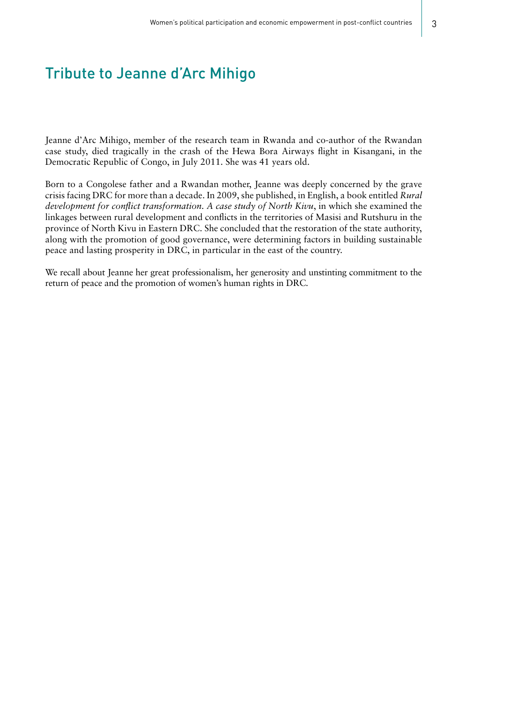# Tribute to Jeanne d'Arc Mihigo

Jeanne d'Arc Mihigo, member of the research team in Rwanda and co-author of the Rwandan case study, died tragically in the crash of the Hewa Bora Airways flight in Kisangani, in the Democratic Republic of Congo, in July 2011. She was 41 years old.

Born to a Congolese father and a Rwandan mother, Jeanne was deeply concerned by the grave crisis facing DRC for more than a decade. In 2009, she published, in English, a book entitled *Rural development for conflict transformation. A case study of North Kivu*, in which she examined the linkages between rural development and conflicts in the territories of Masisi and Rutshuru in the province of North Kivu in Eastern DRC. She concluded that the restoration of the state authority, along with the promotion of good governance, were determining factors in building sustainable peace and lasting prosperity in DRC, in particular in the east of the country.

We recall about Jeanne her great professionalism, her generosity and unstinting commitment to the return of peace and the promotion of women's human rights in DRC.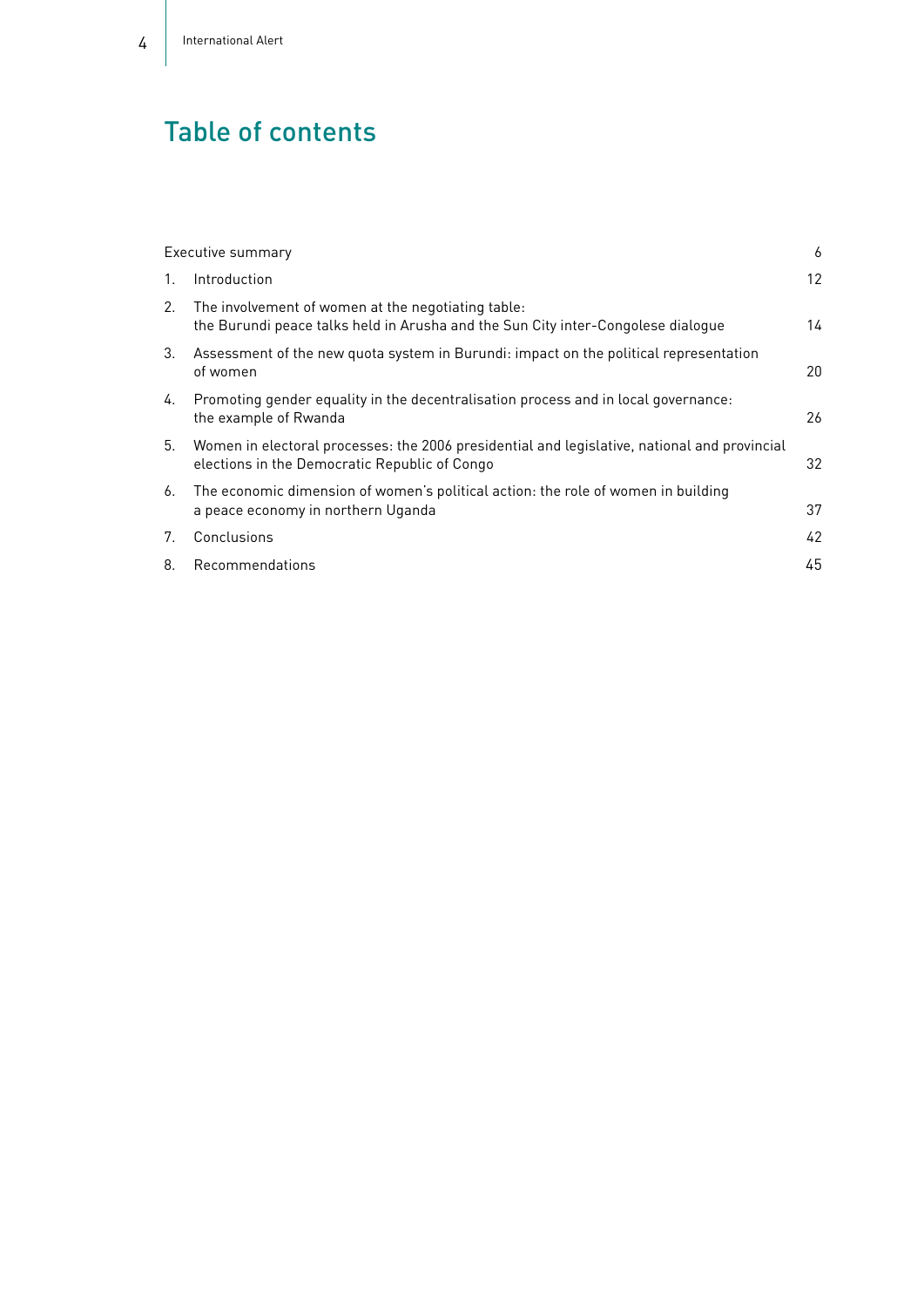# Table of contents

| | | |
|---|---|---|
| | Executive summary | 6 |
| 1. | Introduction | 12 |
| 2. | The involvement of women at the negotiating table: the Burundi peace talks held in Arusha and the Sun City inter-Congolese dialogue | 14 |
| 3. | Assessment of the new quota system in Burundi: impact on the political representation of women | 20 |
| 4. | Promoting gender equality in the decentralisation process and in local governance: the example of Rwanda | 26 |
| 5. | Women in electoral processes: the 2006 presidential and legislative, national and provincial elections in the Democratic Republic of Congo | 32 |
| 6. | The economic dimension of women's political action: the role of women in building a peace economy in northern Uganda | 37 |
| 7. | Conclusions | 42 |
| 8. | Recommendations | 45 |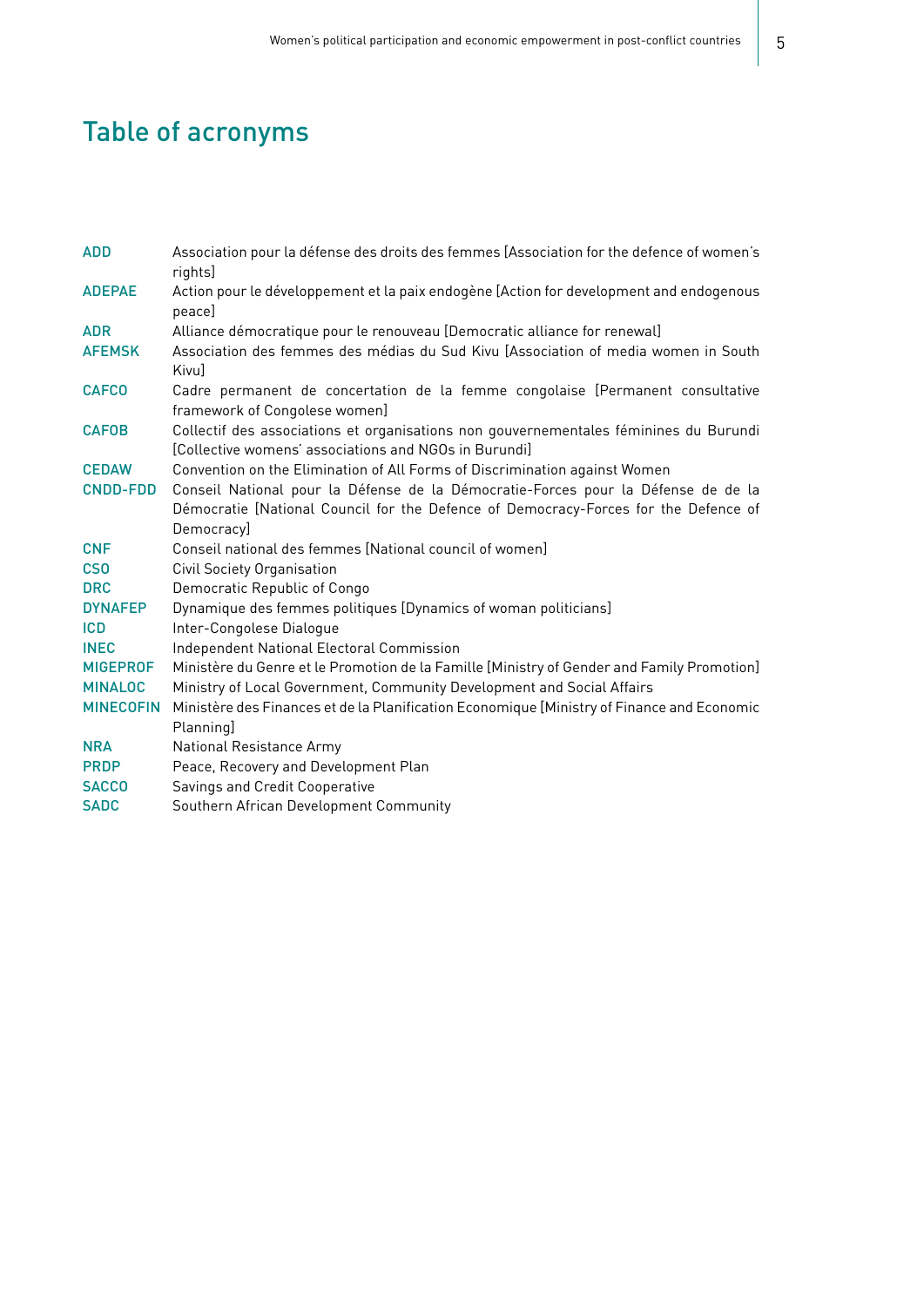# Table of acronyms

| Acronym | Definition |
| --- | --- |
| ADD | Association pour la défense des droits des femmes [Association for the defence of women's rights] |
| ADEPAE | Action pour le développement et la paix endogène [Action for development and endogenous peace] |
| ADR | Alliance démocratique pour le renouveau [Democratic alliance for renewal] |
| AFEMSK | Association des femmes des médias du Sud Kivu [Association of media women in South Kivu] |
| CAFCO | Cadre permanent de concertation de la femme congolaise [Permanent consultative framework of Congolese women] |
| CAFOB | Collectif des associations et organisations non gouvernementales féminines du Burundi [Collective womens' associations and NGOs in Burundi] |
| CEDAW | Convention on the Elimination of All Forms of Discrimination against Women |
| CNDD-FDD | Conseil National pour la Défense de la Démocratie-Forces pour la Défense de de la Démocratie [National Council for the Defence of Democracy-Forces for the Defence of Democracy] |
| CNF | Conseil national des femmes [National council of women] |
| CSO | Civil Society Organisation |
| DRC | Democratic Republic of Congo |
| DYNAFEP | Dynamique des femmes politiques [Dynamics of woman politicians] |
| ICD | Inter-Congolese Dialogue |
| INEC | Independent National Electoral Commission |
| MIGEPROF | Ministère du Genre et le Promotion de la Famille [Ministry of Gender and Family Promotion] |
| MINALOC | Ministry of Local Government, Community Development and Social Affairs |
| MINECOFIN | Ministère des Finances et de la Planification Economique [Ministry of Finance and Economic Planning] |
| NRA | National Resistance Army |
| PRDP | Peace, Recovery and Development Plan |
| SACCO | Savings and Credit Cooperative |
| SADC | Southern African Development Community |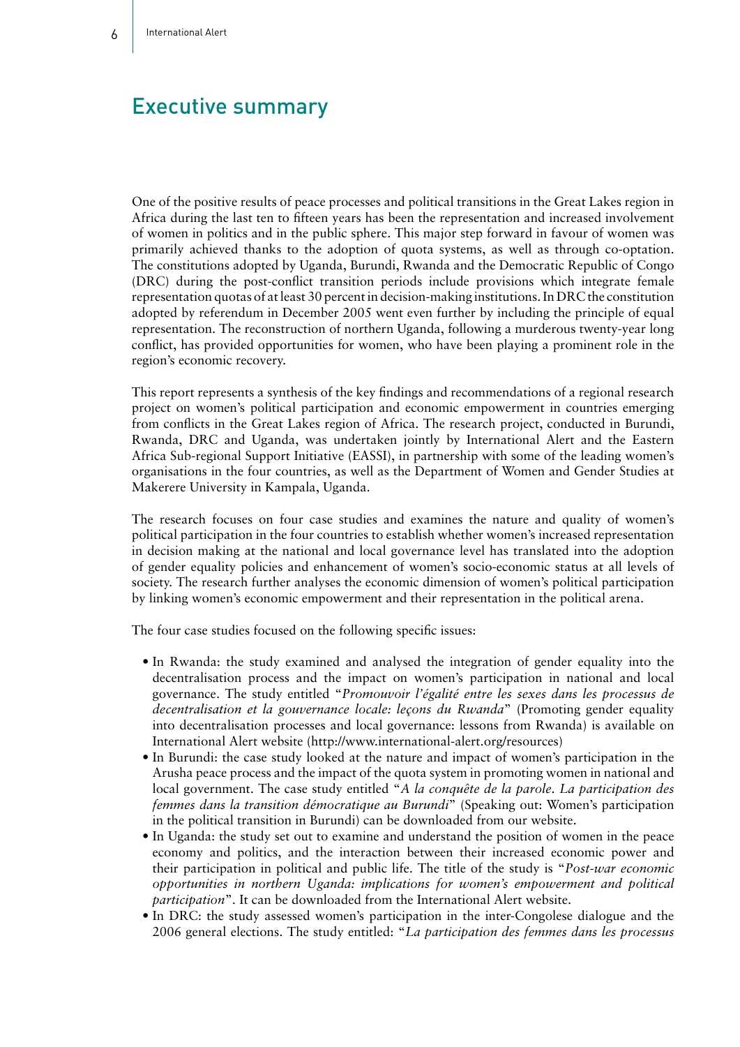# Executive summary

One of the positive results of peace processes and political transitions in the Great Lakes region in Africa during the last ten to fifteen years has been the representation and increased involvement of women in politics and in the public sphere. This major step forward in favour of women was primarily achieved thanks to the adoption of quota systems, as well as through co-optation. The constitutions adopted by Uganda, Burundi, Rwanda and the Democratic Republic of Congo (DRC) during the post-conflict transition periods include provisions which integrate female representation quotas of at least 30 percent in decision-making institutions. In DRC the constitution adopted by referendum in December 2005 went even further by including the principle of equal representation. The reconstruction of northern Uganda, following a murderous twenty-year long conflict, has provided opportunities for women, who have been playing a prominent role in the region's economic recovery.

This report represents a synthesis of the key findings and recommendations of a regional research project on women's political participation and economic empowerment in countries emerging from conflicts in the Great Lakes region of Africa. The research project, conducted in Burundi, Rwanda, DRC and Uganda, was undertaken jointly by International Alert and the Eastern Africa Sub-regional Support Initiative (EASSI), in partnership with some of the leading women's organisations in the four countries, as well as the Department of Women and Gender Studies at Makerere University in Kampala, Uganda.

The research focuses on four case studies and examines the nature and quality of women's political participation in the four countries to establish whether women's increased representation in decision making at the national and local governance level has translated into the adoption of gender equality policies and enhancement of women's socio-economic status at all levels of society. The research further analyses the economic dimension of women's political participation by linking women's economic empowerment and their representation in the political arena.

The four case studies focused on the following specific issues:

- In Rwanda: the study examined and analysed the integration of gender equality into the decentralisation process and the impact on women's participation in national and local governance. The study entitled "*Promouvoir l'égalité entre les sexes dans les processus de decentralisation et la gouvernance locale: leçons du Rwanda*" (Promoting gender equality into decentralisation processes and local governance: lessons from Rwanda) is available on International Alert website (http://www.international-alert.org/resources)
- In Burundi: the case study looked at the nature and impact of women's participation in the Arusha peace process and the impact of the quota system in promoting women in national and local government. The case study entitled "*A la conquête de la parole. La participation des femmes dans la transition démocratique au Burundi*" (Speaking out: Women's participation in the political transition in Burundi) can be downloaded from our website.
- In Uganda: the study set out to examine and understand the position of women in the peace economy and politics, and the interaction between their increased economic power and their participation in political and public life. The title of the study is "*Post-war economic opportunities in northern Uganda: implications for women's empowerment and political participation*". It can be downloaded from the International Alert website.
- In DRC: the study assessed women's participation in the inter-Congolese dialogue and the 2006 general elections. The study entitled: "*La participation des femmes dans les processus*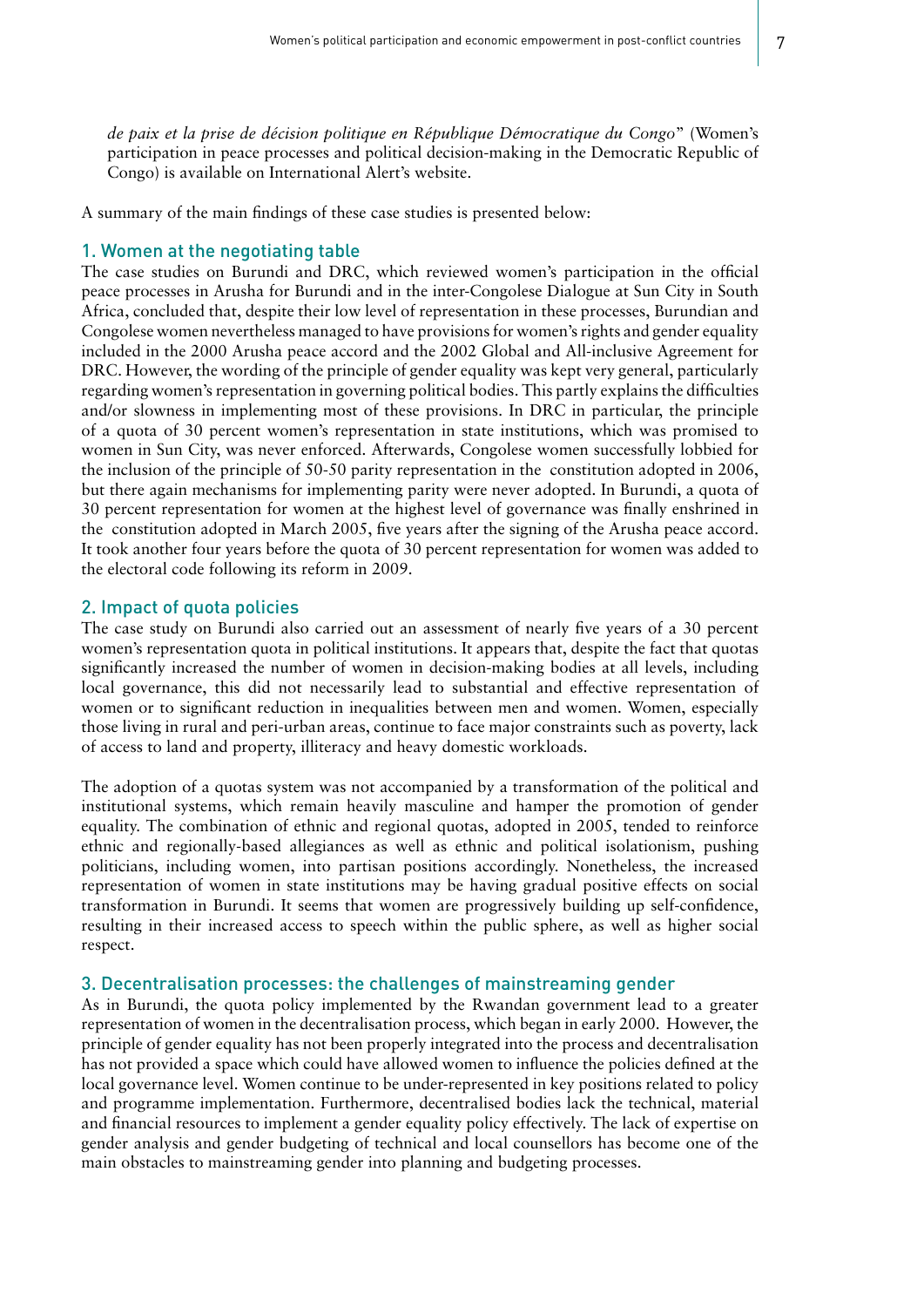*de paix et la prise de décision politique en République Démocratique du Congo*" (Women's participation in peace processes and political decision-making in the Democratic Republic of Congo) is available on International Alert's website.

A summary of the main findings of these case studies is presented below:

### 1. Women at the negotiating table

The case studies on Burundi and DRC, which reviewed women's participation in the official peace processes in Arusha for Burundi and in the inter-Congolese Dialogue at Sun City in South Africa, concluded that, despite their low level of representation in these processes, Burundian and Congolese women nevertheless managed to have provisions for women's rights and gender equality included in the 2000 Arusha peace accord and the 2002 Global and All-inclusive Agreement for DRC. However, the wording of the principle of gender equality was kept very general, particularly regarding women's representation in governing political bodies. This partly explains the difficulties and/or slowness in implementing most of these provisions. In DRC in particular, the principle of a quota of 30 percent women's representation in state institutions, which was promised to women in Sun City, was never enforced. Afterwards, Congolese women successfully lobbied for the inclusion of the principle of 50-50 parity representation in the constitution adopted in 2006, but there again mechanisms for implementing parity were never adopted. In Burundi, a quota of 30 percent representation for women at the highest level of governance was finally enshrined in the constitution adopted in March 2005, five years after the signing of the Arusha peace accord. It took another four years before the quota of 30 percent representation for women was added to the electoral code following its reform in 2009.

### 2. Impact of quota policies

The case study on Burundi also carried out an assessment of nearly five years of a 30 percent women's representation quota in political institutions. It appears that, despite the fact that quotas significantly increased the number of women in decision-making bodies at all levels, including local governance, this did not necessarily lead to substantial and effective representation of women or to significant reduction in inequalities between men and women. Women, especially those living in rural and peri-urban areas, continue to face major constraints such as poverty, lack of access to land and property, illiteracy and heavy domestic workloads.

The adoption of a quotas system was not accompanied by a transformation of the political and institutional systems, which remain heavily masculine and hamper the promotion of gender equality. The combination of ethnic and regional quotas, adopted in 2005, tended to reinforce ethnic and regionally-based allegiances as well as ethnic and political isolationism, pushing politicians, including women, into partisan positions accordingly. Nonetheless, the increased representation of women in state institutions may be having gradual positive effects on social transformation in Burundi. It seems that women are progressively building up self-confidence, resulting in their increased access to speech within the public sphere, as well as higher social respect.

### 3. Decentralisation processes: the challenges of mainstreaming gender

As in Burundi, the quota policy implemented by the Rwandan government lead to a greater representation of women in the decentralisation process, which began in early 2000. However, the principle of gender equality has not been properly integrated into the process and decentralisation has not provided a space which could have allowed women to influence the policies defined at the local governance level. Women continue to be under-represented in key positions related to policy and programme implementation. Furthermore, decentralised bodies lack the technical, material and financial resources to implement a gender equality policy effectively. The lack of expertise on gender analysis and gender budgeting of technical and local counsellors has become one of the main obstacles to mainstreaming gender into planning and budgeting processes.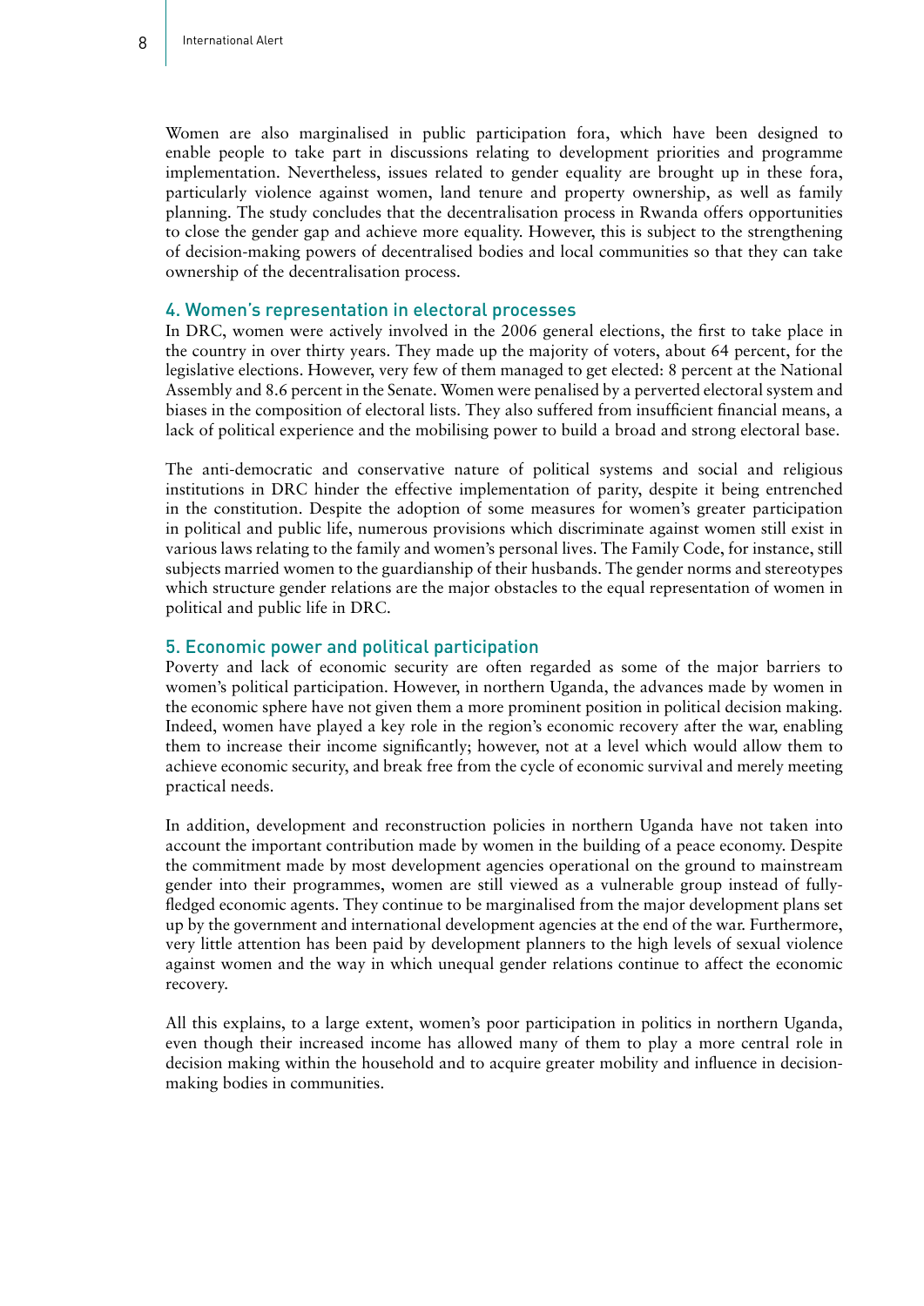Women are also marginalised in public participation fora, which have been designed to enable people to take part in discussions relating to development priorities and programme implementation. Nevertheless, issues related to gender equality are brought up in these fora, particularly violence against women, land tenure and property ownership, as well as family planning. The study concludes that the decentralisation process in Rwanda offers opportunities to close the gender gap and achieve more equality. However, this is subject to the strengthening of decision-making powers of decentralised bodies and local communities so that they can take ownership of the decentralisation process.

### 4. Women's representation in electoral processes

In DRC, women were actively involved in the 2006 general elections, the first to take place in the country in over thirty years. They made up the majority of voters, about 64 percent, for the legislative elections. However, very few of them managed to get elected: 8 percent at the National Assembly and 8.6 percent in the Senate. Women were penalised by a perverted electoral system and biases in the composition of electoral lists. They also suffered from insufficient financial means, a lack of political experience and the mobilising power to build a broad and strong electoral base.

The anti-democratic and conservative nature of political systems and social and religious institutions in DRC hinder the effective implementation of parity, despite it being entrenched in the constitution. Despite the adoption of some measures for women's greater participation in political and public life, numerous provisions which discriminate against women still exist in various laws relating to the family and women's personal lives. The Family Code, for instance, still subjects married women to the guardianship of their husbands. The gender norms and stereotypes which structure gender relations are the major obstacles to the equal representation of women in political and public life in DRC.

### 5. Economic power and political participation

Poverty and lack of economic security are often regarded as some of the major barriers to women's political participation. However, in northern Uganda, the advances made by women in the economic sphere have not given them a more prominent position in political decision making. Indeed, women have played a key role in the region's economic recovery after the war, enabling them to increase their income significantly; however, not at a level which would allow them to achieve economic security, and break free from the cycle of economic survival and merely meeting practical needs.

In addition, development and reconstruction policies in northern Uganda have not taken into account the important contribution made by women in the building of a peace economy. Despite the commitment made by most development agencies operational on the ground to mainstream gender into their programmes, women are still viewed as a vulnerable group instead of fully-fledged economic agents. They continue to be marginalised from the major development plans set up by the government and international development agencies at the end of the war. Furthermore, very little attention has been paid by development planners to the high levels of sexual violence against women and the way in which unequal gender relations continue to affect the economic recovery.

All this explains, to a large extent, women's poor participation in politics in northern Uganda, even though their increased income has allowed many of them to play a more central role in decision making within the household and to acquire greater mobility and influence in decision-making bodies in communities.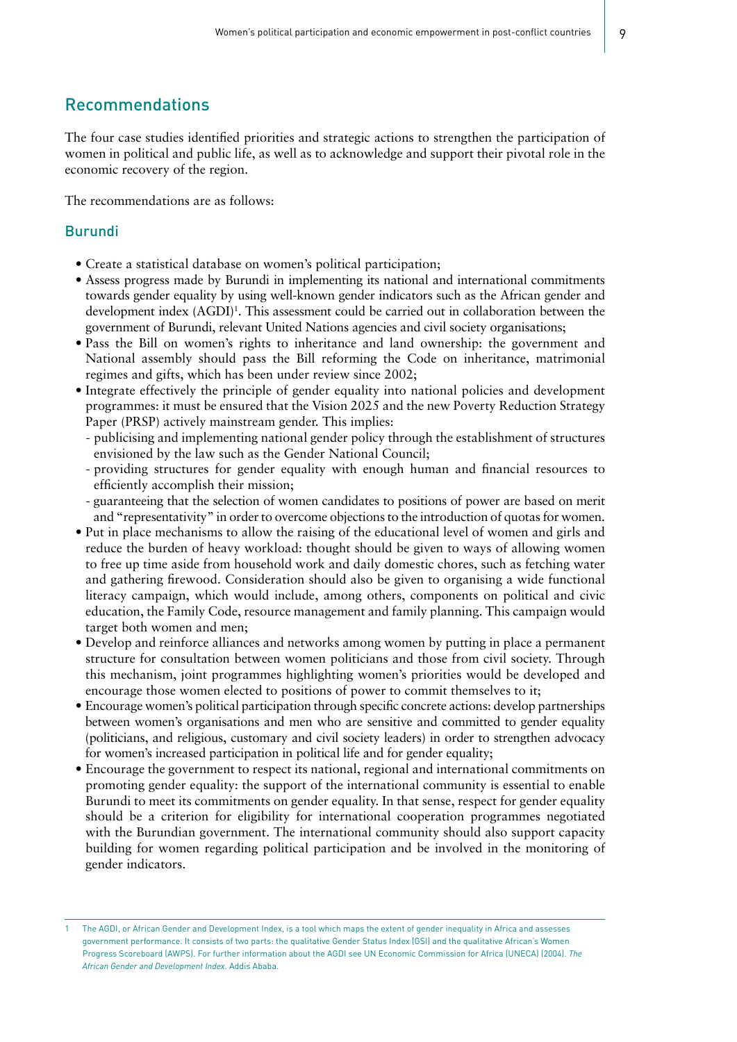## Recommendations

The four case studies identified priorities and strategic actions to strengthen the participation of women in political and public life, as well as to acknowledge and support their pivotal role in the economic recovery of the region.

The recommendations are as follows:

### Burundi

- Create a statistical database on women's political participation;
- Assess progress made by Burundi in implementing its national and international commitments towards gender equality by using well-known gender indicators such as the African gender and development index (AGDI)[1]. This assessment could be carried out in collaboration between the government of Burundi, relevant United Nations agencies and civil society organisations;
- Pass the Bill on women's rights to inheritance and land ownership: the government and National assembly should pass the Bill reforming the Code on inheritance, matrimonial regimes and gifts, which has been under review since 2002;
- Integrate effectively the principle of gender equality into national policies and development programmes: it must be ensured that the Vision 2025 and the new Poverty Reduction Strategy Paper (PRSP) actively mainstream gender. This implies:
  - publicising and implementing national gender policy through the establishment of structures envisioned by the law such as the Gender National Council;
  - providing structures for gender equality with enough human and financial resources to efficiently accomplish their mission;
  - guaranteeing that the selection of women candidates to positions of power are based on merit and "representativity" in order to overcome objections to the introduction of quotas for women.
- Put in place mechanisms to allow the raising of the educational level of women and girls and reduce the burden of heavy workload: thought should be given to ways of allowing women to free up time aside from household work and daily domestic chores, such as fetching water and gathering firewood. Consideration should also be given to organising a wide functional literacy campaign, which would include, among others, components on political and civic education, the Family Code, resource management and family planning. This campaign would target both women and men;
- Develop and reinforce alliances and networks among women by putting in place a permanent structure for consultation between women politicians and those from civil society. Through this mechanism, joint programmes highlighting women's priorities would be developed and encourage those women elected to positions of power to commit themselves to it;
- Encourage women's political participation through specific concrete actions: develop partnerships between women's organisations and men who are sensitive and committed to gender equality (politicians, and religious, customary and civil society leaders) in order to strengthen advocacy for women's increased participation in political life and for gender equality;
- Encourage the government to respect its national, regional and international commitments on promoting gender equality: the support of the international community is essential to enable Burundi to meet its commitments on gender equality. In that sense, respect for gender equality should be a criterion for eligibility for international cooperation programmes negotiated with the Burundian government. The international community should also support capacity building for women regarding political participation and be involved in the monitoring of gender indicators.

---

1 The AGDI, or African Gender and Development Index, is a tool which maps the extent of gender inequality in Africa and assesses government performance. It consists of two parts: the qualitative Gender Status Index (GSI) and the qualitative African's Women Progress Scoreboard (AWPS). For further information about the AGDI see UN Economic Commission for Africa (UNECA) (2004). *The African Gender and Development Index*. Addis Ababa.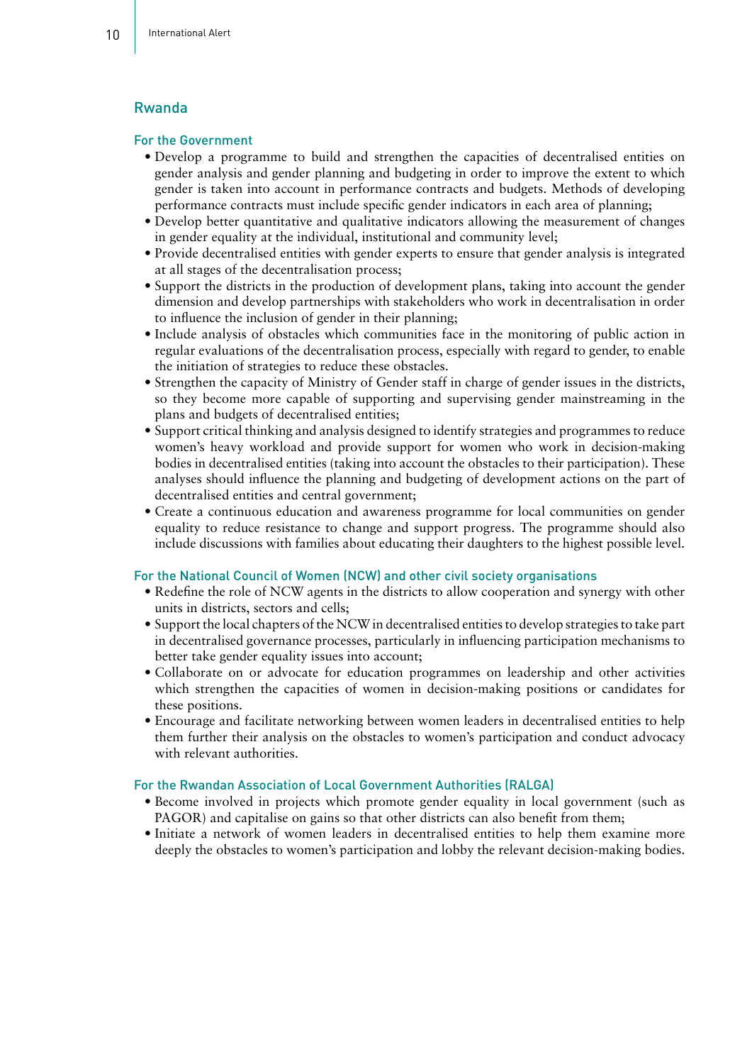## Rwanda

### For the Government

- Develop a programme to build and strengthen the capacities of decentralised entities on gender analysis and gender planning and budgeting in order to improve the extent to which gender is taken into account in performance contracts and budgets. Methods of developing performance contracts must include specific gender indicators in each area of planning;
- Develop better quantitative and qualitative indicators allowing the measurement of changes in gender equality at the individual, institutional and community level;
- Provide decentralised entities with gender experts to ensure that gender analysis is integrated at all stages of the decentralisation process;
- Support the districts in the production of development plans, taking into account the gender dimension and develop partnerships with stakeholders who work in decentralisation in order to influence the inclusion of gender in their planning;
- Include analysis of obstacles which communities face in the monitoring of public action in regular evaluations of the decentralisation process, especially with regard to gender, to enable the initiation of strategies to reduce these obstacles.
- Strengthen the capacity of Ministry of Gender staff in charge of gender issues in the districts, so they become more capable of supporting and supervising gender mainstreaming in the plans and budgets of decentralised entities;
- Support critical thinking and analysis designed to identify strategies and programmes to reduce women's heavy workload and provide support for women who work in decision-making bodies in decentralised entities (taking into account the obstacles to their participation). These analyses should influence the planning and budgeting of development actions on the part of decentralised entities and central government;
- Create a continuous education and awareness programme for local communities on gender equality to reduce resistance to change and support progress. The programme should also include discussions with families about educating their daughters to the highest possible level.

### For the National Council of Women (NCW) and other civil society organisations

- Redefine the role of NCW agents in the districts to allow cooperation and synergy with other units in districts, sectors and cells;
- Support the local chapters of the NCW in decentralised entities to develop strategies to take part in decentralised governance processes, particularly in influencing participation mechanisms to better take gender equality issues into account;
- Collaborate on or advocate for education programmes on leadership and other activities which strengthen the capacities of women in decision-making positions or candidates for these positions.
- Encourage and facilitate networking between women leaders in decentralised entities to help them further their analysis on the obstacles to women's participation and conduct advocacy with relevant authorities.

### For the Rwandan Association of Local Government Authorities (RALGA)

- Become involved in projects which promote gender equality in local government (such as PAGOR) and capitalise on gains so that other districts can also benefit from them;
- Initiate a network of women leaders in decentralised entities to help them examine more deeply the obstacles to women's participation and lobby the relevant decision-making bodies.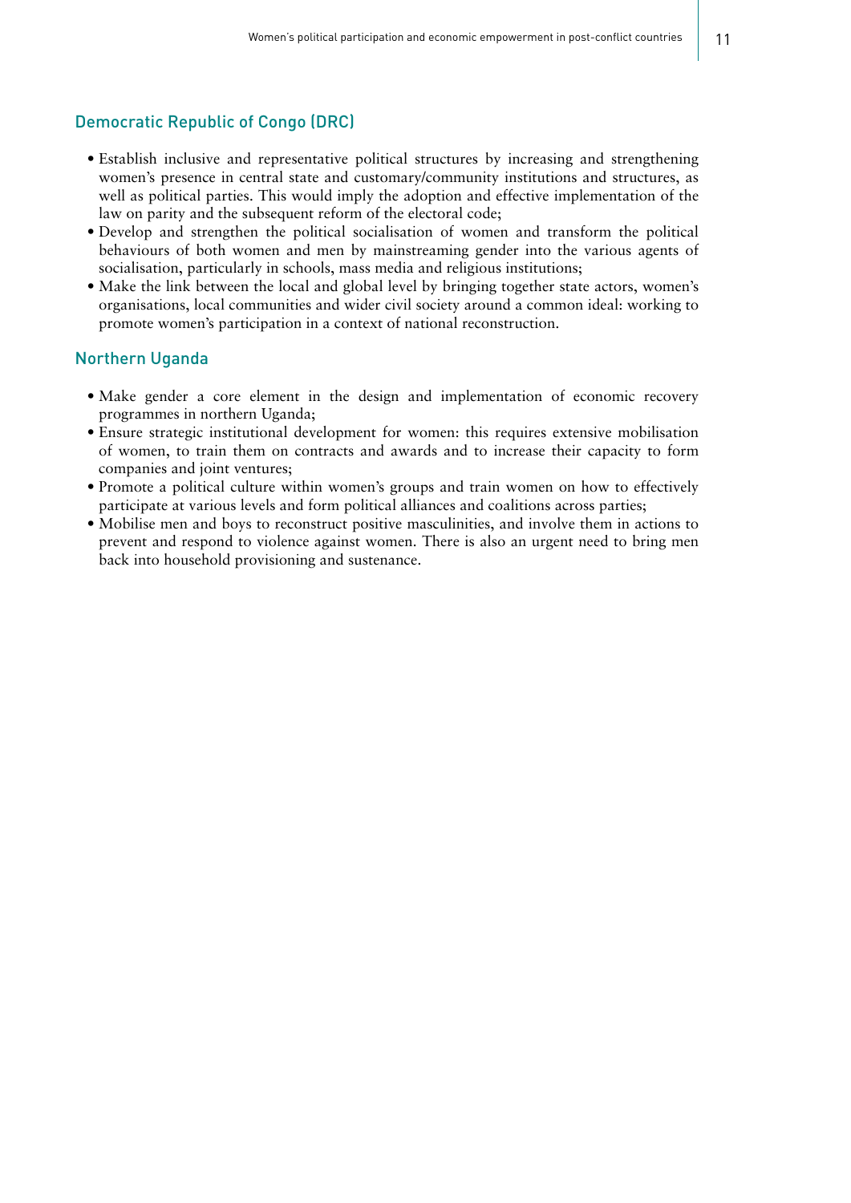## Democratic Republic of Congo (DRC)

- Establish inclusive and representative political structures by increasing and strengthening women's presence in central state and customary/community institutions and structures, as well as political parties. This would imply the adoption and effective implementation of the law on parity and the subsequent reform of the electoral code;
- Develop and strengthen the political socialisation of women and transform the political behaviours of both women and men by mainstreaming gender into the various agents of socialisation, particularly in schools, mass media and religious institutions;
- Make the link between the local and global level by bringing together state actors, women's organisations, local communities and wider civil society around a common ideal: working to promote women's participation in a context of national reconstruction.

## Northern Uganda

- Make gender a core element in the design and implementation of economic recovery programmes in northern Uganda;
- Ensure strategic institutional development for women: this requires extensive mobilisation of women, to train them on contracts and awards and to increase their capacity to form companies and joint ventures;
- Promote a political culture within women's groups and train women on how to effectively participate at various levels and form political alliances and coalitions across parties;
- Mobilise men and boys to reconstruct positive masculinities, and involve them in actions to prevent and respond to violence against women. There is also an urgent need to bring men back into household provisioning and sustenance.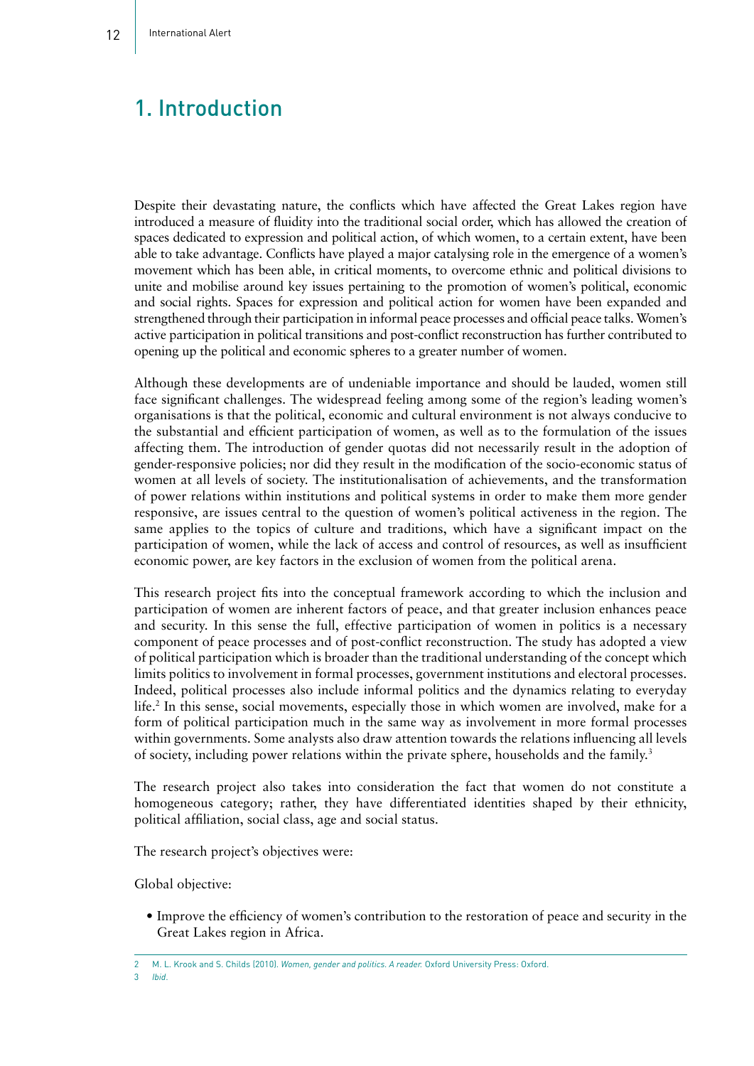# 1. Introduction

Despite their devastating nature, the conflicts which have affected the Great Lakes region have introduced a measure of fluidity into the traditional social order, which has allowed the creation of spaces dedicated to expression and political action, of which women, to a certain extent, have been able to take advantage. Conflicts have played a major catalysing role in the emergence of a women's movement which has been able, in critical moments, to overcome ethnic and political divisions to unite and mobilise around key issues pertaining to the promotion of women's political, economic and social rights. Spaces for expression and political action for women have been expanded and strengthened through their participation in informal peace processes and official peace talks. Women's active participation in political transitions and post-conflict reconstruction has further contributed to opening up the political and economic spheres to a greater number of women.

Although these developments are of undeniable importance and should be lauded, women still face significant challenges. The widespread feeling among some of the region's leading women's organisations is that the political, economic and cultural environment is not always conducive to the substantial and efficient participation of women, as well as to the formulation of the issues affecting them. The introduction of gender quotas did not necessarily result in the adoption of gender-responsive policies; nor did they result in the modification of the socio-economic status of women at all levels of society. The institutionalisation of achievements, and the transformation of power relations within institutions and political systems in order to make them more gender responsive, are issues central to the question of women's political activeness in the region. The same applies to the topics of culture and traditions, which have a significant impact on the participation of women, while the lack of access and control of resources, as well as insufficient economic power, are key factors in the exclusion of women from the political arena.

This research project fits into the conceptual framework according to which the inclusion and participation of women are inherent factors of peace, and that greater inclusion enhances peace and security. In this sense the full, effective participation of women in politics is a necessary component of peace processes and of post-conflict reconstruction. The study has adopted a view of political participation which is broader than the traditional understanding of the concept which limits politics to involvement in formal processes, government institutions and electoral processes. Indeed, political processes also include informal politics and the dynamics relating to everyday life.[2] In this sense, social movements, especially those in which women are involved, make for a form of political participation much in the same way as involvement in more formal processes within governments. Some analysts also draw attention towards the relations influencing all levels of society, including power relations within the private sphere, households and the family.[3]

The research project also takes into consideration the fact that women do not constitute a homogeneous category; rather, they have differentiated identities shaped by their ethnicity, political affiliation, social class, age and social status.

The research project's objectives were:

Global objective:

- Improve the efficiency of women's contribution to the restoration of peace and security in the Great Lakes region in Africa.

---

2 M. L. Krook and S. Childs (2010). *Women, gender and politics. A reader.* Oxford University Press: Oxford.

3 *Ibid.*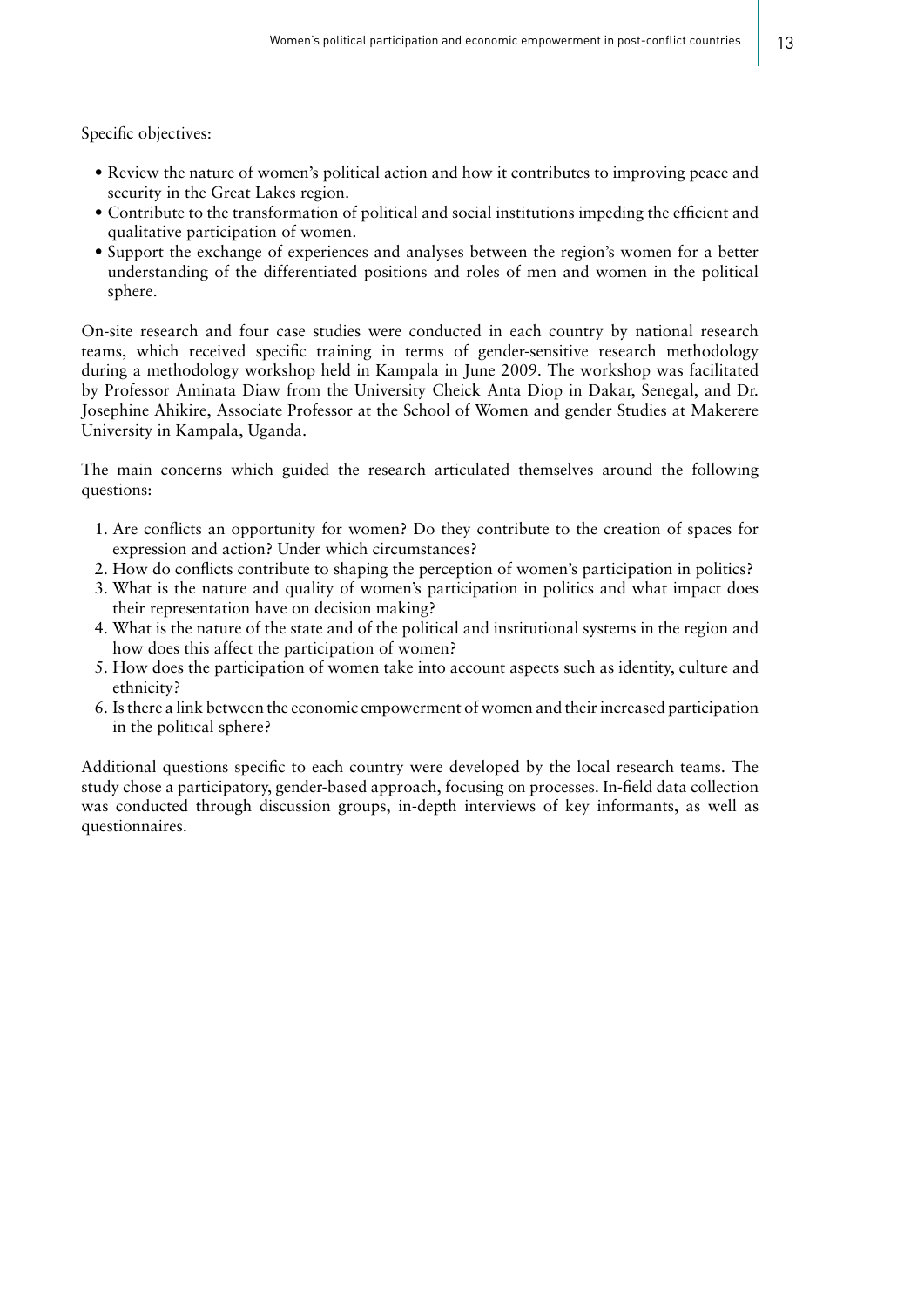Specific objectives:

- Review the nature of women's political action and how it contributes to improving peace and security in the Great Lakes region.
- Contribute to the transformation of political and social institutions impeding the efficient and qualitative participation of women.
- Support the exchange of experiences and analyses between the region's women for a better understanding of the differentiated positions and roles of men and women in the political sphere.

On-site research and four case studies were conducted in each country by national research teams, which received specific training in terms of gender-sensitive research methodology during a methodology workshop held in Kampala in June 2009. The workshop was facilitated by Professor Aminata Diaw from the University Cheick Anta Diop in Dakar, Senegal, and Dr. Josephine Ahikire, Associate Professor at the School of Women and gender Studies at Makerere University in Kampala, Uganda.

The main concerns which guided the research articulated themselves around the following questions:

1. Are conflicts an opportunity for women? Do they contribute to the creation of spaces for expression and action? Under which circumstances?
2. How do conflicts contribute to shaping the perception of women's participation in politics?
3. What is the nature and quality of women's participation in politics and what impact does their representation have on decision making?
4. What is the nature of the state and of the political and institutional systems in the region and how does this affect the participation of women?
5. How does the participation of women take into account aspects such as identity, culture and ethnicity?
6. Is there a link between the economic empowerment of women and their increased participation in the political sphere?

Additional questions specific to each country were developed by the local research teams. The study chose a participatory, gender-based approach, focusing on processes. In-field data collection was conducted through discussion groups, in-depth interviews of key informants, as well as questionnaires.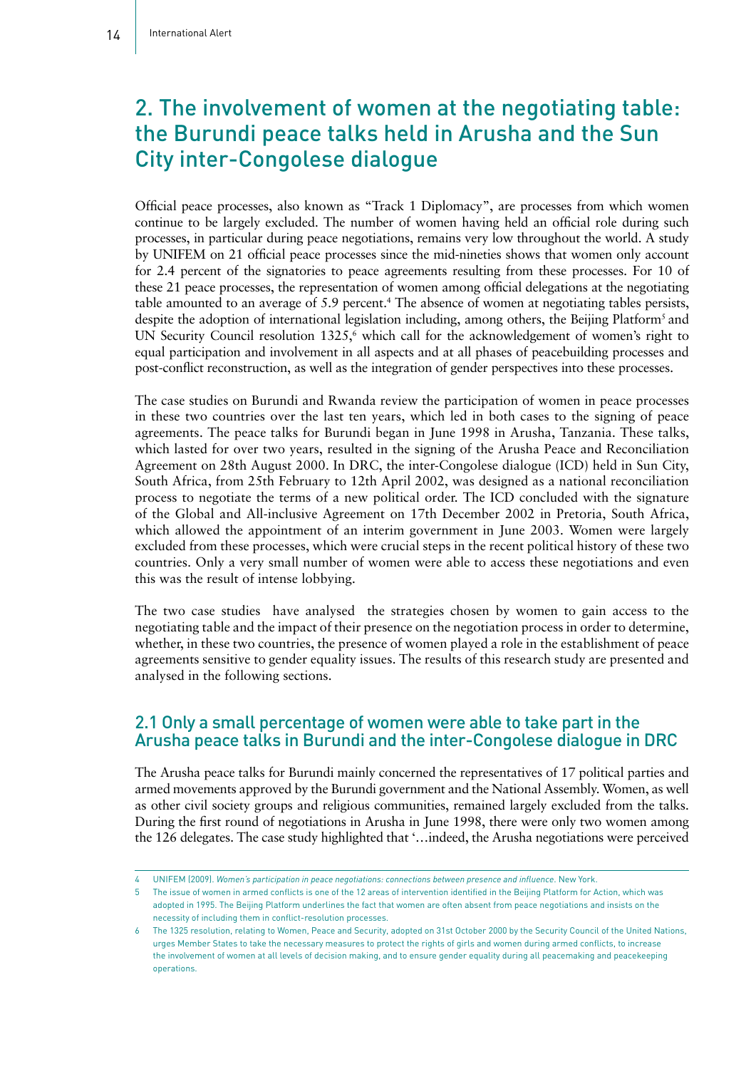## 2. The involvement of women at the negotiating table: the Burundi peace talks held in Arusha and the Sun City inter-Congolese dialogue

Official peace processes, also known as "Track 1 Diplomacy", are processes from which women continue to be largely excluded. The number of women having held an official role during such processes, in particular during peace negotiations, remains very low throughout the world. A study by UNIFEM on 21 official peace processes since the mid-nineties shows that women only account for 2.4 percent of the signatories to peace agreements resulting from these processes. For 10 of these 21 peace processes, the representation of women among official delegations at the negotiating table amounted to an average of 5.9 percent.[4] The absence of women at negotiating tables persists, despite the adoption of international legislation including, among others, the Beijing Platform[5] and UN Security Council resolution 1325,[6] which call for the acknowledgement of women's right to equal participation and involvement in all aspects and at all phases of peacebuilding processes and post-conflict reconstruction, as well as the integration of gender perspectives into these processes.

The case studies on Burundi and Rwanda review the participation of women in peace processes in these two countries over the last ten years, which led in both cases to the signing of peace agreements. The peace talks for Burundi began in June 1998 in Arusha, Tanzania. These talks, which lasted for over two years, resulted in the signing of the Arusha Peace and Reconciliation Agreement on 28th August 2000. In DRC, the inter-Congolese dialogue (ICD) held in Sun City, South Africa, from 25th February to 12th April 2002, was designed as a national reconciliation process to negotiate the terms of a new political order. The ICD concluded with the signature of the Global and All-inclusive Agreement on 17th December 2002 in Pretoria, South Africa, which allowed the appointment of an interim government in June 2003. Women were largely excluded from these processes, which were crucial steps in the recent political history of these two countries. Only a very small number of women were able to access these negotiations and even this was the result of intense lobbying.

The two case studies have analysed the strategies chosen by women to gain access to the negotiating table and the impact of their presence on the negotiation process in order to determine, whether, in these two countries, the presence of women played a role in the establishment of peace agreements sensitive to gender equality issues. The results of this research study are presented and analysed in the following sections.

### 2.1 Only a small percentage of women were able to take part in the Arusha peace talks in Burundi and the inter-Congolese dialogue in DRC

The Arusha peace talks for Burundi mainly concerned the representatives of 17 political parties and armed movements approved by the Burundi government and the National Assembly. Women, as well as other civil society groups and religious communities, remained largely excluded from the talks. During the first round of negotiations in Arusha in June 1998, there were only two women among the 126 delegates. The case study highlighted that '…indeed, the Arusha negotiations were perceived

---

4 UNIFEM (2009). *Women's participation in peace negotiations: connections between presence and influence*. New York.

5 The issue of women in armed conflicts is one of the 12 areas of intervention identified in the Beijing Platform for Action, which was adopted in 1995. The Beijing Platform underlines the fact that women are often absent from peace negotiations and insists on the necessity of including them in conflict-resolution processes.

6 The 1325 resolution, relating to Women, Peace and Security, adopted on 31st October 2000 by the Security Council of the United Nations, urges Member States to take the necessary measures to protect the rights of girls and women during armed conflicts, to increase the involvement of women at all levels of decision making, and to ensure gender equality during all peacemaking and peacekeeping operations.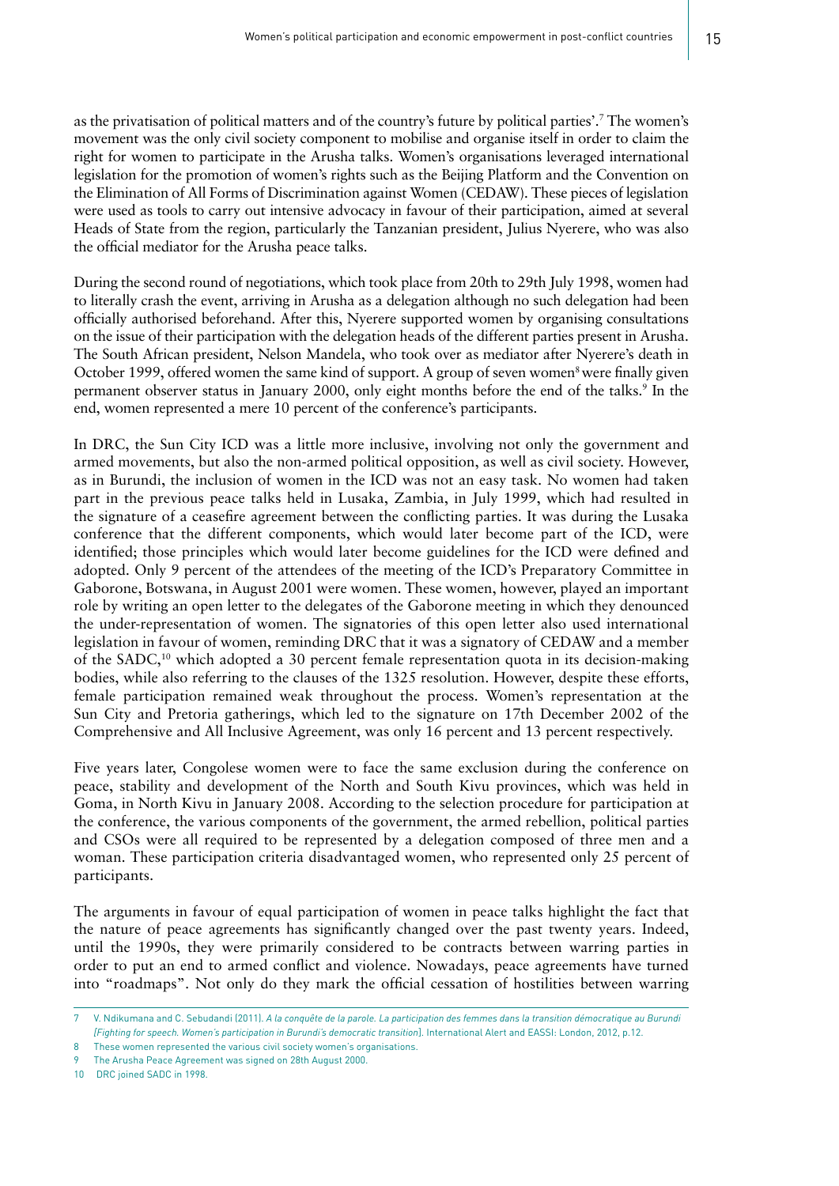as the privatisation of political matters and of the country's future by political parties'.[7] The women's movement was the only civil society component to mobilise and organise itself in order to claim the right for women to participate in the Arusha talks. Women's organisations leveraged international legislation for the promotion of women's rights such as the Beijing Platform and the Convention on the Elimination of All Forms of Discrimination against Women (CEDAW). These pieces of legislation were used as tools to carry out intensive advocacy in favour of their participation, aimed at several Heads of State from the region, particularly the Tanzanian president, Julius Nyerere, who was also the official mediator for the Arusha peace talks.

During the second round of negotiations, which took place from 20th to 29th July 1998, women had to literally crash the event, arriving in Arusha as a delegation although no such delegation had been officially authorised beforehand. After this, Nyerere supported women by organising consultations on the issue of their participation with the delegation heads of the different parties present in Arusha. The South African president, Nelson Mandela, who took over as mediator after Nyerere's death in October 1999, offered women the same kind of support. A group of seven women[8] were finally given permanent observer status in January 2000, only eight months before the end of the talks.[9] In the end, women represented a mere 10 percent of the conference's participants.

In DRC, the Sun City ICD was a little more inclusive, involving not only the government and armed movements, but also the non-armed political opposition, as well as civil society. However, as in Burundi, the inclusion of women in the ICD was not an easy task. No women had taken part in the previous peace talks held in Lusaka, Zambia, in July 1999, which had resulted in the signature of a ceasefire agreement between the conflicting parties. It was during the Lusaka conference that the different components, which would later become part of the ICD, were identified; those principles which would later become guidelines for the ICD were defined and adopted. Only 9 percent of the attendees of the meeting of the ICD's Preparatory Committee in Gaborone, Botswana, in August 2001 were women. These women, however, played an important role by writing an open letter to the delegates of the Gaborone meeting in which they denounced the under-representation of women. The signatories of this open letter also used international legislation in favour of women, reminding DRC that it was a signatory of CEDAW and a member of the SADC,[10] which adopted a 30 percent female representation quota in its decision-making bodies, while also referring to the clauses of the 1325 resolution. However, despite these efforts, female participation remained weak throughout the process. Women's representation at the Sun City and Pretoria gatherings, which led to the signature on 17th December 2002 of the Comprehensive and All Inclusive Agreement, was only 16 percent and 13 percent respectively.

Five years later, Congolese women were to face the same exclusion during the conference on peace, stability and development of the North and South Kivu provinces, which was held in Goma, in North Kivu in January 2008. According to the selection procedure for participation at the conference, the various components of the government, the armed rebellion, political parties and CSOs were all required to be represented by a delegation composed of three men and a woman. These participation criteria disadvantaged women, who represented only 25 percent of participants.

The arguments in favour of equal participation of women in peace talks highlight the fact that the nature of peace agreements has significantly changed over the past twenty years. Indeed, until the 1990s, they were primarily considered to be contracts between warring parties in order to put an end to armed conflict and violence. Nowadays, peace agreements have turned into "roadmaps". Not only do they mark the official cessation of hostilities between warring

---

7 V. Ndikumana and C. Sebudandi (2011). *A la conquête de la parole. La participation des femmes dans la transition démocratique au Burundi [Fighting for speech. Women's participation in Burundi's democratic transition]*. International Alert and EASSI: London, 2012, p.12.

8 These women represented the various civil society women's organisations.

9 The Arusha Peace Agreement was signed on 28th August 2000.

10 DRC joined SADC in 1998.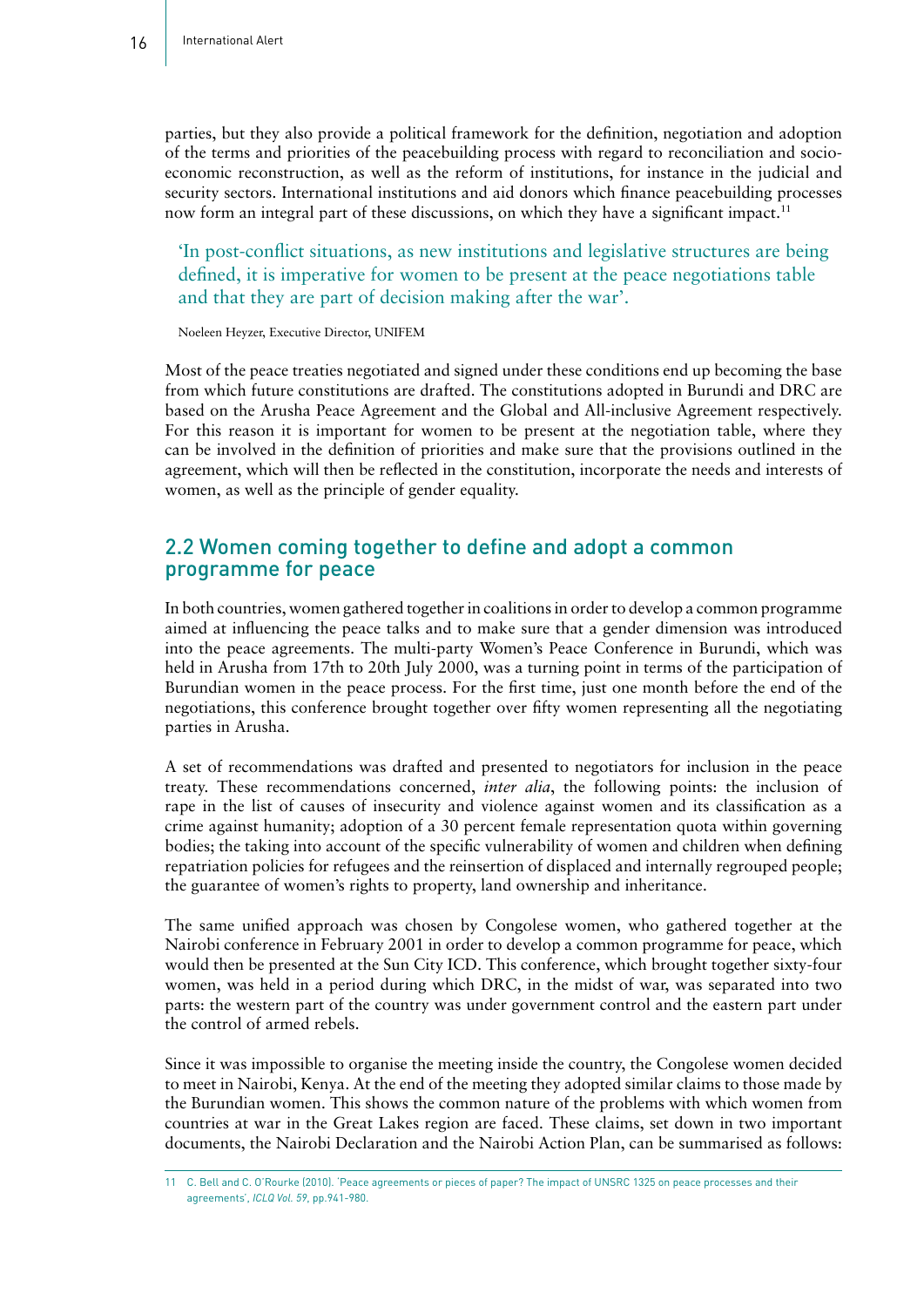parties, but they also provide a political framework for the definition, negotiation and adoption of the terms and priorities of the peacebuilding process with regard to reconciliation and socio-economic reconstruction, as well as the reform of institutions, for instance in the judicial and security sectors. International institutions and aid donors which finance peacebuilding processes now form an integral part of these discussions, on which they have a significant impact.[11]

> 'In post-conflict situations, as new institutions and legislative structures are being defined, it is imperative for women to be present at the peace negotiations table and that they are part of decision making after the war'.
>
> Noeleen Heyzer, Executive Director, UNIFEM

Most of the peace treaties negotiated and signed under these conditions end up becoming the base from which future constitutions are drafted. The constitutions adopted in Burundi and DRC are based on the Arusha Peace Agreement and the Global and All-inclusive Agreement respectively. For this reason it is important for women to be present at the negotiation table, where they can be involved in the definition of priorities and make sure that the provisions outlined in the agreement, which will then be reflected in the constitution, incorporate the needs and interests of women, as well as the principle of gender equality.

## 2.2 Women coming together to define and adopt a common programme for peace

In both countries, women gathered together in coalitions in order to develop a common programme aimed at influencing the peace talks and to make sure that a gender dimension was introduced into the peace agreements. The multi-party Women's Peace Conference in Burundi, which was held in Arusha from 17th to 20th July 2000, was a turning point in terms of the participation of Burundian women in the peace process. For the first time, just one month before the end of the negotiations, this conference brought together over fifty women representing all the negotiating parties in Arusha.

A set of recommendations was drafted and presented to negotiators for inclusion in the peace treaty. These recommendations concerned, *inter alia*, the following points: the inclusion of rape in the list of causes of insecurity and violence against women and its classification as a crime against humanity; adoption of a 30 percent female representation quota within governing bodies; the taking into account of the specific vulnerability of women and children when defining repatriation policies for refugees and the reinsertion of displaced and internally regrouped people; the guarantee of women's rights to property, land ownership and inheritance.

The same unified approach was chosen by Congolese women, who gathered together at the Nairobi conference in February 2001 in order to develop a common programme for peace, which would then be presented at the Sun City ICD. This conference, which brought together sixty-four women, was held in a period during which DRC, in the midst of war, was separated into two parts: the western part of the country was under government control and the eastern part under the control of armed rebels.

Since it was impossible to organise the meeting inside the country, the Congolese women decided to meet in Nairobi, Kenya. At the end of the meeting they adopted similar claims to those made by the Burundian women. This shows the common nature of the problems with which women from countries at war in the Great Lakes region are faced. These claims, set down in two important documents, the Nairobi Declaration and the Nairobi Action Plan, can be summarised as follows:

---

11 C. Bell and C. O'Rourke (2010). 'Peace agreements or pieces of paper? The impact of UNSRC 1325 on peace processes and their agreements', *ICLQ Vol. 59*, pp.941-980.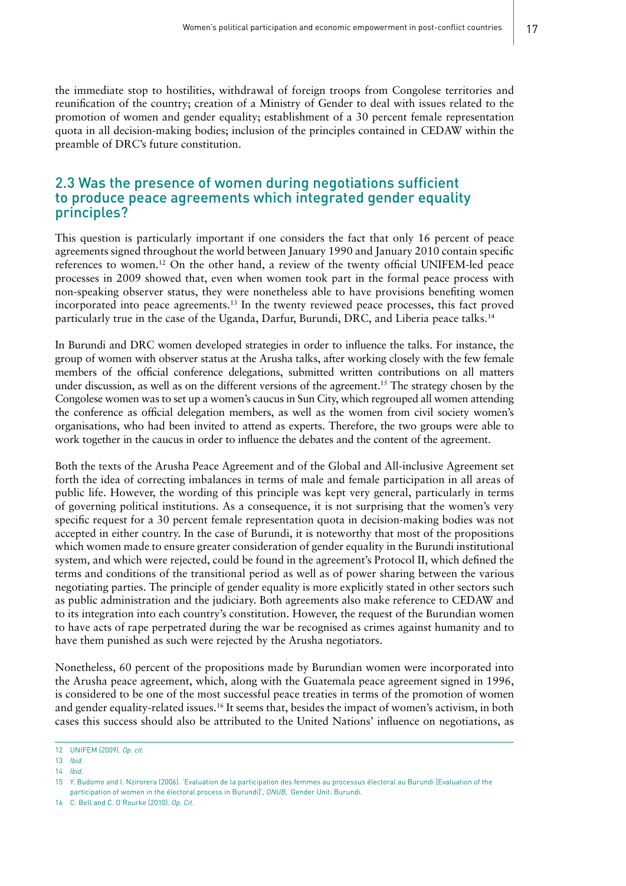the immediate stop to hostilities, withdrawal of foreign troops from Congolese territories and reunification of the country; creation of a Ministry of Gender to deal with issues related to the promotion of women and gender equality; establishment of a 30 percent female representation quota in all decision-making bodies; inclusion of the principles contained in CEDAW within the preamble of DRC's future constitution.

## 2.3 Was the presence of women during negotiations sufficient to produce peace agreements which integrated gender equality principles?

This question is particularly important if one considers the fact that only 16 percent of peace agreements signed throughout the world between January 1990 and January 2010 contain specific references to women.[12] On the other hand, a review of the twenty official UNIFEM-led peace processes in 2009 showed that, even when women took part in the formal peace process with non-speaking observer status, they were nonetheless able to have provisions benefiting women incorporated into peace agreements.[13] In the twenty reviewed peace processes, this fact proved particularly true in the case of the Uganda, Darfur, Burundi, DRC, and Liberia peace talks.[14]

In Burundi and DRC women developed strategies in order to influence the talks. For instance, the group of women with observer status at the Arusha talks, after working closely with the few female members of the official conference delegations, submitted written contributions on all matters under discussion, as well as on the different versions of the agreement.[15] The strategy chosen by the Congolese women was to set up a women's caucus in Sun City, which regrouped all women attending the conference as official delegation members, as well as the women from civil society women's organisations, who had been invited to attend as experts. Therefore, the two groups were able to work together in the caucus in order to influence the debates and the content of the agreement.

Both the texts of the Arusha Peace Agreement and of the Global and All-inclusive Agreement set forth the idea of correcting imbalances in terms of male and female participation in all areas of public life. However, the wording of this principle was kept very general, particularly in terms of governing political institutions. As a consequence, it is not surprising that the women's very specific request for a 30 percent female representation quota in decision-making bodies was not accepted in either country. In the case of Burundi, it is noteworthy that most of the propositions which women made to ensure greater consideration of gender equality in the Burundi institutional system, and which were rejected, could be found in the agreement's Protocol II, which defined the terms and conditions of the transitional period as well as of power sharing between the various negotiating parties. The principle of gender equality is more explicitly stated in other sectors such as public administration and the judiciary. Both agreements also make reference to CEDAW and to its integration into each country's constitution. However, the request of the Burundian women to have acts of rape perpetrated during the war be recognised as crimes against humanity and to have them punished as such were rejected by the Arusha negotiators.

Nonetheless, 60 percent of the propositions made by Burundian women were incorporated into the Arusha peace agreement, which, along with the Guatemala peace agreement signed in 1996, is considered to be one of the most successful peace treaties in terms of the promotion of women and gender equality-related issues.[16] It seems that, besides the impact of women's activism, in both cases this success should also be attributed to the United Nations' influence on negotiations, as

---

12 UNIFEM (2009). *Op. cit.*

13 *Ibid.*

14 *Ibid.*

15 Y. Budomo and I. Nzirorera (2006). 'Evaluation de la participation des femmes au processus électoral au Burundi [Evaluation of the participation of women in the electoral process in Burundi]', *ONUB,* Gender Unit: Burundi.

16 C. Bell and C. O'Rourke (2010). *Op. Cit.*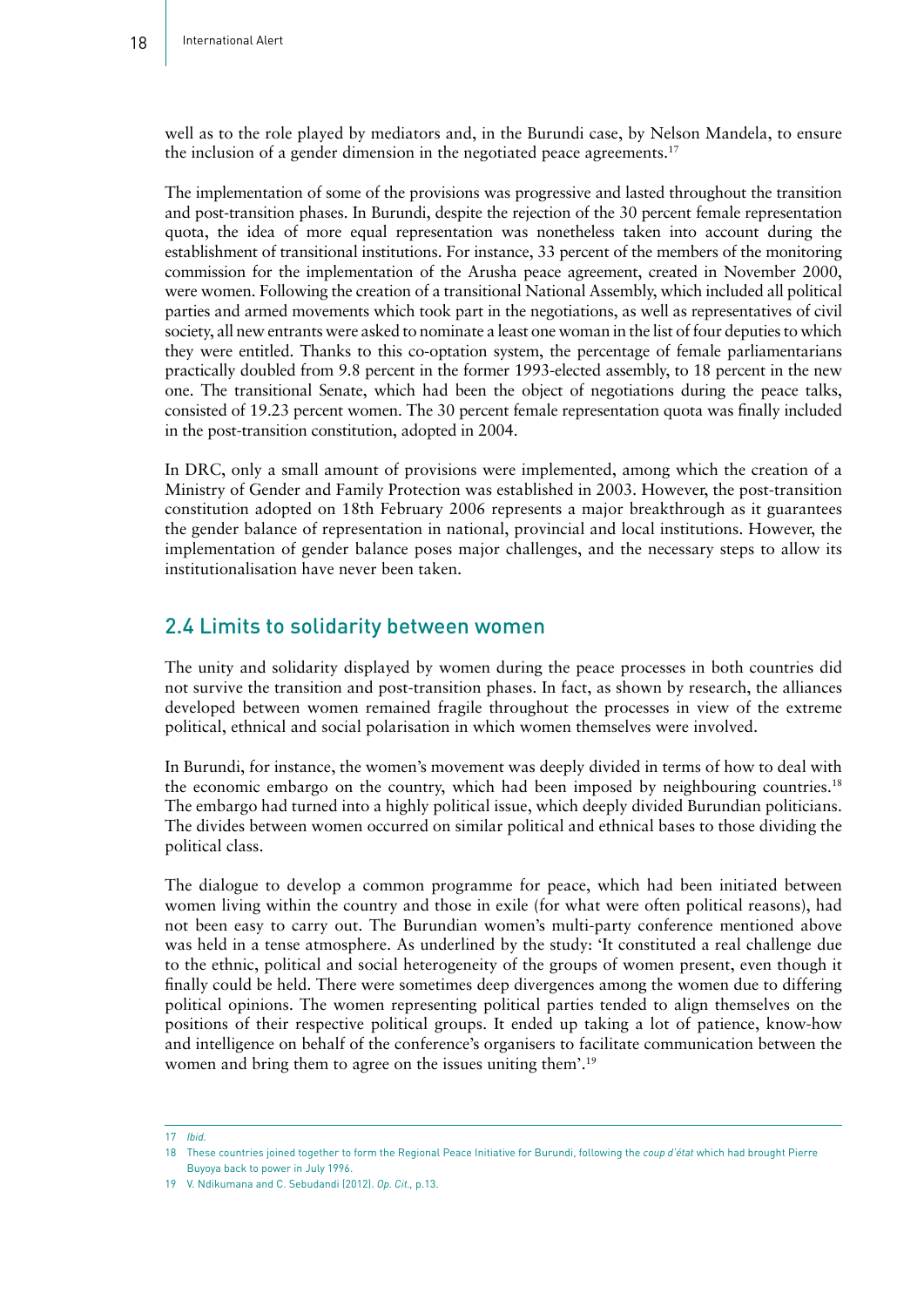well as to the role played by mediators and, in the Burundi case, by Nelson Mandela, to ensure the inclusion of a gender dimension in the negotiated peace agreements.[17]

The implementation of some of the provisions was progressive and lasted throughout the transition and post-transition phases. In Burundi, despite the rejection of the 30 percent female representation quota, the idea of more equal representation was nonetheless taken into account during the establishment of transitional institutions. For instance, 33 percent of the members of the monitoring commission for the implementation of the Arusha peace agreement, created in November 2000, were women. Following the creation of a transitional National Assembly, which included all political parties and armed movements which took part in the negotiations, as well as representatives of civil society, all new entrants were asked to nominate a least one woman in the list of four deputies to which they were entitled. Thanks to this co-optation system, the percentage of female parliamentarians practically doubled from 9.8 percent in the former 1993-elected assembly, to 18 percent in the new one. The transitional Senate, which had been the object of negotiations during the peace talks, consisted of 19.23 percent women. The 30 percent female representation quota was finally included in the post-transition constitution, adopted in 2004.

In DRC, only a small amount of provisions were implemented, among which the creation of a Ministry of Gender and Family Protection was established in 2003. However, the post-transition constitution adopted on 18th February 2006 represents a major breakthrough as it guarantees the gender balance of representation in national, provincial and local institutions. However, the implementation of gender balance poses major challenges, and the necessary steps to allow its institutionalisation have never been taken.

## 2.4 Limits to solidarity between women

The unity and solidarity displayed by women during the peace processes in both countries did not survive the transition and post-transition phases. In fact, as shown by research, the alliances developed between women remained fragile throughout the processes in view of the extreme political, ethnical and social polarisation in which women themselves were involved.

In Burundi, for instance, the women's movement was deeply divided in terms of how to deal with the economic embargo on the country, which had been imposed by neighbouring countries.[18] The embargo had turned into a highly political issue, which deeply divided Burundian politicians. The divides between women occurred on similar political and ethnical bases to those dividing the political class.

The dialogue to develop a common programme for peace, which had been initiated between women living within the country and those in exile (for what were often political reasons), had not been easy to carry out. The Burundian women's multi-party conference mentioned above was held in a tense atmosphere. As underlined by the study: 'It constituted a real challenge due to the ethnic, political and social heterogeneity of the groups of women present, even though it finally could be held. There were sometimes deep divergences among the women due to differing political opinions. The women representing political parties tended to align themselves on the positions of their respective political groups. It ended up taking a lot of patience, know-how and intelligence on behalf of the conference's organisers to facilitate communication between the women and bring them to agree on the issues uniting them'.[19]

---

17 *Ibid.*

18 These countries joined together to form the Regional Peace Initiative for Burundi, following the *coup d'état* which had brought Pierre Buyoya back to power in July 1996.

19 V. Ndikumana and C. Sebudandi (2012). *Op. Cit.*, p.13.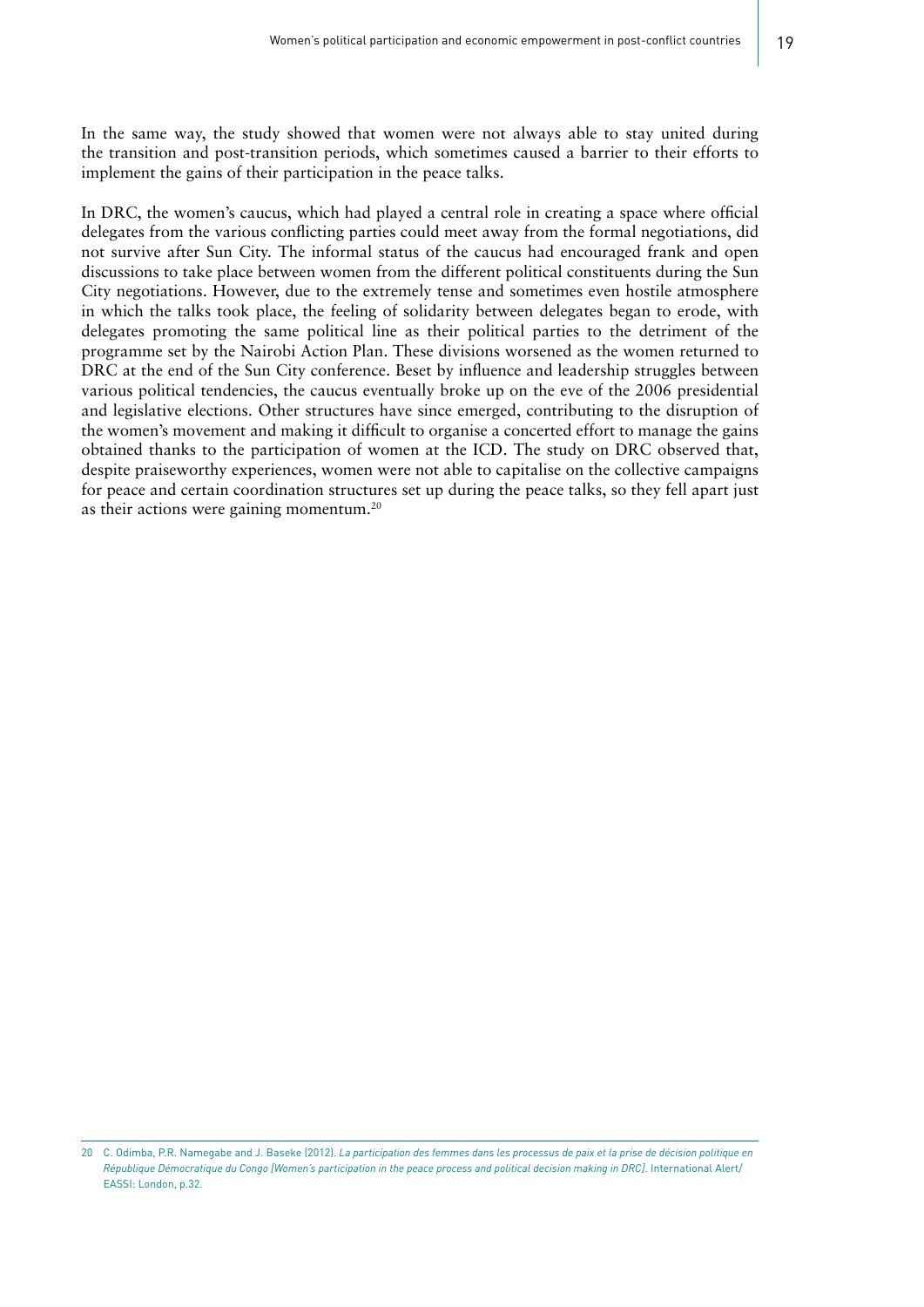In the same way, the study showed that women were not always able to stay united during the transition and post-transition periods, which sometimes caused a barrier to their efforts to implement the gains of their participation in the peace talks.

In DRC, the women's caucus, which had played a central role in creating a space where official delegates from the various conflicting parties could meet away from the formal negotiations, did not survive after Sun City. The informal status of the caucus had encouraged frank and open discussions to take place between women from the different political constituents during the Sun City negotiations. However, due to the extremely tense and sometimes even hostile atmosphere in which the talks took place, the feeling of solidarity between delegates began to erode, with delegates promoting the same political line as their political parties to the detriment of the programme set by the Nairobi Action Plan. These divisions worsened as the women returned to DRC at the end of the Sun City conference. Beset by influence and leadership struggles between various political tendencies, the caucus eventually broke up on the eve of the 2006 presidential and legislative elections. Other structures have since emerged, contributing to the disruption of the women's movement and making it difficult to organise a concerted effort to manage the gains obtained thanks to the participation of women at the ICD. The study on DRC observed that, despite praiseworthy experiences, women were not able to capitalise on the collective campaigns for peace and certain coordination structures set up during the peace talks, so they fell apart just as their actions were gaining momentum.[20]

---

20 C. Odimba, P.R. Namegabe and J. Baseke (2012). *La participation des femmes dans les processus de paix et la prise de décision politique en République Démocratique du Congo [Women's participation in the peace process and political decision making in DRC]*. International Alert/EASSI: London, p.32.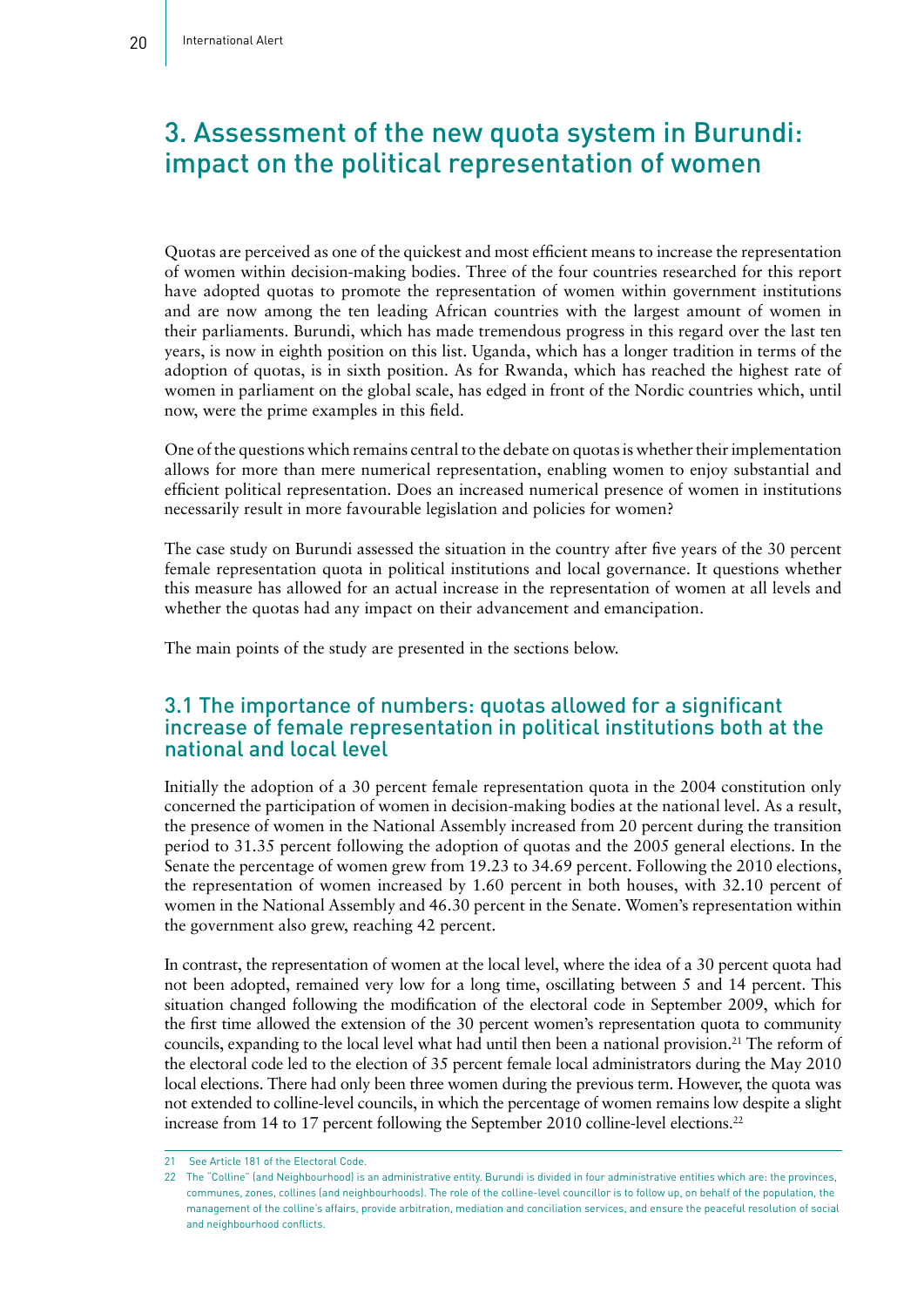# 3. Assessment of the new quota system in Burundi: impact on the political representation of women

Quotas are perceived as one of the quickest and most efficient means to increase the representation of women within decision-making bodies. Three of the four countries researched for this report have adopted quotas to promote the representation of women within government institutions and are now among the ten leading African countries with the largest amount of women in their parliaments. Burundi, which has made tremendous progress in this regard over the last ten years, is now in eighth position on this list. Uganda, which has a longer tradition in terms of the adoption of quotas, is in sixth position. As for Rwanda, which has reached the highest rate of women in parliament on the global scale, has edged in front of the Nordic countries which, until now, were the prime examples in this field.

One of the questions which remains central to the debate on quotas is whether their implementation allows for more than mere numerical representation, enabling women to enjoy substantial and efficient political representation. Does an increased numerical presence of women in institutions necessarily result in more favourable legislation and policies for women?

The case study on Burundi assessed the situation in the country after five years of the 30 percent female representation quota in political institutions and local governance. It questions whether this measure has allowed for an actual increase in the representation of women at all levels and whether the quotas had any impact on their advancement and emancipation.

The main points of the study are presented in the sections below.

## 3.1 The importance of numbers: quotas allowed for a significant increase of female representation in political institutions both at the national and local level

Initially the adoption of a 30 percent female representation quota in the 2004 constitution only concerned the participation of women in decision-making bodies at the national level. As a result, the presence of women in the National Assembly increased from 20 percent during the transition period to 31.35 percent following the adoption of quotas and the 2005 general elections. In the Senate the percentage of women grew from 19.23 to 34.69 percent. Following the 2010 elections, the representation of women increased by 1.60 percent in both houses, with 32.10 percent of women in the National Assembly and 46.30 percent in the Senate. Women's representation within the government also grew, reaching 42 percent.

In contrast, the representation of women at the local level, where the idea of a 30 percent quota had not been adopted, remained very low for a long time, oscillating between 5 and 14 percent. This situation changed following the modification of the electoral code in September 2009, which for the first time allowed the extension of the 30 percent women's representation quota to community councils, expanding to the local level what had until then been a national provision.[21] The reform of the electoral code led to the election of 35 percent female local administrators during the May 2010 local elections. There had only been three women during the previous term. However, the quota was not extended to colline-level councils, in which the percentage of women remains low despite a slight increase from 14 to 17 percent following the September 2010 colline-level elections.[22]

---

[21] See Article 181 of the Electoral Code.

[22] The "Colline" (and Neighbourhood) is an administrative entity. Burundi is divided in four administrative entities which are: the provinces, communes, zones, collines (and neighbourhoods). The role of the colline-level councillor is to follow up, on behalf of the population, the management of the colline's affairs, provide arbitration, mediation and conciliation services, and ensure the peaceful resolution of social and neighbourhood conflicts.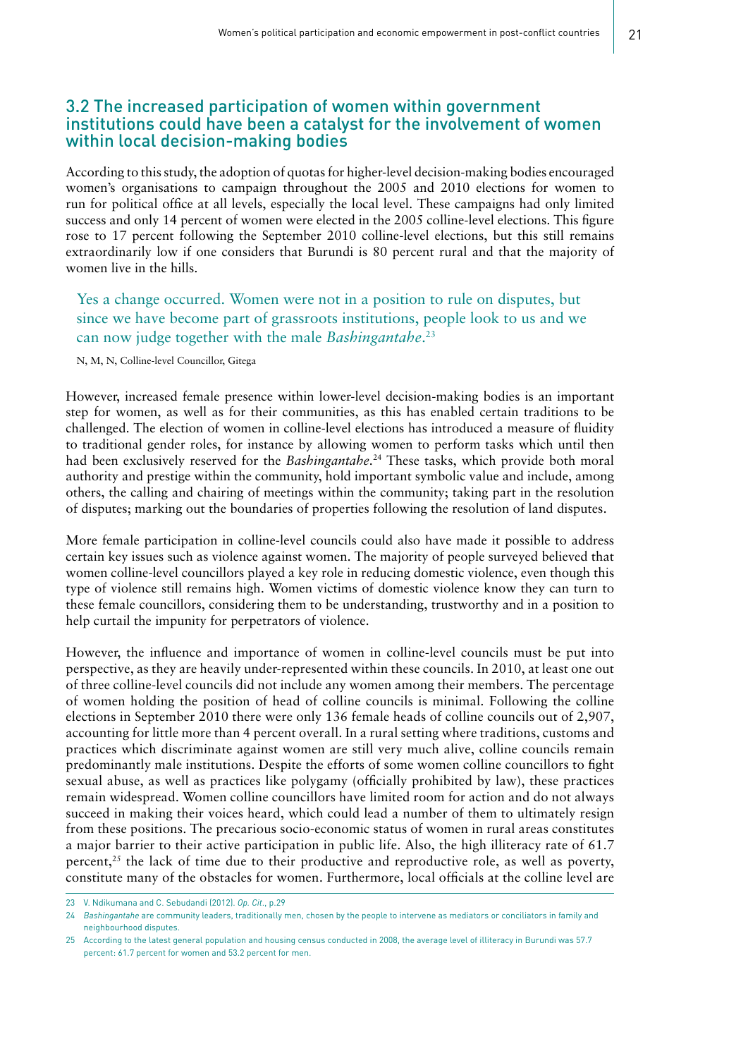## 3.2 The increased participation of women within government institutions could have been a catalyst for the involvement of women within local decision-making bodies

According to this study, the adoption of quotas for higher-level decision-making bodies encouraged women's organisations to campaign throughout the 2005 and 2010 elections for women to run for political office at all levels, especially the local level. These campaigns had only limited success and only 14 percent of women were elected in the 2005 colline-level elections. This figure rose to 17 percent following the September 2010 colline-level elections, but this still remains extraordinarily low if one considers that Burundi is 80 percent rural and that the majority of women live in the hills.

> Yes a change occurred. Women were not in a position to rule on disputes, but since we have become part of grassroots institutions, people look to us and we can now judge together with the male *Bashingantahe*.[23]

N, M, N, Colline-level Councillor, Gitega

However, increased female presence within lower-level decision-making bodies is an important step for women, as well as for their communities, as this has enabled certain traditions to be challenged. The election of women in colline-level elections has introduced a measure of fluidity to traditional gender roles, for instance by allowing women to perform tasks which until then had been exclusively reserved for the *Bashingantahe*.[24] These tasks, which provide both moral authority and prestige within the community, hold important symbolic value and include, among others, the calling and chairing of meetings within the community; taking part in the resolution of disputes; marking out the boundaries of properties following the resolution of land disputes.

More female participation in colline-level councils could also have made it possible to address certain key issues such as violence against women. The majority of people surveyed believed that women colline-level councillors played a key role in reducing domestic violence, even though this type of violence still remains high. Women victims of domestic violence know they can turn to these female councillors, considering them to be understanding, trustworthy and in a position to help curtail the impunity for perpetrators of violence.

However, the influence and importance of women in colline-level councils must be put into perspective, as they are heavily under-represented within these councils. In 2010, at least one out of three colline-level councils did not include any women among their members. The percentage of women holding the position of head of colline councils is minimal. Following the colline elections in September 2010 there were only 136 female heads of colline councils out of 2,907, accounting for little more than 4 percent overall. In a rural setting where traditions, customs and practices which discriminate against women are still very much alive, colline councils remain predominantly male institutions. Despite the efforts of some women colline councillors to fight sexual abuse, as well as practices like polygamy (officially prohibited by law), these practices remain widespread. Women colline councillors have limited room for action and do not always succeed in making their voices heard, which could lead a number of them to ultimately resign from these positions. The precarious socio-economic status of women in rural areas constitutes a major barrier to their active participation in public life. Also, the high illiteracy rate of 61.7 percent,[25] the lack of time due to their productive and reproductive role, as well as poverty, constitute many of the obstacles for women. Furthermore, local officials at the colline level are

---

23 V. Ndikumana and C. Sebudandi (2012). *Op. Cit.*, p.29

24 *Bashingantahe* are community leaders, traditionally men, chosen by the people to intervene as mediators or conciliators in family and neighbourhood disputes.

25 According to the latest general population and housing census conducted in 2008, the average level of illiteracy in Burundi was 57.7 percent: 61.7 percent for women and 53.2 percent for men.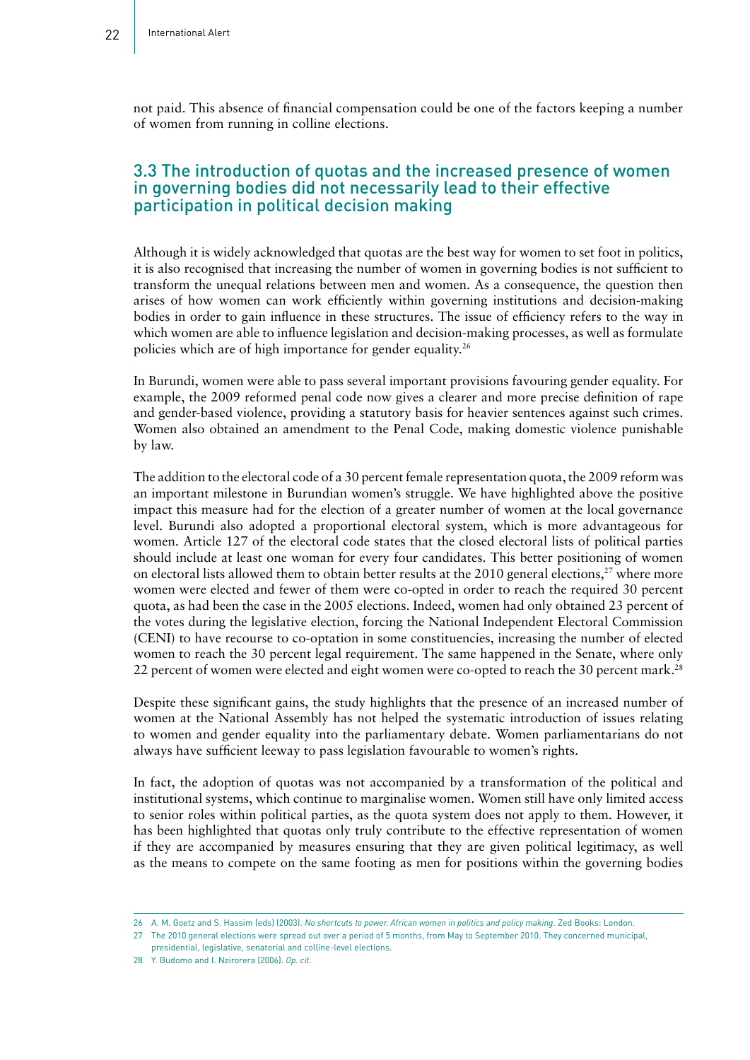not paid. This absence of financial compensation could be one of the factors keeping a number of women from running in colline elections.

## 3.3 The introduction of quotas and the increased presence of women in governing bodies did not necessarily lead to their effective participation in political decision making

Although it is widely acknowledged that quotas are the best way for women to set foot in politics, it is also recognised that increasing the number of women in governing bodies is not sufficient to transform the unequal relations between men and women. As a consequence, the question then arises of how women can work efficiently within governing institutions and decision-making bodies in order to gain influence in these structures. The issue of efficiency refers to the way in which women are able to influence legislation and decision-making processes, as well as formulate policies which are of high importance for gender equality.[26]

In Burundi, women were able to pass several important provisions favouring gender equality. For example, the 2009 reformed penal code now gives a clearer and more precise definition of rape and gender-based violence, providing a statutory basis for heavier sentences against such crimes. Women also obtained an amendment to the Penal Code, making domestic violence punishable by law.

The addition to the electoral code of a 30 percent female representation quota, the 2009 reform was an important milestone in Burundian women's struggle. We have highlighted above the positive impact this measure had for the election of a greater number of women at the local governance level. Burundi also adopted a proportional electoral system, which is more advantageous for women. Article 127 of the electoral code states that the closed electoral lists of political parties should include at least one woman for every four candidates. This better positioning of women on electoral lists allowed them to obtain better results at the 2010 general elections,[27] where more women were elected and fewer of them were co-opted in order to reach the required 30 percent quota, as had been the case in the 2005 elections. Indeed, women had only obtained 23 percent of the votes during the legislative election, forcing the National Independent Electoral Commission (CENI) to have recourse to co-optation in some constituencies, increasing the number of elected women to reach the 30 percent legal requirement. The same happened in the Senate, where only 22 percent of women were elected and eight women were co-opted to reach the 30 percent mark.[28]

Despite these significant gains, the study highlights that the presence of an increased number of women at the National Assembly has not helped the systematic introduction of issues relating to women and gender equality into the parliamentary debate. Women parliamentarians do not always have sufficient leeway to pass legislation favourable to women's rights.

In fact, the adoption of quotas was not accompanied by a transformation of the political and institutional systems, which continue to marginalise women. Women still have only limited access to senior roles within political parties, as the quota system does not apply to them. However, it has been highlighted that quotas only truly contribute to the effective representation of women if they are accompanied by measures ensuring that they are given political legitimacy, as well as the means to compete on the same footing as men for positions within the governing bodies

---

26 A. M. Goetz and S. Hassim (eds) (2003). *No shortcuts to power: African women in politics and policy making*. Zed Books: London.

27 The 2010 general elections were spread out over a period of 5 months, from May to September 2010. They concerned municipal, presidential, legislative, senatorial and colline-level elections.

28 Y. Budomo and I. Nzirorera (2006). *Op. cit*.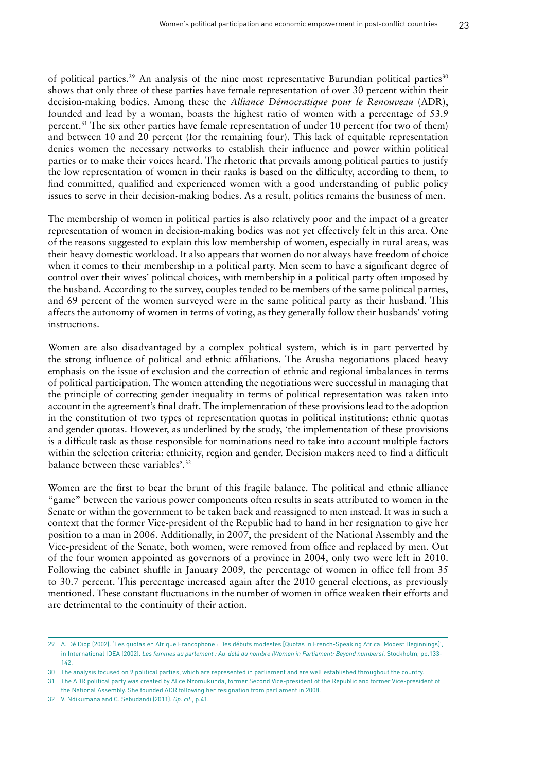of political parties.[29] An analysis of the nine most representative Burundian political parties[30] shows that only three of these parties have female representation of over 30 percent within their decision-making bodies. Among these the *Alliance Démocratique pour le Renouveau* (ADR), founded and lead by a woman, boasts the highest ratio of women with a percentage of 53.9 percent.[31] The six other parties have female representation of under 10 percent (for two of them) and between 10 and 20 percent (for the remaining four). This lack of equitable representation denies women the necessary networks to establish their influence and power within political parties or to make their voices heard. The rhetoric that prevails among political parties to justify the low representation of women in their ranks is based on the difficulty, according to them, to find committed, qualified and experienced women with a good understanding of public policy issues to serve in their decision-making bodies. As a result, politics remains the business of men.

The membership of women in political parties is also relatively poor and the impact of a greater representation of women in decision-making bodies was not yet effectively felt in this area. One of the reasons suggested to explain this low membership of women, especially in rural areas, was their heavy domestic workload. It also appears that women do not always have freedom of choice when it comes to their membership in a political party. Men seem to have a significant degree of control over their wives' political choices, with membership in a political party often imposed by the husband. According to the survey, couples tended to be members of the same political parties, and 69 percent of the women surveyed were in the same political party as their husband. This affects the autonomy of women in terms of voting, as they generally follow their husbands' voting instructions.

Women are also disadvantaged by a complex political system, which is in part perverted by the strong influence of political and ethnic affiliations. The Arusha negotiations placed heavy emphasis on the issue of exclusion and the correction of ethnic and regional imbalances in terms of political participation. The women attending the negotiations were successful in managing that the principle of correcting gender inequality in terms of political representation was taken into account in the agreement's final draft. The implementation of these provisions lead to the adoption in the constitution of two types of representation quotas in political institutions: ethnic quotas and gender quotas. However, as underlined by the study, 'the implementation of these provisions is a difficult task as those responsible for nominations need to take into account multiple factors within the selection criteria: ethnicity, region and gender. Decision makers need to find a difficult balance between these variables'.[32]

Women are the first to bear the brunt of this fragile balance. The political and ethnic alliance "game" between the various power components often results in seats attributed to women in the Senate or within the government to be taken back and reassigned to men instead. It was in such a context that the former Vice-president of the Republic had to hand in her resignation to give her position to a man in 2006. Additionally, in 2007, the president of the National Assembly and the Vice-president of the Senate, both women, were removed from office and replaced by men. Out of the four women appointed as governors of a province in 2004, only two were left in 2010. Following the cabinet shuffle in January 2009, the percentage of women in office fell from 35 to 30.7 percent. This percentage increased again after the 2010 general elections, as previously mentioned. These constant fluctuations in the number of women in office weaken their efforts and are detrimental to the continuity of their action.

---

29 A. Dé Diop (2002). 'Les quotas en Afrique Francophone : Des débuts modestes [Quotas in French-Speaking Africa: Modest Beginnings]', in International IDEA (2002). *Les femmes au parlement : Au-delà du nombre [Women in Parliament: Beyond numbers]*. Stockholm, pp.133-142.

30 The analysis focused on 9 political parties, which are represented in parliament and are well established throughout the country.

31 The ADR political party was created by Alice Nzomukunda, former Second Vice-president of the Republic and former Vice-president of the National Assembly. She founded ADR following her resignation from parliament in 2008.

32 V. Ndikumana and C. Sebudandi (2011). *Op. cit.*, p.41.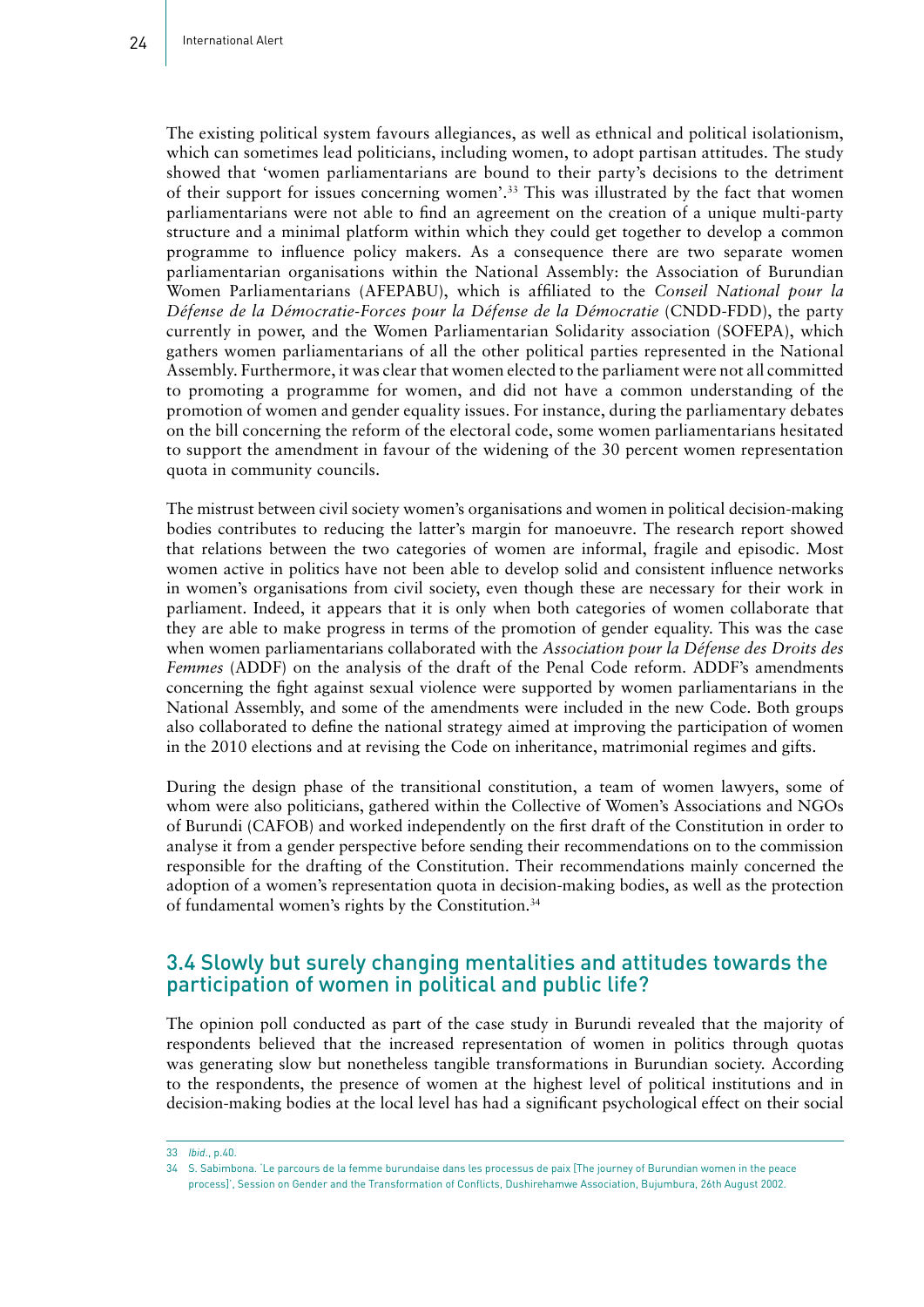The existing political system favours allegiances, as well as ethnical and political isolationism, which can sometimes lead politicians, including women, to adopt partisan attitudes. The study showed that 'women parliamentarians are bound to their party's decisions to the detriment of their support for issues concerning women'.[33] This was illustrated by the fact that women parliamentarians were not able to find an agreement on the creation of a unique multi-party structure and a minimal platform within which they could get together to develop a common programme to influence policy makers. As a consequence there are two separate women parliamentarian organisations within the National Assembly: the Association of Burundian Women Parliamentarians (AFEPABU), which is affiliated to the *Conseil National pour la Défense de la Démocratie-Forces pour la Défense de la Démocratie* (CNDD-FDD), the party currently in power, and the Women Parliamentarian Solidarity association (SOFEPA), which gathers women parliamentarians of all the other political parties represented in the National Assembly. Furthermore, it was clear that women elected to the parliament were not all committed to promoting a programme for women, and did not have a common understanding of the promotion of women and gender equality issues. For instance, during the parliamentary debates on the bill concerning the reform of the electoral code, some women parliamentarians hesitated to support the amendment in favour of the widening of the 30 percent women representation quota in community councils.

The mistrust between civil society women's organisations and women in political decision-making bodies contributes to reducing the latter's margin for manoeuvre. The research report showed that relations between the two categories of women are informal, fragile and episodic. Most women active in politics have not been able to develop solid and consistent influence networks in women's organisations from civil society, even though these are necessary for their work in parliament. Indeed, it appears that it is only when both categories of women collaborate that they are able to make progress in terms of the promotion of gender equality. This was the case when women parliamentarians collaborated with the *Association pour la Défense des Droits des Femmes* (ADDF) on the analysis of the draft of the Penal Code reform. ADDF's amendments concerning the fight against sexual violence were supported by women parliamentarians in the National Assembly, and some of the amendments were included in the new Code. Both groups also collaborated to define the national strategy aimed at improving the participation of women in the 2010 elections and at revising the Code on inheritance, matrimonial regimes and gifts.

During the design phase of the transitional constitution, a team of women lawyers, some of whom were also politicians, gathered within the Collective of Women's Associations and NGOs of Burundi (CAFOB) and worked independently on the first draft of the Constitution in order to analyse it from a gender perspective before sending their recommendations on to the commission responsible for the drafting of the Constitution. Their recommendations mainly concerned the adoption of a women's representation quota in decision-making bodies, as well as the protection of fundamental women's rights by the Constitution.[34]

## 3.4 Slowly but surely changing mentalities and attitudes towards the participation of women in political and public life?

The opinion poll conducted as part of the case study in Burundi revealed that the majority of respondents believed that the increased representation of women in politics through quotas was generating slow but nonetheless tangible transformations in Burundian society. According to the respondents, the presence of women at the highest level of political institutions and in decision-making bodies at the local level has had a significant psychological effect on their social

---

33 *Ibid.*, p.40.

34 S. Sabimbona. 'Le parcours de la femme burundaise dans les processus de paix [The journey of Burundian women in the peace process]', Session on Gender and the Transformation of Conflicts, Dushirehamwe Association, Bujumbura, 26th August 2002.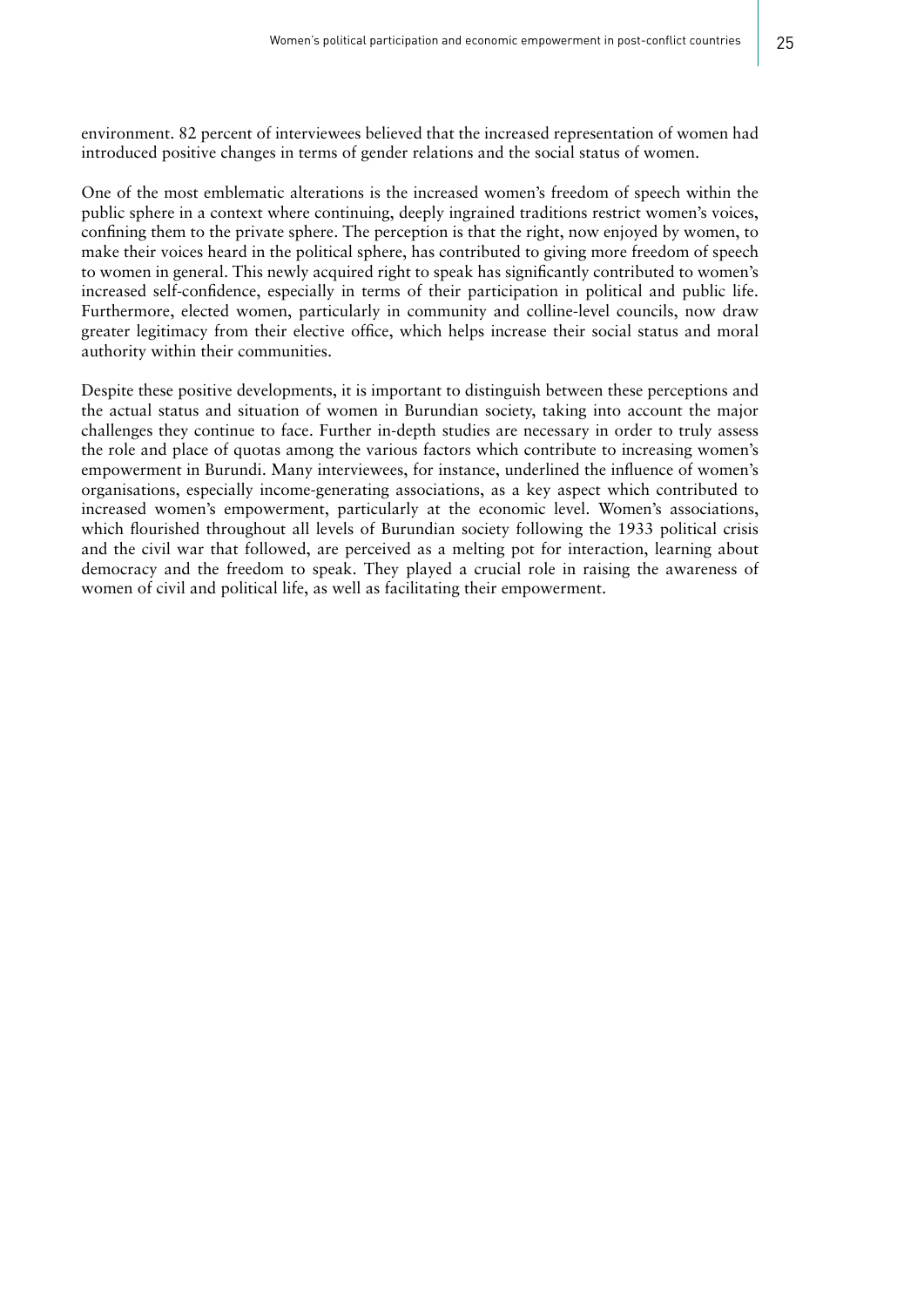environment. 82 percent of interviewees believed that the increased representation of women had introduced positive changes in terms of gender relations and the social status of women.

One of the most emblematic alterations is the increased women's freedom of speech within the public sphere in a context where continuing, deeply ingrained traditions restrict women's voices, confining them to the private sphere. The perception is that the right, now enjoyed by women, to make their voices heard in the political sphere, has contributed to giving more freedom of speech to women in general. This newly acquired right to speak has significantly contributed to women's increased self-confidence, especially in terms of their participation in political and public life. Furthermore, elected women, particularly in community and colline-level councils, now draw greater legitimacy from their elective office, which helps increase their social status and moral authority within their communities.

Despite these positive developments, it is important to distinguish between these perceptions and the actual status and situation of women in Burundian society, taking into account the major challenges they continue to face. Further in-depth studies are necessary in order to truly assess the role and place of quotas among the various factors which contribute to increasing women's empowerment in Burundi. Many interviewees, for instance, underlined the influence of women's organisations, especially income-generating associations, as a key aspect which contributed to increased women's empowerment, particularly at the economic level. Women's associations, which flourished throughout all levels of Burundian society following the 1933 political crisis and the civil war that followed, are perceived as a melting pot for interaction, learning about democracy and the freedom to speak. They played a crucial role in raising the awareness of women of civil and political life, as well as facilitating their empowerment.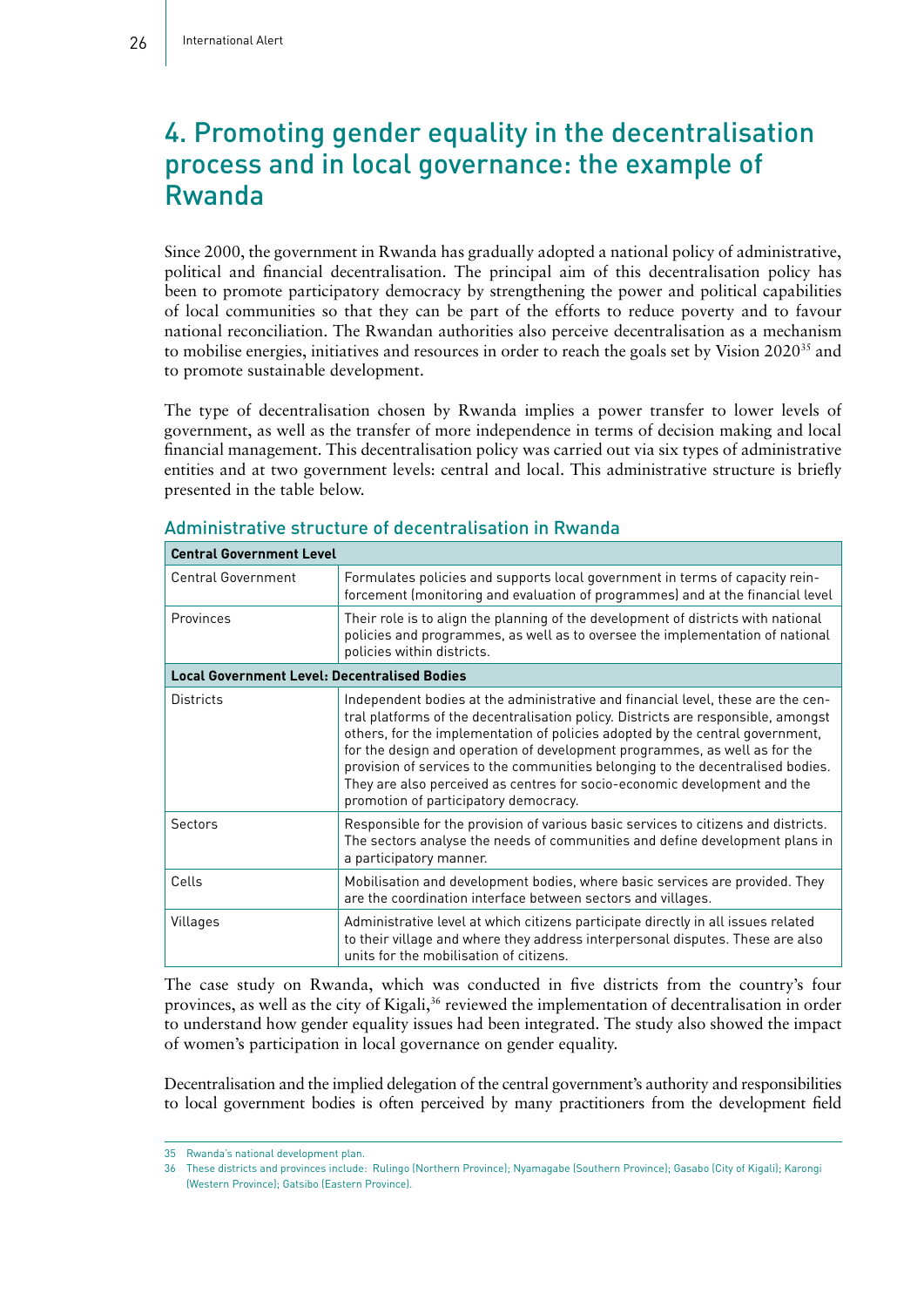# 4. Promoting gender equality in the decentralisation process and in local governance: the example of Rwanda

Since 2000, the government in Rwanda has gradually adopted a national policy of administrative, political and financial decentralisation. The principal aim of this decentralisation policy has been to promote participatory democracy by strengthening the power and political capabilities of local communities so that they can be part of the efforts to reduce poverty and to favour national reconciliation. The Rwandan authorities also perceive decentralisation as a mechanism to mobilise energies, initiatives and resources in order to reach the goals set by Vision 2020[35] and to promote sustainable development.

The type of decentralisation chosen by Rwanda implies a power transfer to lower levels of government, as well as the transfer of more independence in terms of decision making and local financial management. This decentralisation policy was carried out via six types of administrative entities and at two government levels: central and local. This administrative structure is briefly presented in the table below.

## Administrative structure of decentralisation in Rwanda

| **Central Government Level** | |
|---|---|
| Central Government | Formulates policies and supports local government in terms of capacity reinforcement (monitoring and evaluation of programmes) and at the financial level |
| Provinces | Their role is to align the planning of the development of districts with national policies and programmes, as well as to oversee the implementation of national policies within districts. |
| **Local Government Level: Decentralised Bodies** | |
| Districts | Independent bodies at the administrative and financial level, these are the central platforms of the decentralisation policy. Districts are responsible, amongst others, for the implementation of policies adopted by the central government, for the design and operation of development programmes, as well as for the provision of services to the communities belonging to the decentralised bodies. They are also perceived as centres for socio-economic development and the promotion of participatory democracy. |
| Sectors | Responsible for the provision of various basic services to citizens and districts. The sectors analyse the needs of communities and define development plans in a participatory manner. |
| Cells | Mobilisation and development bodies, where basic services are provided. They are the coordination interface between sectors and villages. |
| Villages | Administrative level at which citizens participate directly in all issues related to their village and where they address interpersonal disputes. These are also units for the mobilisation of citizens. |

The case study on Rwanda, which was conducted in five districts from the country's four provinces, as well as the city of Kigali,[36] reviewed the implementation of decentralisation in order to understand how gender equality issues had been integrated. The study also showed the impact of women's participation in local governance on gender equality.

Decentralisation and the implied delegation of the central government's authority and responsibilities to local government bodies is often perceived by many practitioners from the development field

35 Rwanda's national development plan.

36 These districts and provinces include: Rulingo (Northern Province); Nyamagabe (Southern Province); Gasabo (City of Kigali); Karongi (Western Province); Gatsibo (Eastern Province).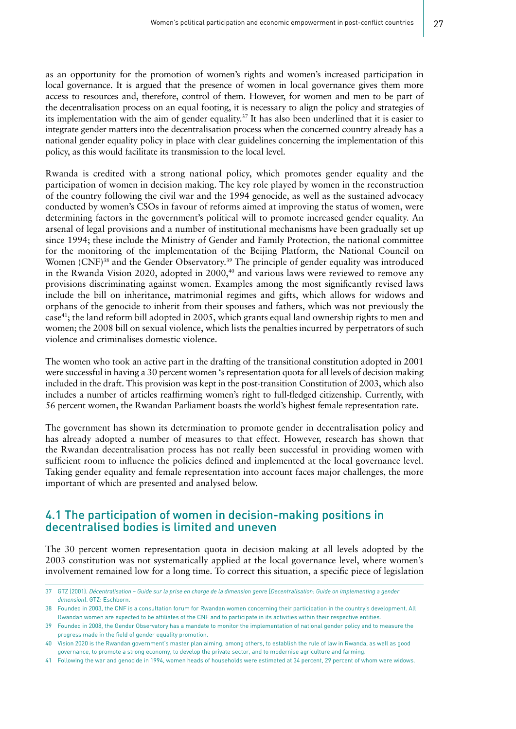as an opportunity for the promotion of women's rights and women's increased participation in local governance. It is argued that the presence of women in local governance gives them more access to resources and, therefore, control of them. However, for women and men to be part of the decentralisation process on an equal footing, it is necessary to align the policy and strategies of its implementation with the aim of gender equality.[37] It has also been underlined that it is easier to integrate gender matters into the decentralisation process when the concerned country already has a national gender equality policy in place with clear guidelines concerning the implementation of this policy, as this would facilitate its transmission to the local level.

Rwanda is credited with a strong national policy, which promotes gender equality and the participation of women in decision making. The key role played by women in the reconstruction of the country following the civil war and the 1994 genocide, as well as the sustained advocacy conducted by women's CSOs in favour of reforms aimed at improving the status of women, were determining factors in the government's political will to promote increased gender equality. An arsenal of legal provisions and a number of institutional mechanisms have been gradually set up since 1994; these include the Ministry of Gender and Family Protection, the national committee for the monitoring of the implementation of the Beijing Platform, the National Council on Women (CNF)[38] and the Gender Observatory.[39] The principle of gender equality was introduced in the Rwanda Vision 2020, adopted in 2000,[40] and various laws were reviewed to remove any provisions discriminating against women. Examples among the most significantly revised laws include the bill on inheritance, matrimonial regimes and gifts, which allows for widows and orphans of the genocide to inherit from their spouses and fathers, which was not previously the case[41]; the land reform bill adopted in 2005, which grants equal land ownership rights to men and women; the 2008 bill on sexual violence, which lists the penalties incurred by perpetrators of such violence and criminalises domestic violence.

The women who took an active part in the drafting of the transitional constitution adopted in 2001 were successful in having a 30 percent women 's representation quota for all levels of decision making included in the draft. This provision was kept in the post-transition Constitution of 2003, which also includes a number of articles reaffirming women's right to full-fledged citizenship. Currently, with 56 percent women, the Rwandan Parliament boasts the world's highest female representation rate.

The government has shown its determination to promote gender in decentralisation policy and has already adopted a number of measures to that effect. However, research has shown that the Rwandan decentralisation process has not really been successful in providing women with sufficient room to influence the policies defined and implemented at the local governance level. Taking gender equality and female representation into account faces major challenges, the more important of which are presented and analysed below.

## 4.1 The participation of women in decision-making positions in decentralised bodies is limited and uneven

The 30 percent women representation quota in decision making at all levels adopted by the 2003 constitution was not systematically applied at the local governance level, where women's involvement remained low for a long time. To correct this situation, a specific piece of legislation

---

37 GTZ (2001). *Décentralisation – Guide sur la prise en charge de la dimension genre* [*Decentralisation: Guide on implementing a gender dimension*]. GTZ: Eschborn.

38 Founded in 2003, the CNF is a consultation forum for Rwandan women concerning their participation in the country's development. All Rwandan women are expected to be affiliates of the CNF and to participate in its activities within their respective entities.

39 Founded in 2008, the Gender Observatory has a mandate to monitor the implementation of national gender policy and to measure the progress made in the field of gender equality promotion.

40 Vision 2020 is the Rwandan government's master plan aiming, among others, to establish the rule of law in Rwanda, as well as good governance, to promote a strong economy, to develop the private sector, and to modernise agriculture and farming.

41 Following the war and genocide in 1994, women heads of households were estimated at 34 percent, 29 percent of whom were widows.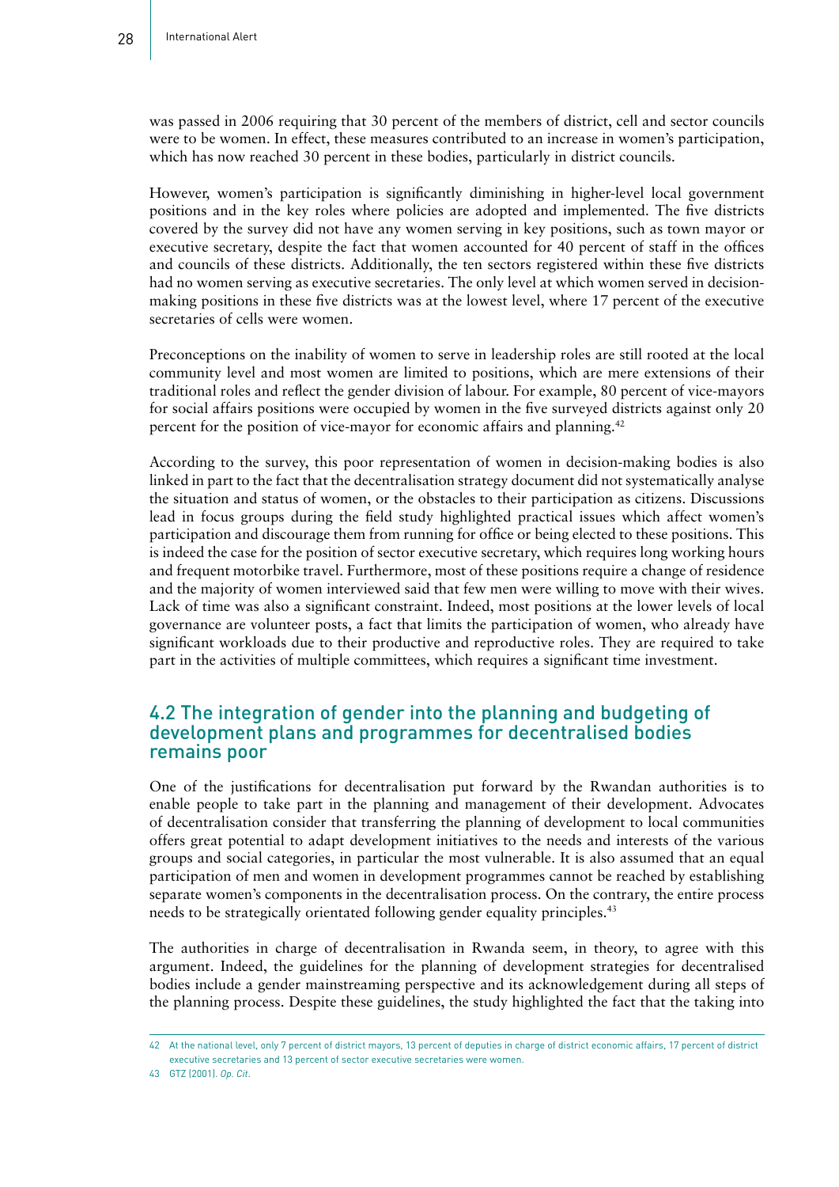was passed in 2006 requiring that 30 percent of the members of district, cell and sector councils were to be women. In effect, these measures contributed to an increase in women's participation, which has now reached 30 percent in these bodies, particularly in district councils.

However, women's participation is significantly diminishing in higher-level local government positions and in the key roles where policies are adopted and implemented. The five districts covered by the survey did not have any women serving in key positions, such as town mayor or executive secretary, despite the fact that women accounted for 40 percent of staff in the offices and councils of these districts. Additionally, the ten sectors registered within these five districts had no women serving as executive secretaries. The only level at which women served in decision-making positions in these five districts was at the lowest level, where 17 percent of the executive secretaries of cells were women.

Preconceptions on the inability of women to serve in leadership roles are still rooted at the local community level and most women are limited to positions, which are mere extensions of their traditional roles and reflect the gender division of labour. For example, 80 percent of vice-mayors for social affairs positions were occupied by women in the five surveyed districts against only 20 percent for the position of vice-mayor for economic affairs and planning.[42]

According to the survey, this poor representation of women in decision-making bodies is also linked in part to the fact that the decentralisation strategy document did not systematically analyse the situation and status of women, or the obstacles to their participation as citizens. Discussions lead in focus groups during the field study highlighted practical issues which affect women's participation and discourage them from running for office or being elected to these positions. This is indeed the case for the position of sector executive secretary, which requires long working hours and frequent motorbike travel. Furthermore, most of these positions require a change of residence and the majority of women interviewed said that few men were willing to move with their wives. Lack of time was also a significant constraint. Indeed, most positions at the lower levels of local governance are volunteer posts, a fact that limits the participation of women, who already have significant workloads due to their productive and reproductive roles. They are required to take part in the activities of multiple committees, which requires a significant time investment.

## 4.2 The integration of gender into the planning and budgeting of development plans and programmes for decentralised bodies remains poor

One of the justifications for decentralisation put forward by the Rwandan authorities is to enable people to take part in the planning and management of their development. Advocates of decentralisation consider that transferring the planning of development to local communities offers great potential to adapt development initiatives to the needs and interests of the various groups and social categories, in particular the most vulnerable. It is also assumed that an equal participation of men and women in development programmes cannot be reached by establishing separate women's components in the decentralisation process. On the contrary, the entire process needs to be strategically orientated following gender equality principles.[43]

The authorities in charge of decentralisation in Rwanda seem, in theory, to agree with this argument. Indeed, the guidelines for the planning of development strategies for decentralised bodies include a gender mainstreaming perspective and its acknowledgement during all steps of the planning process. Despite these guidelines, the study highlighted the fact that the taking into

---

42 At the national level, only 7 percent of district mayors, 13 percent of deputies in charge of district economic affairs, 17 percent of district executive secretaries and 13 percent of sector executive secretaries were women.

43 GTZ (2001). *Op. Cit.*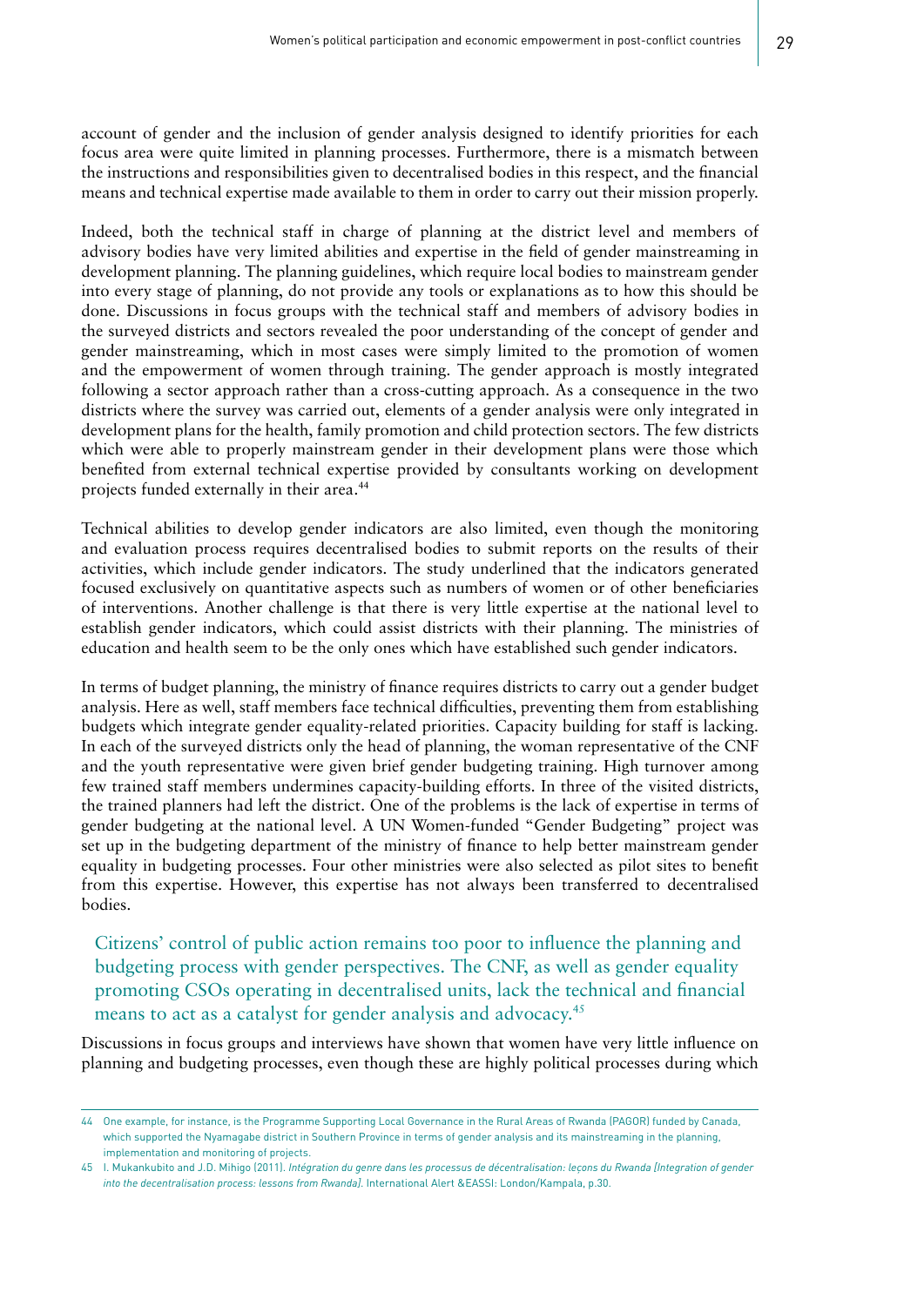account of gender and the inclusion of gender analysis designed to identify priorities for each focus area were quite limited in planning processes. Furthermore, there is a mismatch between the instructions and responsibilities given to decentralised bodies in this respect, and the financial means and technical expertise made available to them in order to carry out their mission properly.

Indeed, both the technical staff in charge of planning at the district level and members of advisory bodies have very limited abilities and expertise in the field of gender mainstreaming in development planning. The planning guidelines, which require local bodies to mainstream gender into every stage of planning, do not provide any tools or explanations as to how this should be done. Discussions in focus groups with the technical staff and members of advisory bodies in the surveyed districts and sectors revealed the poor understanding of the concept of gender and gender mainstreaming, which in most cases were simply limited to the promotion of women and the empowerment of women through training. The gender approach is mostly integrated following a sector approach rather than a cross-cutting approach. As a consequence in the two districts where the survey was carried out, elements of a gender analysis were only integrated in development plans for the health, family promotion and child protection sectors. The few districts which were able to properly mainstream gender in their development plans were those which benefited from external technical expertise provided by consultants working on development projects funded externally in their area.[44]

Technical abilities to develop gender indicators are also limited, even though the monitoring and evaluation process requires decentralised bodies to submit reports on the results of their activities, which include gender indicators. The study underlined that the indicators generated focused exclusively on quantitative aspects such as numbers of women or of other beneficiaries of interventions. Another challenge is that there is very little expertise at the national level to establish gender indicators, which could assist districts with their planning. The ministries of education and health seem to be the only ones which have established such gender indicators.

In terms of budget planning, the ministry of finance requires districts to carry out a gender budget analysis. Here as well, staff members face technical difficulties, preventing them from establishing budgets which integrate gender equality-related priorities. Capacity building for staff is lacking. In each of the surveyed districts only the head of planning, the woman representative of the CNF and the youth representative were given brief gender budgeting training. High turnover among few trained staff members undermines capacity-building efforts. In three of the visited districts, the trained planners had left the district. One of the problems is the lack of expertise in terms of gender budgeting at the national level. A UN Women-funded "Gender Budgeting" project was set up in the budgeting department of the ministry of finance to help better mainstream gender equality in budgeting processes. Four other ministries were also selected as pilot sites to benefit from this expertise. However, this expertise has not always been transferred to decentralised bodies.

> Citizens' control of public action remains too poor to influence the planning and budgeting process with gender perspectives. The CNF, as well as gender equality promoting CSOs operating in decentralised units, lack the technical and financial means to act as a catalyst for gender analysis and advocacy.[45]

Discussions in focus groups and interviews have shown that women have very little influence on planning and budgeting processes, even though these are highly political processes during which

---

44 One example, for instance, is the Programme Supporting Local Governance in the Rural Areas of Rwanda (PAGOR) funded by Canada, which supported the Nyamagabe district in Southern Province in terms of gender analysis and its mainstreaming in the planning, implementation and monitoring of projects.

45 I. Mukankubito and J.D. Mihigo (2011). *Intégration du genre dans les processus de décentralisation: leçons du Rwanda [Integration of gender into the decentralisation process: lessons from Rwanda].* International Alert &EASSI: London/Kampala, p.30.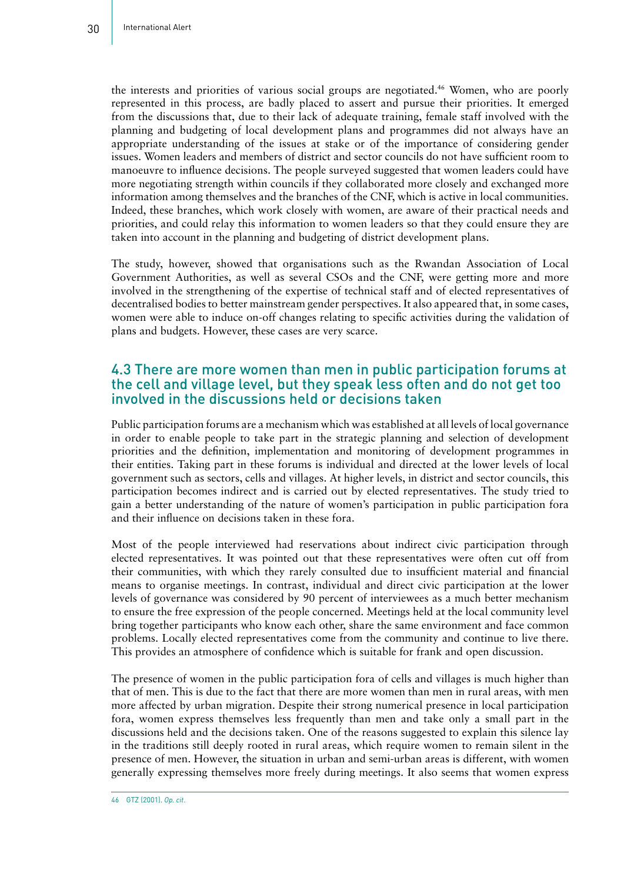the interests and priorities of various social groups are negotiated.[46] Women, who are poorly represented in this process, are badly placed to assert and pursue their priorities. It emerged from the discussions that, due to their lack of adequate training, female staff involved with the planning and budgeting of local development plans and programmes did not always have an appropriate understanding of the issues at stake or of the importance of considering gender issues. Women leaders and members of district and sector councils do not have sufficient room to manoeuvre to influence decisions. The people surveyed suggested that women leaders could have more negotiating strength within councils if they collaborated more closely and exchanged more information among themselves and the branches of the CNF, which is active in local communities. Indeed, these branches, which work closely with women, are aware of their practical needs and priorities, and could relay this information to women leaders so that they could ensure they are taken into account in the planning and budgeting of district development plans.

The study, however, showed that organisations such as the Rwandan Association of Local Government Authorities, as well as several CSOs and the CNF, were getting more and more involved in the strengthening of the expertise of technical staff and of elected representatives of decentralised bodies to better mainstream gender perspectives. It also appeared that, in some cases, women were able to induce on-off changes relating to specific activities during the validation of plans and budgets. However, these cases are very scarce.

## 4.3 There are more women than men in public participation forums at the cell and village level, but they speak less often and do not get too involved in the discussions held or decisions taken

Public participation forums are a mechanism which was established at all levels of local governance in order to enable people to take part in the strategic planning and selection of development priorities and the definition, implementation and monitoring of development programmes in their entities. Taking part in these forums is individual and directed at the lower levels of local government such as sectors, cells and villages. At higher levels, in district and sector councils, this participation becomes indirect and is carried out by elected representatives. The study tried to gain a better understanding of the nature of women's participation in public participation fora and their influence on decisions taken in these fora.

Most of the people interviewed had reservations about indirect civic participation through elected representatives. It was pointed out that these representatives were often cut off from their communities, with which they rarely consulted due to insufficient material and financial means to organise meetings. In contrast, individual and direct civic participation at the lower levels of governance was considered by 90 percent of interviewees as a much better mechanism to ensure the free expression of the people concerned. Meetings held at the local community level bring together participants who know each other, share the same environment and face common problems. Locally elected representatives come from the community and continue to live there. This provides an atmosphere of confidence which is suitable for frank and open discussion.

The presence of women in the public participation fora of cells and villages is much higher than that of men. This is due to the fact that there are more women than men in rural areas, with men more affected by urban migration. Despite their strong numerical presence in local participation fora, women express themselves less frequently than men and take only a small part in the discussions held and the decisions taken. One of the reasons suggested to explain this silence lay in the traditions still deeply rooted in rural areas, which require women to remain silent in the presence of men. However, the situation in urban and semi-urban areas is different, with women generally expressing themselves more freely during meetings. It also seems that women express

46 GTZ (2001). *Op. cit.*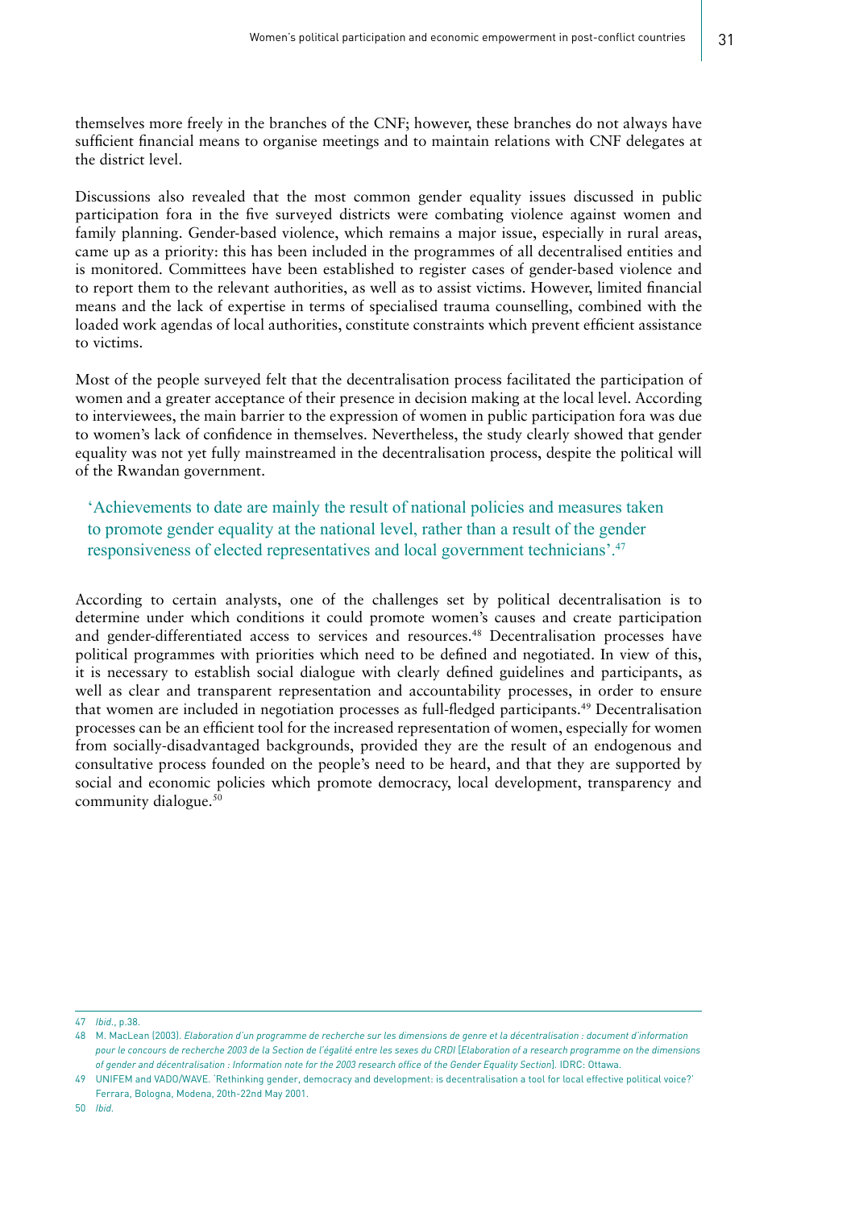themselves more freely in the branches of the CNF; however, these branches do not always have sufficient financial means to organise meetings and to maintain relations with CNF delegates at the district level.

Discussions also revealed that the most common gender equality issues discussed in public participation fora in the five surveyed districts were combating violence against women and family planning. Gender-based violence, which remains a major issue, especially in rural areas, came up as a priority: this has been included in the programmes of all decentralised entities and is monitored. Committees have been established to register cases of gender-based violence and to report them to the relevant authorities, as well as to assist victims. However, limited financial means and the lack of expertise in terms of specialised trauma counselling, combined with the loaded work agendas of local authorities, constitute constraints which prevent efficient assistance to victims.

Most of the people surveyed felt that the decentralisation process facilitated the participation of women and a greater acceptance of their presence in decision making at the local level. According to interviewees, the main barrier to the expression of women in public participation fora was due to women's lack of confidence in themselves. Nevertheless, the study clearly showed that gender equality was not yet fully mainstreamed in the decentralisation process, despite the political will of the Rwandan government.

> 'Achievements to date are mainly the result of national policies and measures taken to promote gender equality at the national level, rather than a result of the gender responsiveness of elected representatives and local government technicians'.[47]

According to certain analysts, one of the challenges set by political decentralisation is to determine under which conditions it could promote women's causes and create participation and gender-differentiated access to services and resources.[48] Decentralisation processes have political programmes with priorities which need to be defined and negotiated. In view of this, it is necessary to establish social dialogue with clearly defined guidelines and participants, as well as clear and transparent representation and accountability processes, in order to ensure that women are included in negotiation processes as full-fledged participants.[49] Decentralisation processes can be an efficient tool for the increased representation of women, especially for women from socially-disadvantaged backgrounds, provided they are the result of an endogenous and consultative process founded on the people's need to be heard, and that they are supported by social and economic policies which promote democracy, local development, transparency and community dialogue.[50]

---

47 *Ibid.*, p.38.

48 M. MacLean (2003). *Elaboration d'un programme de recherche sur les dimensions de genre et la décentralisation : document d'information pour le concours de recherche 2003 de la Section de l'égalité entre les sexes du CRDI* [*Elaboration of a research programme on the dimensions of gender and décentralisation : Information note for the 2003 research office of the Gender Equality Section*]. IDRC: Ottawa.

49 UNIFEM and VADO/WAVE. 'Rethinking gender, democracy and development: is decentralisation a tool for local effective political voice?' Ferrara, Bologna, Modena, 20th-22nd May 2001.

50 *Ibid.*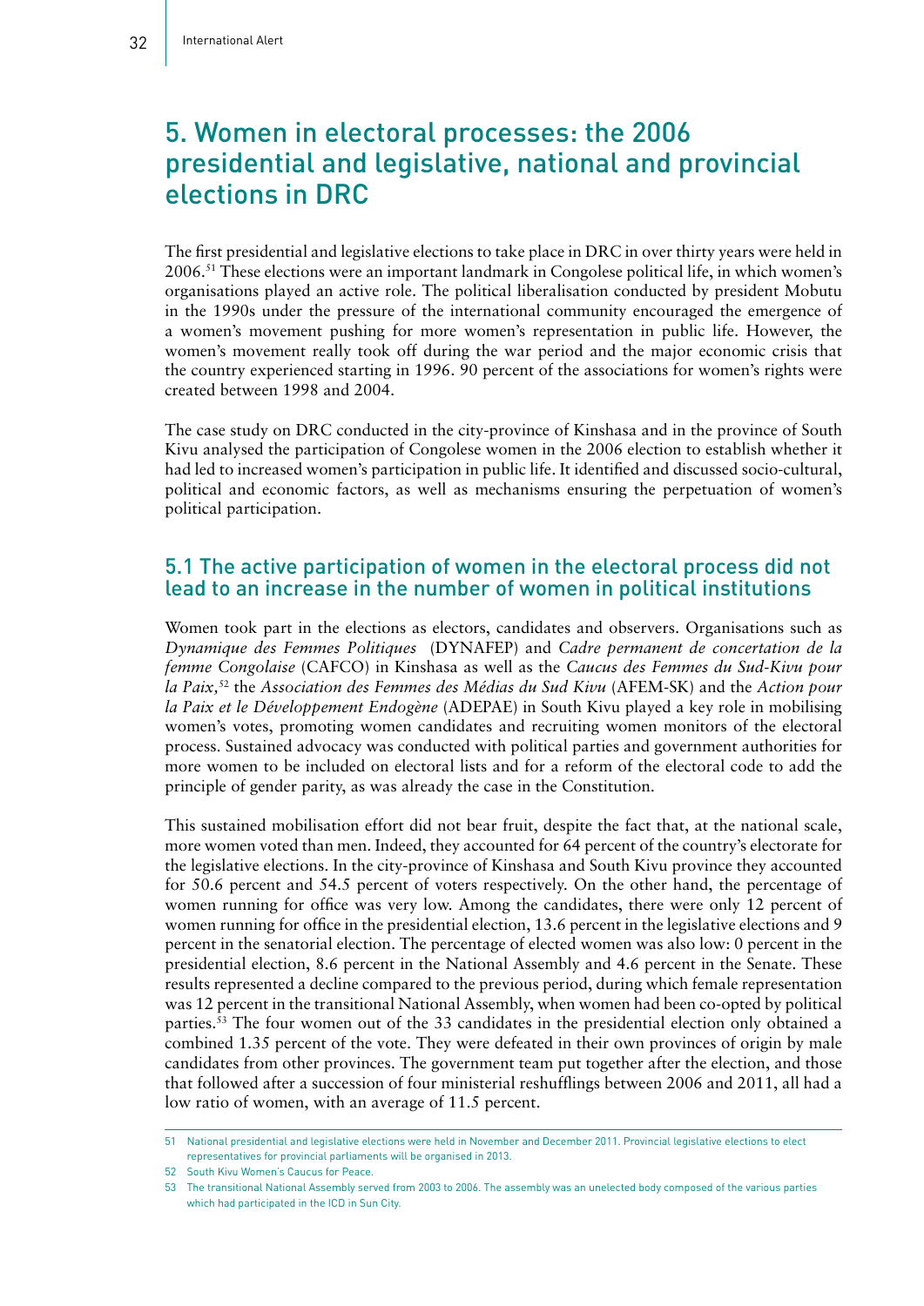# 5. Women in electoral processes: the 2006 presidential and legislative, national and provincial elections in DRC

The first presidential and legislative elections to take place in DRC in over thirty years were held in 2006.[51] These elections were an important landmark in Congolese political life, in which women's organisations played an active role. The political liberalisation conducted by president Mobutu in the 1990s under the pressure of the international community encouraged the emergence of a women's movement pushing for more women's representation in public life. However, the women's movement really took off during the war period and the major economic crisis that the country experienced starting in 1996. 90 percent of the associations for women's rights were created between 1998 and 2004.

The case study on DRC conducted in the city-province of Kinshasa and in the province of South Kivu analysed the participation of Congolese women in the 2006 election to establish whether it had led to increased women's participation in public life. It identified and discussed socio-cultural, political and economic factors, as well as mechanisms ensuring the perpetuation of women's political participation.

## 5.1 The active participation of women in the electoral process did not lead to an increase in the number of women in political institutions

Women took part in the elections as electors, candidates and observers. Organisations such as *Dynamique des Femmes Politiques* (DYNAFEP) and *Cadre permanent de concertation de la femme Congolaise* (CAFCO) in Kinshasa as well as the *Caucus des Femmes du Sud-Kivu pour la Paix,*[52] the *Association des Femmes des Médias du Sud Kivu* (AFEM-SK) and the *Action pour la Paix et le Développement Endogène* (ADEPAE) in South Kivu played a key role in mobilising women's votes, promoting women candidates and recruiting women monitors of the electoral process. Sustained advocacy was conducted with political parties and government authorities for more women to be included on electoral lists and for a reform of the electoral code to add the principle of gender parity, as was already the case in the Constitution.

This sustained mobilisation effort did not bear fruit, despite the fact that, at the national scale, more women voted than men. Indeed, they accounted for 64 percent of the country's electorate for the legislative elections. In the city-province of Kinshasa and South Kivu province they accounted for 50.6 percent and 54.5 percent of voters respectively. On the other hand, the percentage of women running for office was very low. Among the candidates, there were only 12 percent of women running for office in the presidential election, 13.6 percent in the legislative elections and 9 percent in the senatorial election. The percentage of elected women was also low: 0 percent in the presidential election, 8.6 percent in the National Assembly and 4.6 percent in the Senate. These results represented a decline compared to the previous period, during which female representation was 12 percent in the transitional National Assembly, when women had been co-opted by political parties.[53] The four women out of the 33 candidates in the presidential election only obtained a combined 1.35 percent of the vote. They were defeated in their own provinces of origin by male candidates from other provinces. The government team put together after the election, and those that followed after a succession of four ministerial reshufflings between 2006 and 2011, all had a low ratio of women, with an average of 11.5 percent.

---

51 National presidential and legislative elections were held in November and December 2011. Provincial legislative elections to elect representatives for provincial parliaments will be organised in 2013.

52 South Kivu Women's Caucus for Peace.

53 The transitional National Assembly served from 2003 to 2006. The assembly was an unelected body composed of the various parties which had participated in the ICD in Sun City.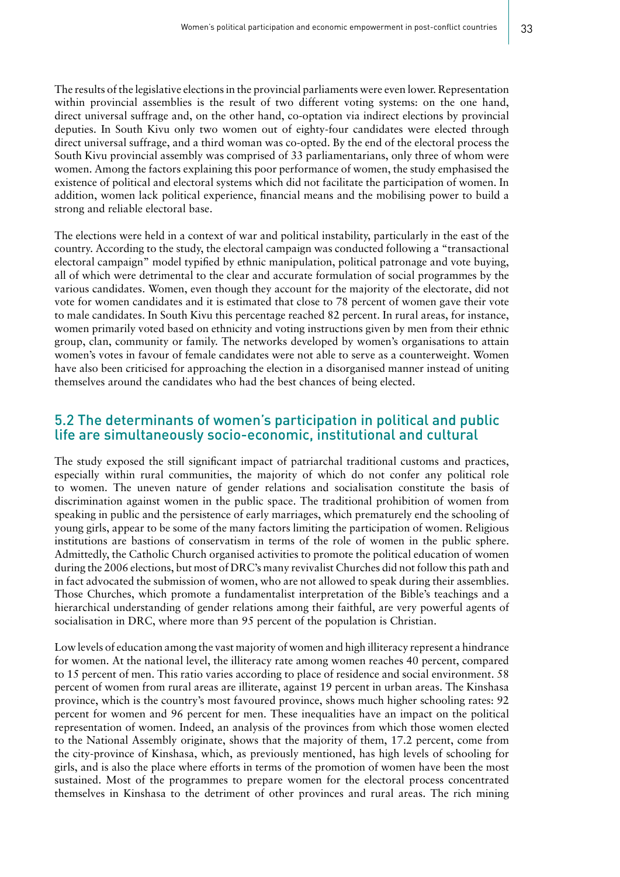The results of the legislative elections in the provincial parliaments were even lower. Representation within provincial assemblies is the result of two different voting systems: on the one hand, direct universal suffrage and, on the other hand, co-optation via indirect elections by provincial deputies. In South Kivu only two women out of eighty-four candidates were elected through direct universal suffrage, and a third woman was co-opted. By the end of the electoral process the South Kivu provincial assembly was comprised of 33 parliamentarians, only three of whom were women. Among the factors explaining this poor performance of women, the study emphasised the existence of political and electoral systems which did not facilitate the participation of women. In addition, women lack political experience, financial means and the mobilising power to build a strong and reliable electoral base.

The elections were held in a context of war and political instability, particularly in the east of the country. According to the study, the electoral campaign was conducted following a "transactional electoral campaign" model typified by ethnic manipulation, political patronage and vote buying, all of which were detrimental to the clear and accurate formulation of social programmes by the various candidates. Women, even though they account for the majority of the electorate, did not vote for women candidates and it is estimated that close to 78 percent of women gave their vote to male candidates. In South Kivu this percentage reached 82 percent. In rural areas, for instance, women primarily voted based on ethnicity and voting instructions given by men from their ethnic group, clan, community or family. The networks developed by women's organisations to attain women's votes in favour of female candidates were not able to serve as a counterweight. Women have also been criticised for approaching the election in a disorganised manner instead of uniting themselves around the candidates who had the best chances of being elected.

## 5.2 The determinants of women's participation in political and public life are simultaneously socio-economic, institutional and cultural

The study exposed the still significant impact of patriarchal traditional customs and practices, especially within rural communities, the majority of which do not confer any political role to women. The uneven nature of gender relations and socialisation constitute the basis of discrimination against women in the public space. The traditional prohibition of women from speaking in public and the persistence of early marriages, which prematurely end the schooling of young girls, appear to be some of the many factors limiting the participation of women. Religious institutions are bastions of conservatism in terms of the role of women in the public sphere. Admittedly, the Catholic Church organised activities to promote the political education of women during the 2006 elections, but most of DRC's many revivalist Churches did not follow this path and in fact advocated the submission of women, who are not allowed to speak during their assemblies. Those Churches, which promote a fundamentalist interpretation of the Bible's teachings and a hierarchical understanding of gender relations among their faithful, are very powerful agents of socialisation in DRC, where more than 95 percent of the population is Christian.

Low levels of education among the vast majority of women and high illiteracy represent a hindrance for women. At the national level, the illiteracy rate among women reaches 40 percent, compared to 15 percent of men. This ratio varies according to place of residence and social environment. 58 percent of women from rural areas are illiterate, against 19 percent in urban areas. The Kinshasa province, which is the country's most favoured province, shows much higher schooling rates: 92 percent for women and 96 percent for men. These inequalities have an impact on the political representation of women. Indeed, an analysis of the provinces from which those women elected to the National Assembly originate, shows that the majority of them, 17.2 percent, come from the city-province of Kinshasa, which, as previously mentioned, has high levels of schooling for girls, and is also the place where efforts in terms of the promotion of women have been the most sustained. Most of the programmes to prepare women for the electoral process concentrated themselves in Kinshasa to the detriment of other provinces and rural areas. The rich mining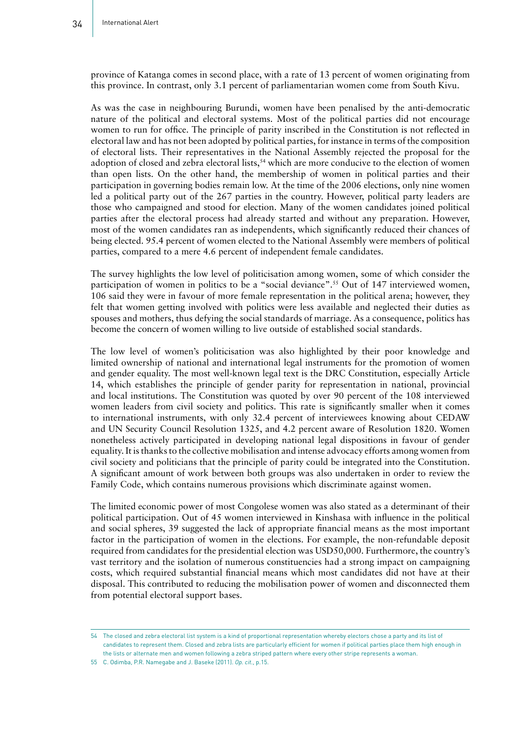province of Katanga comes in second place, with a rate of 13 percent of women originating from this province. In contrast, only 3.1 percent of parliamentarian women come from South Kivu.

As was the case in neighbouring Burundi, women have been penalised by the anti-democratic nature of the political and electoral systems. Most of the political parties did not encourage women to run for office. The principle of parity inscribed in the Constitution is not reflected in electoral law and has not been adopted by political parties, for instance in terms of the composition of electoral lists. Their representatives in the National Assembly rejected the proposal for the adoption of closed and zebra electoral lists,[54] which are more conducive to the election of women than open lists. On the other hand, the membership of women in political parties and their participation in governing bodies remain low. At the time of the 2006 elections, only nine women led a political party out of the 267 parties in the country. However, political party leaders are those who campaigned and stood for election. Many of the women candidates joined political parties after the electoral process had already started and without any preparation. However, most of the women candidates ran as independents, which significantly reduced their chances of being elected. 95.4 percent of women elected to the National Assembly were members of political parties, compared to a mere 4.6 percent of independent female candidates.

The survey highlights the low level of politicisation among women, some of which consider the participation of women in politics to be a "social deviance".[55] Out of 147 interviewed women, 106 said they were in favour of more female representation in the political arena; however, they felt that women getting involved with politics were less available and neglected their duties as spouses and mothers, thus defying the social standards of marriage. As a consequence, politics has become the concern of women willing to live outside of established social standards.

The low level of women's politicisation was also highlighted by their poor knowledge and limited ownership of national and international legal instruments for the promotion of women and gender equality. The most well-known legal text is the DRC Constitution, especially Article 14, which establishes the principle of gender parity for representation in national, provincial and local institutions. The Constitution was quoted by over 90 percent of the 108 interviewed women leaders from civil society and politics. This rate is significantly smaller when it comes to international instruments, with only 32.4 percent of interviewees knowing about CEDAW and UN Security Council Resolution 1325, and 4.2 percent aware of Resolution 1820. Women nonetheless actively participated in developing national legal dispositions in favour of gender equality. It is thanks to the collective mobilisation and intense advocacy efforts among women from civil society and politicians that the principle of parity could be integrated into the Constitution. A significant amount of work between both groups was also undertaken in order to review the Family Code, which contains numerous provisions which discriminate against women.

The limited economic power of most Congolese women was also stated as a determinant of their political participation. Out of 45 women interviewed in Kinshasa with influence in the political and social spheres, 39 suggested the lack of appropriate financial means as the most important factor in the participation of women in the elections. For example, the non-refundable deposit required from candidates for the presidential election was USD50,000. Furthermore, the country's vast territory and the isolation of numerous constituencies had a strong impact on campaigning costs, which required substantial financial means which most candidates did not have at their disposal. This contributed to reducing the mobilisation power of women and disconnected them from potential electoral support bases.

---

54 The closed and zebra electoral list system is a kind of proportional representation whereby electors chose a party and its list of candidates to represent them. Closed and zebra lists are particularly efficient for women if political parties place them high enough in the lists or alternate men and women following a zebra striped pattern where every other stripe represents a woman.

55 C. Odimba, P.R. Namegabe and J. Baseke (2011). *Op. cit.*, p.15.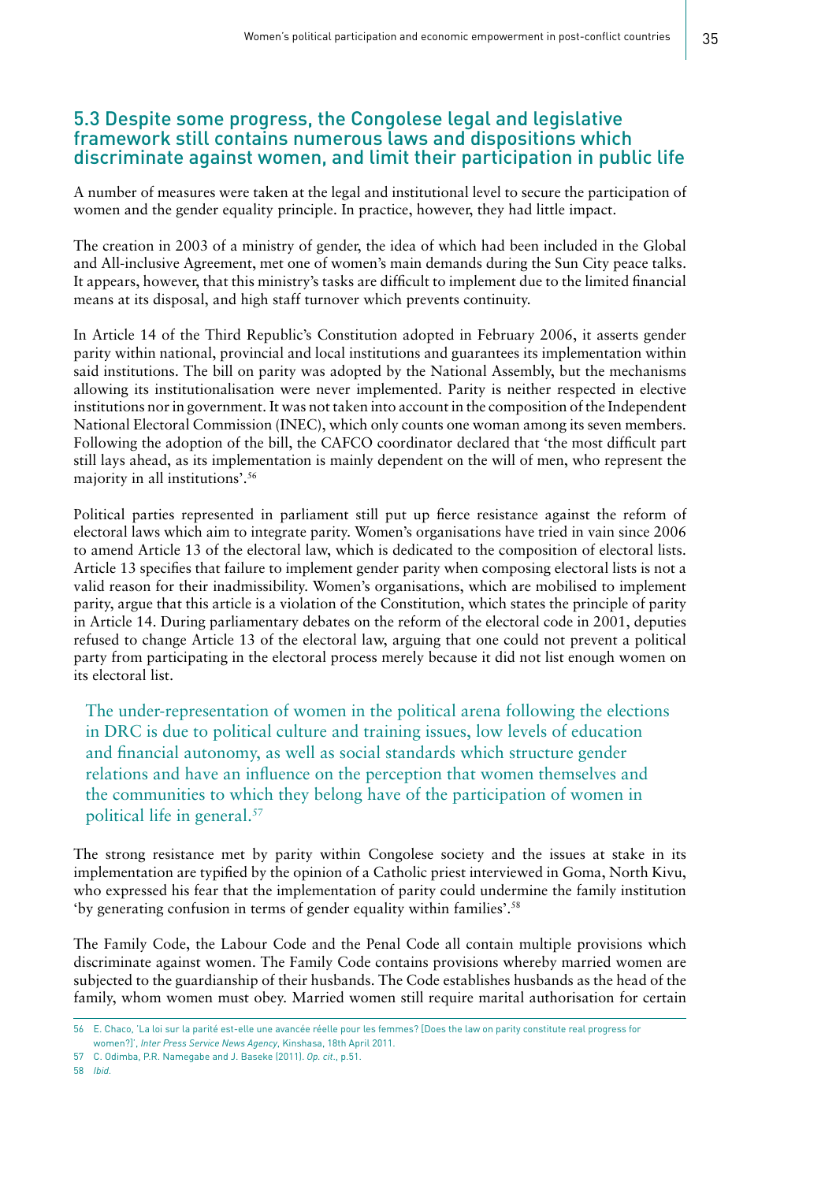## 5.3 Despite some progress, the Congolese legal and legislative framework still contains numerous laws and dispositions which discriminate against women, and limit their participation in public life

A number of measures were taken at the legal and institutional level to secure the participation of women and the gender equality principle. In practice, however, they had little impact.

The creation in 2003 of a ministry of gender, the idea of which had been included in the Global and All-inclusive Agreement, met one of women's main demands during the Sun City peace talks. It appears, however, that this ministry's tasks are difficult to implement due to the limited financial means at its disposal, and high staff turnover which prevents continuity.

In Article 14 of the Third Republic's Constitution adopted in February 2006, it asserts gender parity within national, provincial and local institutions and guarantees its implementation within said institutions. The bill on parity was adopted by the National Assembly, but the mechanisms allowing its institutionalisation were never implemented. Parity is neither respected in elective institutions nor in government. It was not taken into account in the composition of the Independent National Electoral Commission (INEC), which only counts one woman among its seven members. Following the adoption of the bill, the CAFCO coordinator declared that 'the most difficult part still lays ahead, as its implementation is mainly dependent on the will of men, who represent the majority in all institutions'.[56]

Political parties represented in parliament still put up fierce resistance against the reform of electoral laws which aim to integrate parity. Women's organisations have tried in vain since 2006 to amend Article 13 of the electoral law, which is dedicated to the composition of electoral lists. Article 13 specifies that failure to implement gender parity when composing electoral lists is not a valid reason for their inadmissibility. Women's organisations, which are mobilised to implement parity, argue that this article is a violation of the Constitution, which states the principle of parity in Article 14. During parliamentary debates on the reform of the electoral code in 2001, deputies refused to change Article 13 of the electoral law, arguing that one could not prevent a political party from participating in the electoral process merely because it did not list enough women on its electoral list.

> The under-representation of women in the political arena following the elections in DRC is due to political culture and training issues, low levels of education and financial autonomy, as well as social standards which structure gender relations and have an influence on the perception that women themselves and the communities to which they belong have of the participation of women in political life in general.[57]

The strong resistance met by parity within Congolese society and the issues at stake in its implementation are typified by the opinion of a Catholic priest interviewed in Goma, North Kivu, who expressed his fear that the implementation of parity could undermine the family institution 'by generating confusion in terms of gender equality within families'.[58]

The Family Code, the Labour Code and the Penal Code all contain multiple provisions which discriminate against women. The Family Code contains provisions whereby married women are subjected to the guardianship of their husbands. The Code establishes husbands as the head of the family, whom women must obey. Married women still require marital authorisation for certain

---

56 E. Chaco, 'La loi sur la parité est-elle une avancée réelle pour les femmes? [Does the law on parity constitute real progress for women?]', *Inter Press Service News Agency*, Kinshasa, 18th April 2011.

57 C. Odimba, P.R. Namegabe and J. Baseke (2011). *Op. cit.*, p.51.

58 *Ibid.*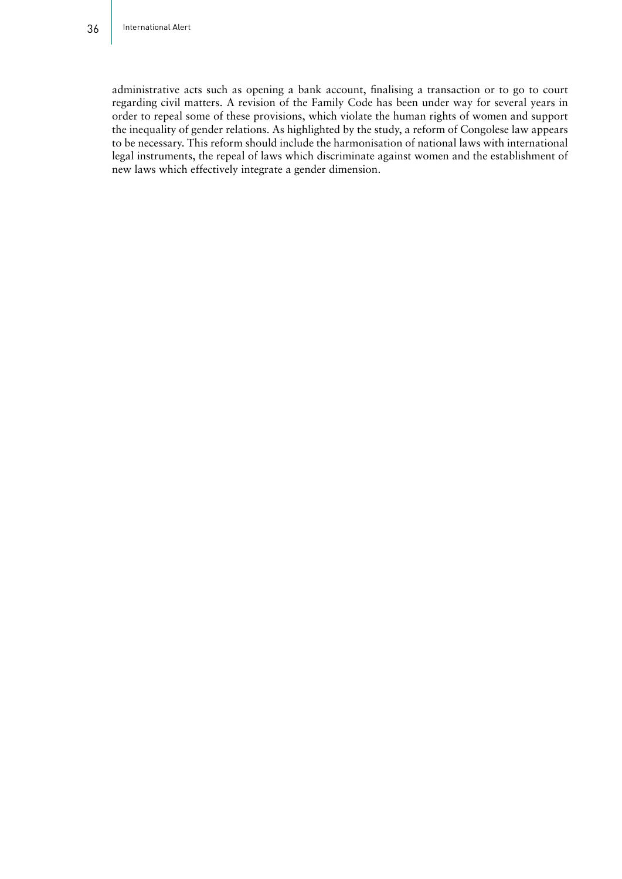administrative acts such as opening a bank account, finalising a transaction or to go to court regarding civil matters. A revision of the Family Code has been under way for several years in order to repeal some of these provisions, which violate the human rights of women and support the inequality of gender relations. As highlighted by the study, a reform of Congolese law appears to be necessary. This reform should include the harmonisation of national laws with international legal instruments, the repeal of laws which discriminate against women and the establishment of new laws which effectively integrate a gender dimension.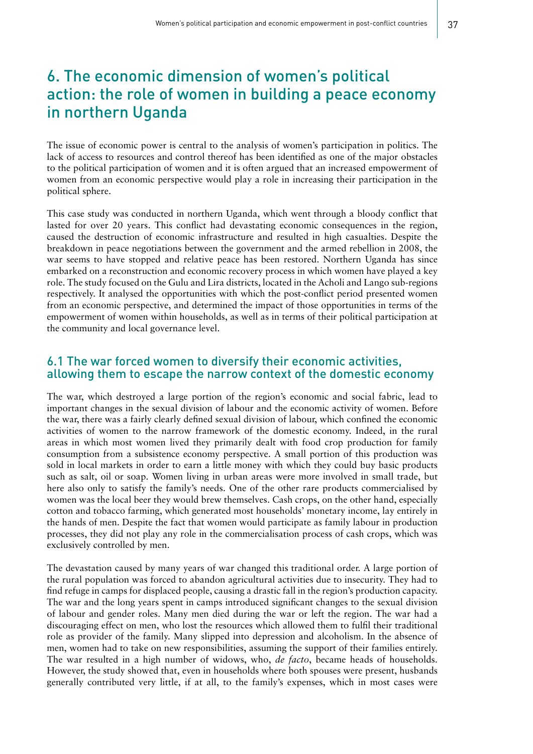# 6. The economic dimension of women's political action: the role of women in building a peace economy in northern Uganda

The issue of economic power is central to the analysis of women's participation in politics. The lack of access to resources and control thereof has been identified as one of the major obstacles to the political participation of women and it is often argued that an increased empowerment of women from an economic perspective would play a role in increasing their participation in the political sphere.

This case study was conducted in northern Uganda, which went through a bloody conflict that lasted for over 20 years. This conflict had devastating economic consequences in the region, caused the destruction of economic infrastructure and resulted in high casualties. Despite the breakdown in peace negotiations between the government and the armed rebellion in 2008, the war seems to have stopped and relative peace has been restored. Northern Uganda has since embarked on a reconstruction and economic recovery process in which women have played a key role. The study focused on the Gulu and Lira districts, located in the Acholi and Lango sub-regions respectively. It analysed the opportunities with which the post-conflict period presented women from an economic perspective, and determined the impact of those opportunities in terms of the empowerment of women within households, as well as in terms of their political participation at the community and local governance level.

## 6.1 The war forced women to diversify their economic activities, allowing them to escape the narrow context of the domestic economy

The war, which destroyed a large portion of the region's economic and social fabric, lead to important changes in the sexual division of labour and the economic activity of women. Before the war, there was a fairly clearly defined sexual division of labour, which confined the economic activities of women to the narrow framework of the domestic economy. Indeed, in the rural areas in which most women lived they primarily dealt with food crop production for family consumption from a subsistence economy perspective. A small portion of this production was sold in local markets in order to earn a little money with which they could buy basic products such as salt, oil or soap. Women living in urban areas were more involved in small trade, but here also only to satisfy the family's needs. One of the other rare products commercialised by women was the local beer they would brew themselves. Cash crops, on the other hand, especially cotton and tobacco farming, which generated most households' monetary income, lay entirely in the hands of men. Despite the fact that women would participate as family labour in production processes, they did not play any role in the commercialisation process of cash crops, which was exclusively controlled by men.

The devastation caused by many years of war changed this traditional order. A large portion of the rural population was forced to abandon agricultural activities due to insecurity. They had to find refuge in camps for displaced people, causing a drastic fall in the region's production capacity. The war and the long years spent in camps introduced significant changes to the sexual division of labour and gender roles. Many men died during the war or left the region. The war had a discouraging effect on men, who lost the resources which allowed them to fulfil their traditional role as provider of the family. Many slipped into depression and alcoholism. In the absence of men, women had to take on new responsibilities, assuming the support of their families entirely. The war resulted in a high number of widows, who, *de facto*, became heads of households. However, the study showed that, even in households where both spouses were present, husbands generally contributed very little, if at all, to the family's expenses, which in most cases were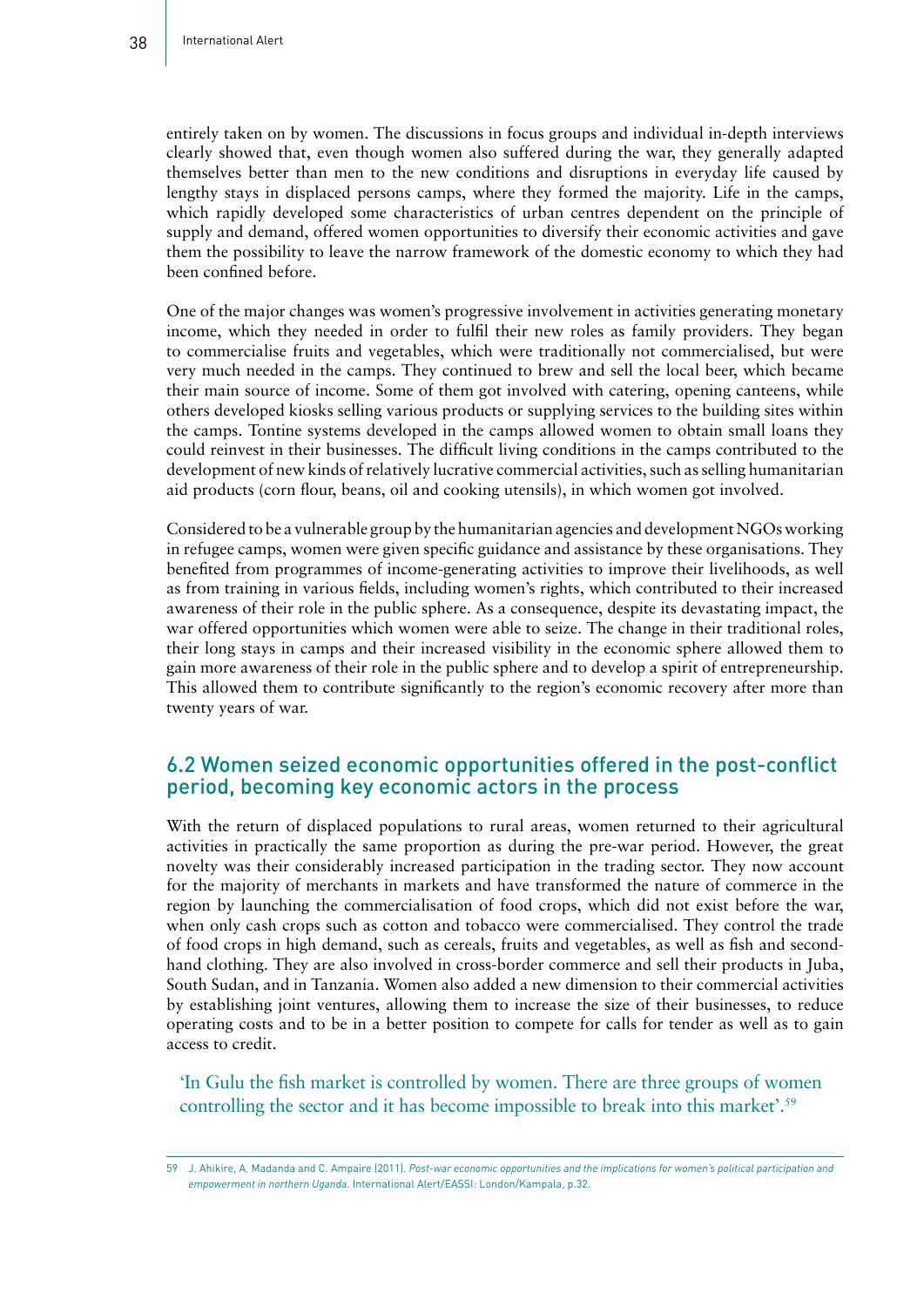entirely taken on by women. The discussions in focus groups and individual in-depth interviews clearly showed that, even though women also suffered during the war, they generally adapted themselves better than men to the new conditions and disruptions in everyday life caused by lengthy stays in displaced persons camps, where they formed the majority. Life in the camps, which rapidly developed some characteristics of urban centres dependent on the principle of supply and demand, offered women opportunities to diversify their economic activities and gave them the possibility to leave the narrow framework of the domestic economy to which they had been confined before.

One of the major changes was women's progressive involvement in activities generating monetary income, which they needed in order to fulfil their new roles as family providers. They began to commercialise fruits and vegetables, which were traditionally not commercialised, but were very much needed in the camps. They continued to brew and sell the local beer, which became their main source of income. Some of them got involved with catering, opening canteens, while others developed kiosks selling various products or supplying services to the building sites within the camps. Tontine systems developed in the camps allowed women to obtain small loans they could reinvest in their businesses. The difficult living conditions in the camps contributed to the development of new kinds of relatively lucrative commercial activities, such as selling humanitarian aid products (corn flour, beans, oil and cooking utensils), in which women got involved.

Considered to be a vulnerable group by the humanitarian agencies and development NGOs working in refugee camps, women were given specific guidance and assistance by these organisations. They benefited from programmes of income-generating activities to improve their livelihoods, as well as from training in various fields, including women's rights, which contributed to their increased awareness of their role in the public sphere. As a consequence, despite its devastating impact, the war offered opportunities which women were able to seize. The change in their traditional roles, their long stays in camps and their increased visibility in the economic sphere allowed them to gain more awareness of their role in the public sphere and to develop a spirit of entrepreneurship. This allowed them to contribute significantly to the region's economic recovery after more than twenty years of war.

## 6.2 Women seized economic opportunities offered in the post-conflict period, becoming key economic actors in the process

With the return of displaced populations to rural areas, women returned to their agricultural activities in practically the same proportion as during the pre-war period. However, the great novelty was their considerably increased participation in the trading sector. They now account for the majority of merchants in markets and have transformed the nature of commerce in the region by launching the commercialisation of food crops, which did not exist before the war, when only cash crops such as cotton and tobacco were commercialised. They control the trade of food crops in high demand, such as cereals, fruits and vegetables, as well as fish and second-hand clothing. They are also involved in cross-border commerce and sell their products in Juba, South Sudan, and in Tanzania. Women also added a new dimension to their commercial activities by establishing joint ventures, allowing them to increase the size of their businesses, to reduce operating costs and to be in a better position to compete for calls for tender as well as to gain access to credit.

> 'In Gulu the fish market is controlled by women. There are three groups of women controlling the sector and it has become impossible to break into this market'.[59]

---

59 J. Ahikire, A. Madanda and C. Ampaire (2011). *Post-war economic opportunities and the implications for women's political participation and empowerment in northern Uganda*. International Alert/EASSI: London/Kampala, p.32.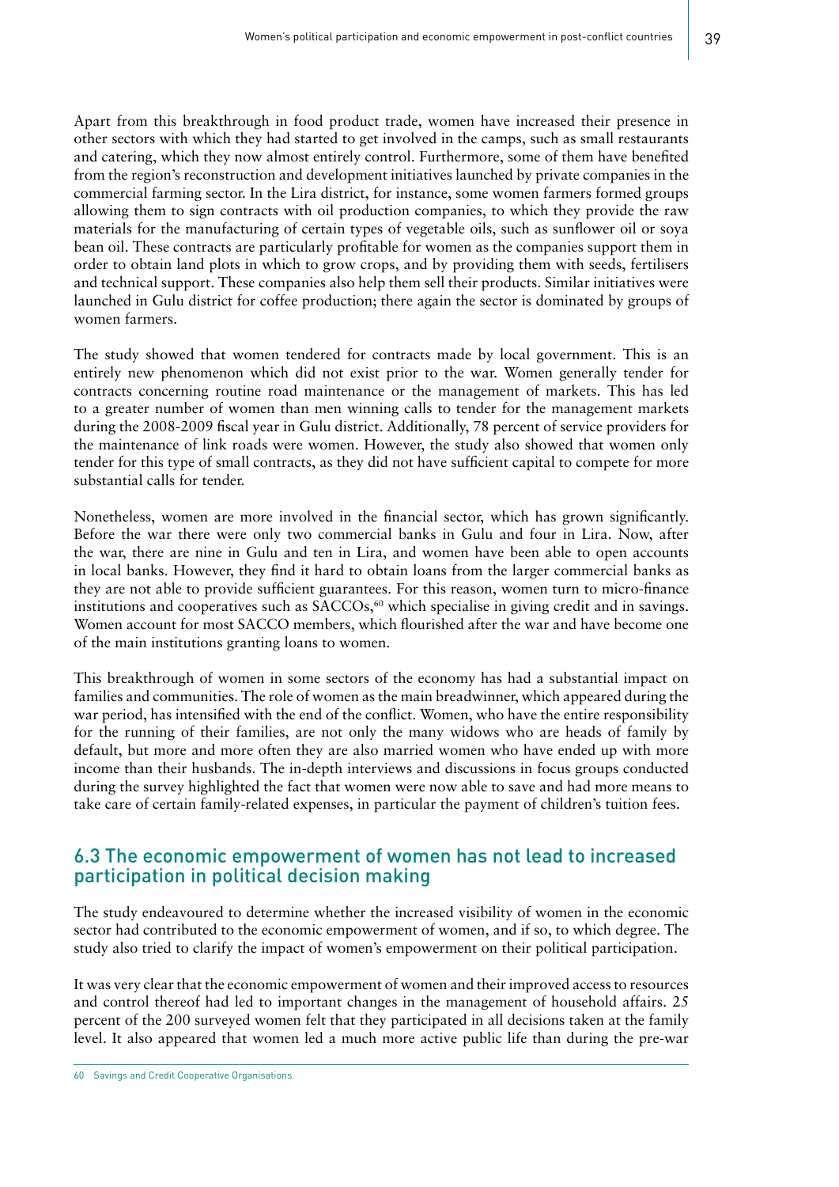Apart from this breakthrough in food product trade, women have increased their presence in other sectors with which they had started to get involved in the camps, such as small restaurants and catering, which they now almost entirely control. Furthermore, some of them have benefited from the region's reconstruction and development initiatives launched by private companies in the commercial farming sector. In the Lira district, for instance, some women farmers formed groups allowing them to sign contracts with oil production companies, to which they provide the raw materials for the manufacturing of certain types of vegetable oils, such as sunflower oil or soya bean oil. These contracts are particularly profitable for women as the companies support them in order to obtain land plots in which to grow crops, and by providing them with seeds, fertilisers and technical support. These companies also help them sell their products. Similar initiatives were launched in Gulu district for coffee production; there again the sector is dominated by groups of women farmers.

The study showed that women tendered for contracts made by local government. This is an entirely new phenomenon which did not exist prior to the war. Women generally tender for contracts concerning routine road maintenance or the management of markets. This has led to a greater number of women than men winning calls to tender for the management markets during the 2008-2009 fiscal year in Gulu district. Additionally, 78 percent of service providers for the maintenance of link roads were women. However, the study also showed that women only tender for this type of small contracts, as they did not have sufficient capital to compete for more substantial calls for tender.

Nonetheless, women are more involved in the financial sector, which has grown significantly. Before the war there were only two commercial banks in Gulu and four in Lira. Now, after the war, there are nine in Gulu and ten in Lira, and women have been able to open accounts in local banks. However, they find it hard to obtain loans from the larger commercial banks as they are not able to provide sufficient guarantees. For this reason, women turn to micro-finance institutions and cooperatives such as SACCOs,[60] which specialise in giving credit and in savings. Women account for most SACCO members, which flourished after the war and have become one of the main institutions granting loans to women.

This breakthrough of women in some sectors of the economy has had a substantial impact on families and communities. The role of women as the main breadwinner, which appeared during the war period, has intensified with the end of the conflict. Women, who have the entire responsibility for the running of their families, are not only the many widows who are heads of family by default, but more and more often they are also married women who have ended up with more income than their husbands. The in-depth interviews and discussions in focus groups conducted during the survey highlighted the fact that women were now able to save and had more means to take care of certain family-related expenses, in particular the payment of children's tuition fees.

## 6.3 The economic empowerment of women has not lead to increased participation in political decision making

The study endeavoured to determine whether the increased visibility of women in the economic sector had contributed to the economic empowerment of women, and if so, to which degree. The study also tried to clarify the impact of women's empowerment on their political participation.

It was very clear that the economic empowerment of women and their improved access to resources and control thereof had led to important changes in the management of household affairs. 25 percent of the 200 surveyed women felt that they participated in all decisions taken at the family level. It also appeared that women led a much more active public life than during the pre-war

---

60 Savings and Credit Cooperative Organisations.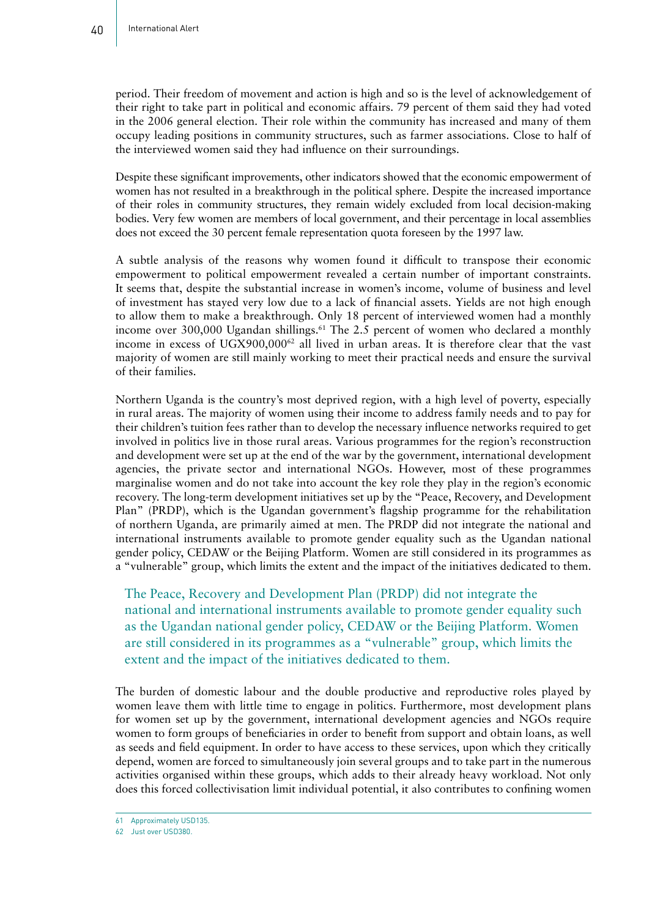period. Their freedom of movement and action is high and so is the level of acknowledgement of their right to take part in political and economic affairs. 79 percent of them said they had voted in the 2006 general election. Their role within the community has increased and many of them occupy leading positions in community structures, such as farmer associations. Close to half of the interviewed women said they had influence on their surroundings.

Despite these significant improvements, other indicators showed that the economic empowerment of women has not resulted in a breakthrough in the political sphere. Despite the increased importance of their roles in community structures, they remain widely excluded from local decision-making bodies. Very few women are members of local government, and their percentage in local assemblies does not exceed the 30 percent female representation quota foreseen by the 1997 law.

A subtle analysis of the reasons why women found it difficult to transpose their economic empowerment to political empowerment revealed a certain number of important constraints. It seems that, despite the substantial increase in women's income, volume of business and level of investment has stayed very low due to a lack of financial assets. Yields are not high enough to allow them to make a breakthrough. Only 18 percent of interviewed women had a monthly income over 300,000 Ugandan shillings.[61] The 2.5 percent of women who declared a monthly income in excess of UGX900,000[62] all lived in urban areas. It is therefore clear that the vast majority of women are still mainly working to meet their practical needs and ensure the survival of their families.

Northern Uganda is the country's most deprived region, with a high level of poverty, especially in rural areas. The majority of women using their income to address family needs and to pay for their children's tuition fees rather than to develop the necessary influence networks required to get involved in politics live in those rural areas. Various programmes for the region's reconstruction and development were set up at the end of the war by the government, international development agencies, the private sector and international NGOs. However, most of these programmes marginalise women and do not take into account the key role they play in the region's economic recovery. The long-term development initiatives set up by the "Peace, Recovery, and Development Plan" (PRDP), which is the Ugandan government's flagship programme for the rehabilitation of northern Uganda, are primarily aimed at men. The PRDP did not integrate the national and international instruments available to promote gender equality such as the Ugandan national gender policy, CEDAW or the Beijing Platform. Women are still considered in its programmes as a "vulnerable" group, which limits the extent and the impact of the initiatives dedicated to them.

> The Peace, Recovery and Development Plan (PRDP) did not integrate the national and international instruments available to promote gender equality such as the Ugandan national gender policy, CEDAW or the Beijing Platform. Women are still considered in its programmes as a "vulnerable" group, which limits the extent and the impact of the initiatives dedicated to them.

The burden of domestic labour and the double productive and reproductive roles played by women leave them with little time to engage in politics. Furthermore, most development plans for women set up by the government, international development agencies and NGOs require women to form groups of beneficiaries in order to benefit from support and obtain loans, as well as seeds and field equipment. In order to have access to these services, upon which they critically depend, women are forced to simultaneously join several groups and to take part in the numerous activities organised within these groups, which adds to their already heavy workload. Not only does this forced collectivisation limit individual potential, it also contributes to confining women

---

[61] Approximately USD135.

[62] Just over USD380.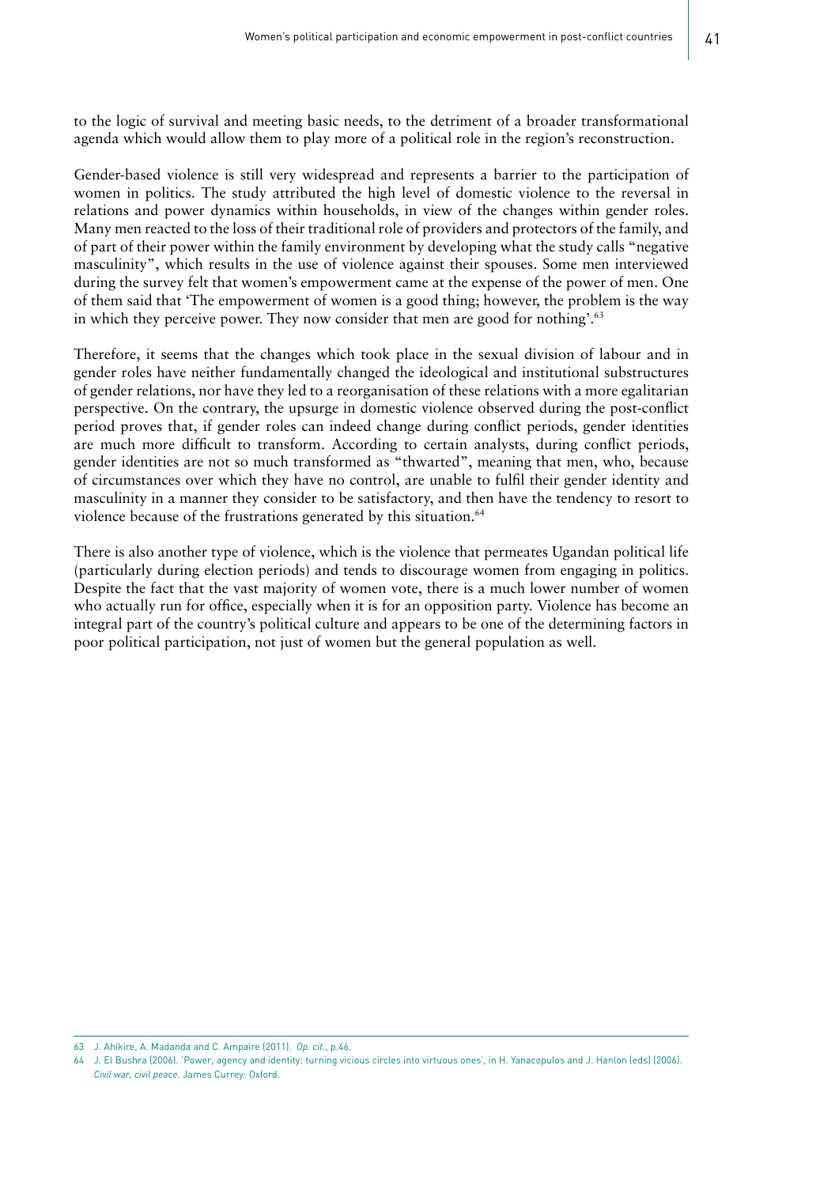to the logic of survival and meeting basic needs, to the detriment of a broader transformational agenda which would allow them to play more of a political role in the region's reconstruction.

Gender-based violence is still very widespread and represents a barrier to the participation of women in politics. The study attributed the high level of domestic violence to the reversal in relations and power dynamics within households, in view of the changes within gender roles. Many men reacted to the loss of their traditional role of providers and protectors of the family, and of part of their power within the family environment by developing what the study calls "negative masculinity", which results in the use of violence against their spouses. Some men interviewed during the survey felt that women's empowerment came at the expense of the power of men. One of them said that 'The empowerment of women is a good thing; however, the problem is the way in which they perceive power. They now consider that men are good for nothing'.[63]

Therefore, it seems that the changes which took place in the sexual division of labour and in gender roles have neither fundamentally changed the ideological and institutional substructures of gender relations, nor have they led to a reorganisation of these relations with a more egalitarian perspective. On the contrary, the upsurge in domestic violence observed during the post-conflict period proves that, if gender roles can indeed change during conflict periods, gender identities are much more difficult to transform. According to certain analysts, during conflict periods, gender identities are not so much transformed as "thwarted", meaning that men, who, because of circumstances over which they have no control, are unable to fulfil their gender identity and masculinity in a manner they consider to be satisfactory, and then have the tendency to resort to violence because of the frustrations generated by this situation.[64]

There is also another type of violence, which is the violence that permeates Ugandan political life (particularly during election periods) and tends to discourage women from engaging in politics. Despite the fact that the vast majority of women vote, there is a much lower number of women who actually run for office, especially when it is for an opposition party. Violence has become an integral part of the country's political culture and appears to be one of the determining factors in poor political participation, not just of women but the general population as well.

---

63 J. Ahikire, A. Madanda and C. Ampaire (2011). *Op. cit.*, p.46.

64 J. El Bushra (2006). 'Power, agency and identity: turning vicious circles into virtuous ones', in H. Yanacopulos and J. Hanlon (eds) (2006). *Civil war, civil peace*. James Currey: Oxford.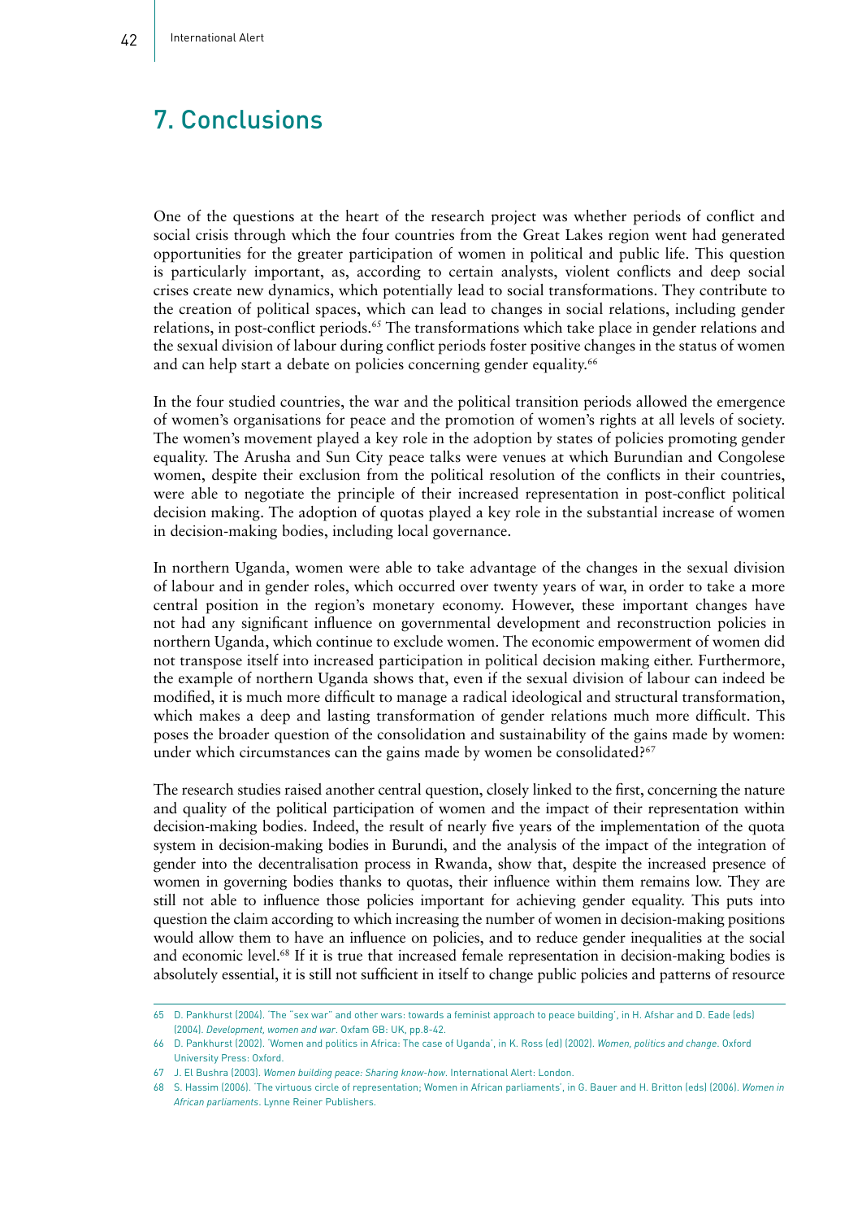# 7. Conclusions

One of the questions at the heart of the research project was whether periods of conflict and social crisis through which the four countries from the Great Lakes region went had generated opportunities for the greater participation of women in political and public life. This question is particularly important, as, according to certain analysts, violent conflicts and deep social crises create new dynamics, which potentially lead to social transformations. They contribute to the creation of political spaces, which can lead to changes in social relations, including gender relations, in post-conflict periods.[65] The transformations which take place in gender relations and the sexual division of labour during conflict periods foster positive changes in the status of women and can help start a debate on policies concerning gender equality.[66]

In the four studied countries, the war and the political transition periods allowed the emergence of women's organisations for peace and the promotion of women's rights at all levels of society. The women's movement played a key role in the adoption by states of policies promoting gender equality. The Arusha and Sun City peace talks were venues at which Burundian and Congolese women, despite their exclusion from the political resolution of the conflicts in their countries, were able to negotiate the principle of their increased representation in post-conflict political decision making. The adoption of quotas played a key role in the substantial increase of women in decision-making bodies, including local governance.

In northern Uganda, women were able to take advantage of the changes in the sexual division of labour and in gender roles, which occurred over twenty years of war, in order to take a more central position in the region's monetary economy. However, these important changes have not had any significant influence on governmental development and reconstruction policies in northern Uganda, which continue to exclude women. The economic empowerment of women did not transpose itself into increased participation in political decision making either. Furthermore, the example of northern Uganda shows that, even if the sexual division of labour can indeed be modified, it is much more difficult to manage a radical ideological and structural transformation, which makes a deep and lasting transformation of gender relations much more difficult. This poses the broader question of the consolidation and sustainability of the gains made by women: under which circumstances can the gains made by women be consolidated?[67]

The research studies raised another central question, closely linked to the first, concerning the nature and quality of the political participation of women and the impact of their representation within decision-making bodies. Indeed, the result of nearly five years of the implementation of the quota system in decision-making bodies in Burundi, and the analysis of the impact of the integration of gender into the decentralisation process in Rwanda, show that, despite the increased presence of women in governing bodies thanks to quotas, their influence within them remains low. They are still not able to influence those policies important for achieving gender equality. This puts into question the claim according to which increasing the number of women in decision-making positions would allow them to have an influence on policies, and to reduce gender inequalities at the social and economic level.[68] If it is true that increased female representation in decision-making bodies is absolutely essential, it is still not sufficient in itself to change public policies and patterns of resource

---

65 D. Pankhurst (2004). 'The "sex war" and other wars: towards a feminist approach to peace building', in H. Afshar and D. Eade (eds) (2004). *Development, women and war*. Oxfam GB: UK, pp.8-42.

66 D. Pankhurst (2002). 'Women and politics in Africa: The case of Uganda', in K. Ross (ed) (2002). *Women, politics and change*. Oxford University Press: Oxford.

67 J. El Bushra (2003). *Women building peace: Sharing know-how*. International Alert: London.

68 S. Hassim (2006). 'The virtuous circle of representation; Women in African parliaments', in G. Bauer and H. Britton (eds) (2006). *Women in African parliaments*. Lynne Reiner Publishers.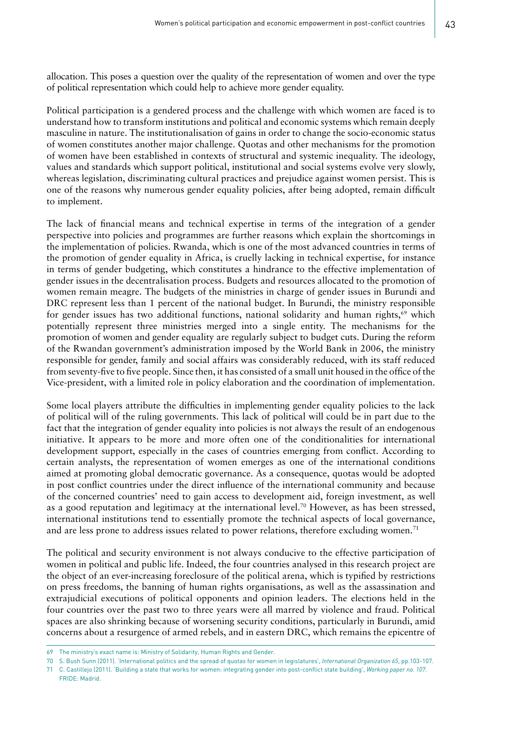allocation. This poses a question over the quality of the representation of women and over the type of political representation which could help to achieve more gender equality.

Political participation is a gendered process and the challenge with which women are faced is to understand how to transform institutions and political and economic systems which remain deeply masculine in nature. The institutionalisation of gains in order to change the socio-economic status of women constitutes another major challenge. Quotas and other mechanisms for the promotion of women have been established in contexts of structural and systemic inequality. The ideology, values and standards which support political, institutional and social systems evolve very slowly, whereas legislation, discriminating cultural practices and prejudice against women persist. This is one of the reasons why numerous gender equality policies, after being adopted, remain difficult to implement.

The lack of financial means and technical expertise in terms of the integration of a gender perspective into policies and programmes are further reasons which explain the shortcomings in the implementation of policies. Rwanda, which is one of the most advanced countries in terms of the promotion of gender equality in Africa, is cruelly lacking in technical expertise, for instance in terms of gender budgeting, which constitutes a hindrance to the effective implementation of gender issues in the decentralisation process. Budgets and resources allocated to the promotion of women remain meagre. The budgets of the ministries in charge of gender issues in Burundi and DRC represent less than 1 percent of the national budget. In Burundi, the ministry responsible for gender issues has two additional functions, national solidarity and human rights,[69] which potentially represent three ministries merged into a single entity. The mechanisms for the promotion of women and gender equality are regularly subject to budget cuts. During the reform of the Rwandan government's administration imposed by the World Bank in 2006, the ministry responsible for gender, family and social affairs was considerably reduced, with its staff reduced from seventy-five to five people. Since then, it has consisted of a small unit housed in the office of the Vice-president, with a limited role in policy elaboration and the coordination of implementation.

Some local players attribute the difficulties in implementing gender equality policies to the lack of political will of the ruling governments. This lack of political will could be in part due to the fact that the integration of gender equality into policies is not always the result of an endogenous initiative. It appears to be more and more often one of the conditionalities for international development support, especially in the cases of countries emerging from conflict. According to certain analysts, the representation of women emerges as one of the international conditions aimed at promoting global democratic governance. As a consequence, quotas would be adopted in post conflict countries under the direct influence of the international community and because of the concerned countries' need to gain access to development aid, foreign investment, as well as a good reputation and legitimacy at the international level.[70] However, as has been stressed, international institutions tend to essentially promote the technical aspects of local governance, and are less prone to address issues related to power relations, therefore excluding women.[71]

The political and security environment is not always conducive to the effective participation of women in political and public life. Indeed, the four countries analysed in this research project are the object of an ever-increasing foreclosure of the political arena, which is typified by restrictions on press freedoms, the banning of human rights organisations, as well as the assassination and extrajudicial executions of political opponents and opinion leaders. The elections held in the four countries over the past two to three years were all marred by violence and fraud. Political spaces are also shrinking because of worsening security conditions, particularly in Burundi, amid concerns about a resurgence of armed rebels, and in eastern DRC, which remains the epicentre of

---

69 The ministry's exact name is: Ministry of Solidarity, Human Rights and Gender.

70 S. Bush Sunn (2011). 'International politics and the spread of quotas for women in legislatures', *International Organization 65*, pp.103-107.

71 C. Castillejo (2011). 'Building a state that works for women: integrating gender into post-conflict state building', *Working paper no. 107*. FRIDE: Madrid.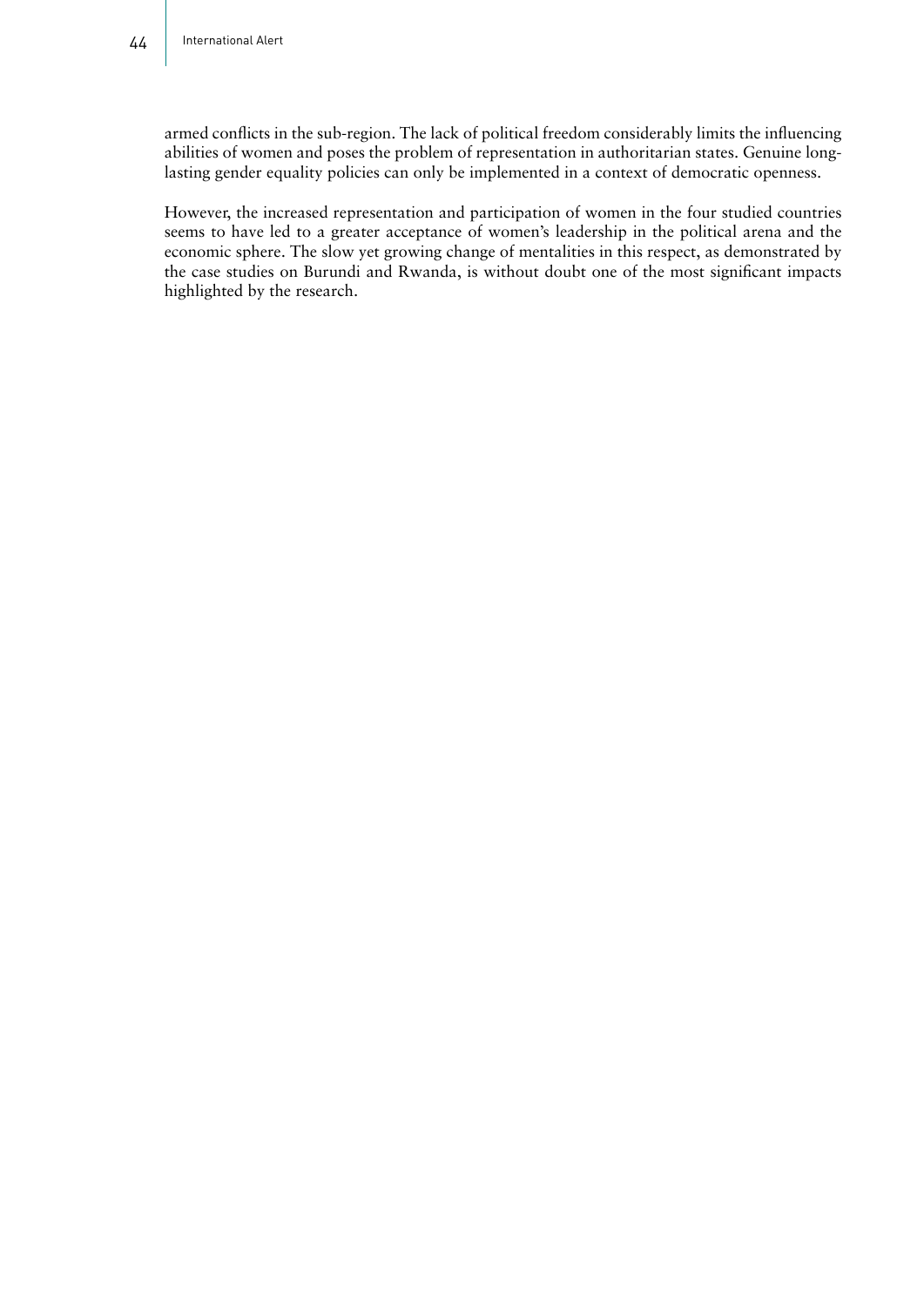armed conflicts in the sub-region. The lack of political freedom considerably limits the influencing abilities of women and poses the problem of representation in authoritarian states. Genuine long-lasting gender equality policies can only be implemented in a context of democratic openness.

However, the increased representation and participation of women in the four studied countries seems to have led to a greater acceptance of women's leadership in the political arena and the economic sphere. The slow yet growing change of mentalities in this respect, as demonstrated by the case studies on Burundi and Rwanda, is without doubt one of the most significant impacts highlighted by the research.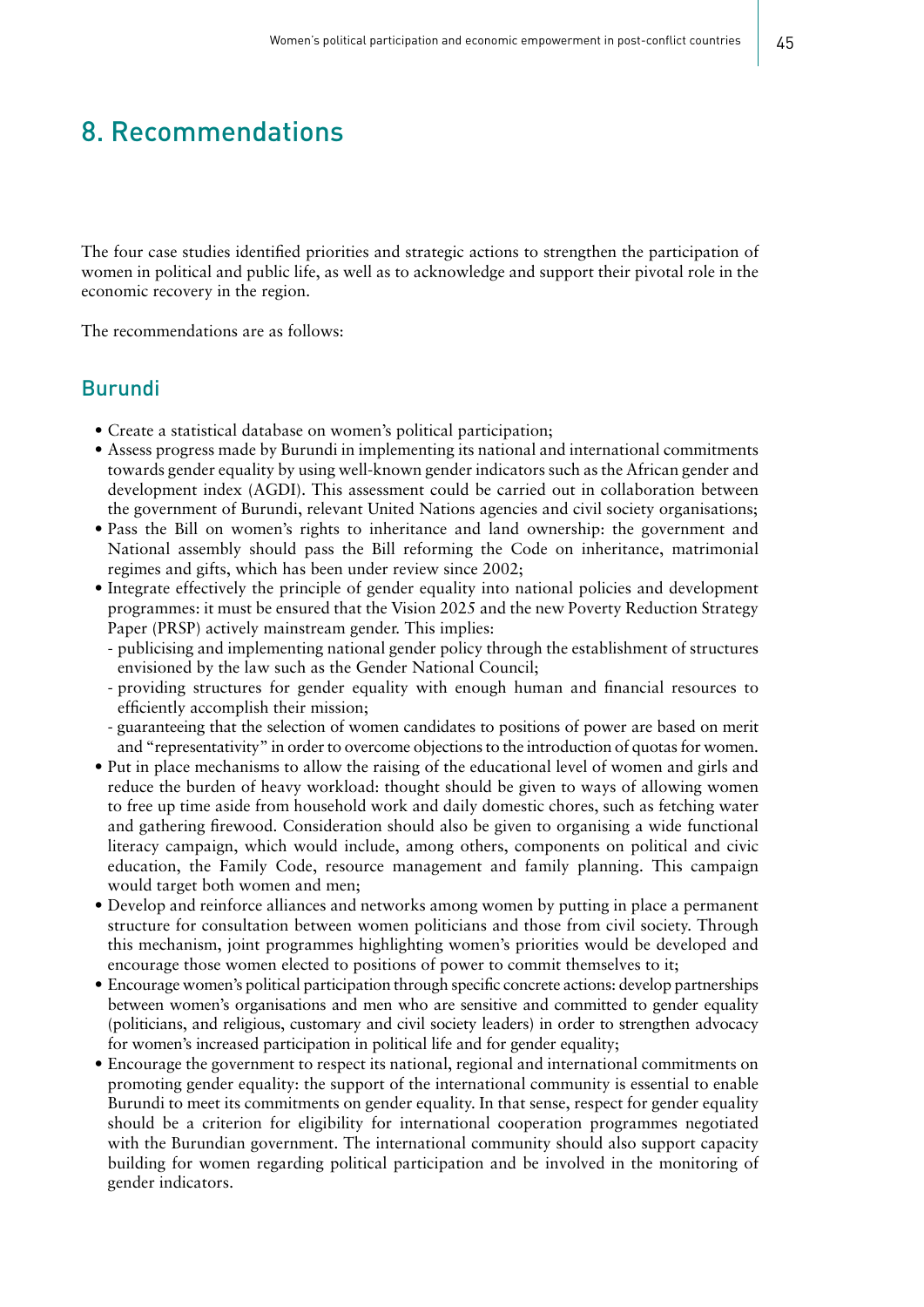# 8. Recommendations

The four case studies identified priorities and strategic actions to strengthen the participation of women in political and public life, as well as to acknowledge and support their pivotal role in the economic recovery in the region.

The recommendations are as follows:

## Burundi

- Create a statistical database on women's political participation;
- Assess progress made by Burundi in implementing its national and international commitments towards gender equality by using well-known gender indicators such as the African gender and development index (AGDI). This assessment could be carried out in collaboration between the government of Burundi, relevant United Nations agencies and civil society organisations;
- Pass the Bill on women's rights to inheritance and land ownership: the government and National assembly should pass the Bill reforming the Code on inheritance, matrimonial regimes and gifts, which has been under review since 2002;
- Integrate effectively the principle of gender equality into national policies and development programmes: it must be ensured that the Vision 2025 and the new Poverty Reduction Strategy Paper (PRSP) actively mainstream gender. This implies:
  - publicising and implementing national gender policy through the establishment of structures envisioned by the law such as the Gender National Council;
  - providing structures for gender equality with enough human and financial resources to efficiently accomplish their mission;
  - guaranteeing that the selection of women candidates to positions of power are based on merit and "representativity" in order to overcome objections to the introduction of quotas for women.
- Put in place mechanisms to allow the raising of the educational level of women and girls and reduce the burden of heavy workload: thought should be given to ways of allowing women to free up time aside from household work and daily domestic chores, such as fetching water and gathering firewood. Consideration should also be given to organising a wide functional literacy campaign, which would include, among others, components on political and civic education, the Family Code, resource management and family planning. This campaign would target both women and men;
- Develop and reinforce alliances and networks among women by putting in place a permanent structure for consultation between women politicians and those from civil society. Through this mechanism, joint programmes highlighting women's priorities would be developed and encourage those women elected to positions of power to commit themselves to it;
- Encourage women's political participation through specific concrete actions: develop partnerships between women's organisations and men who are sensitive and committed to gender equality (politicians, and religious, customary and civil society leaders) in order to strengthen advocacy for women's increased participation in political life and for gender equality;
- Encourage the government to respect its national, regional and international commitments on promoting gender equality: the support of the international community is essential to enable Burundi to meet its commitments on gender equality. In that sense, respect for gender equality should be a criterion for eligibility for international cooperation programmes negotiated with the Burundian government. The international community should also support capacity building for women regarding political participation and be involved in the monitoring of gender indicators.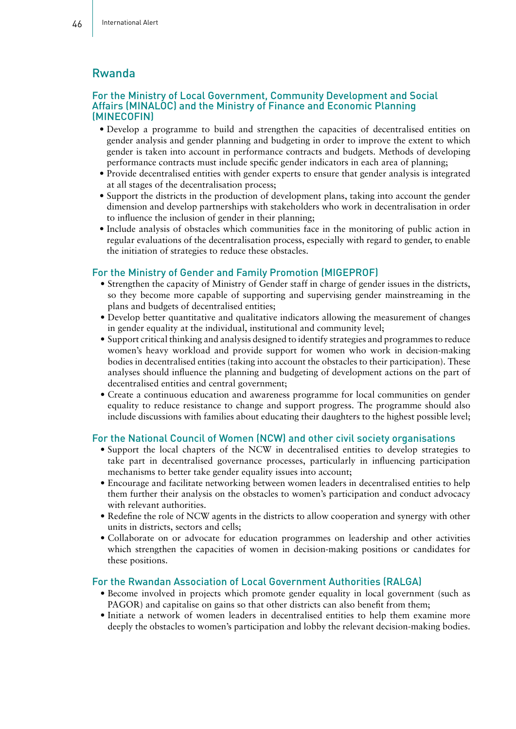## Rwanda

### For the Ministry of Local Government, Community Development and Social Affairs (MINALOC) and the Ministry of Finance and Economic Planning (MINECOFIN)

- Develop a programme to build and strengthen the capacities of decentralised entities on gender analysis and gender planning and budgeting in order to improve the extent to which gender is taken into account in performance contracts and budgets. Methods of developing performance contracts must include specific gender indicators in each area of planning;
- Provide decentralised entities with gender experts to ensure that gender analysis is integrated at all stages of the decentralisation process;
- Support the districts in the production of development plans, taking into account the gender dimension and develop partnerships with stakeholders who work in decentralisation in order to influence the inclusion of gender in their planning;
- Include analysis of obstacles which communities face in the monitoring of public action in regular evaluations of the decentralisation process, especially with regard to gender, to enable the initiation of strategies to reduce these obstacles.

### For the Ministry of Gender and Family Promotion (MIGEPROF)

- Strengthen the capacity of Ministry of Gender staff in charge of gender issues in the districts, so they become more capable of supporting and supervising gender mainstreaming in the plans and budgets of decentralised entities;
- Develop better quantitative and qualitative indicators allowing the measurement of changes in gender equality at the individual, institutional and community level;
- Support critical thinking and analysis designed to identify strategies and programmes to reduce women's heavy workload and provide support for women who work in decision-making bodies in decentralised entities (taking into account the obstacles to their participation). These analyses should influence the planning and budgeting of development actions on the part of decentralised entities and central government;
- Create a continuous education and awareness programme for local communities on gender equality to reduce resistance to change and support progress. The programme should also include discussions with families about educating their daughters to the highest possible level;

### For the National Council of Women (NCW) and other civil society organisations

- Support the local chapters of the NCW in decentralised entities to develop strategies to take part in decentralised governance processes, particularly in influencing participation mechanisms to better take gender equality issues into account;
- Encourage and facilitate networking between women leaders in decentralised entities to help them further their analysis on the obstacles to women's participation and conduct advocacy with relevant authorities.
- Redefine the role of NCW agents in the districts to allow cooperation and synergy with other units in districts, sectors and cells;
- Collaborate on or advocate for education programmes on leadership and other activities which strengthen the capacities of women in decision-making positions or candidates for these positions.

### For the Rwandan Association of Local Government Authorities (RALGA)

- Become involved in projects which promote gender equality in local government (such as PAGOR) and capitalise on gains so that other districts can also benefit from them;
- Initiate a network of women leaders in decentralised entities to help them examine more deeply the obstacles to women's participation and lobby the relevant decision-making bodies.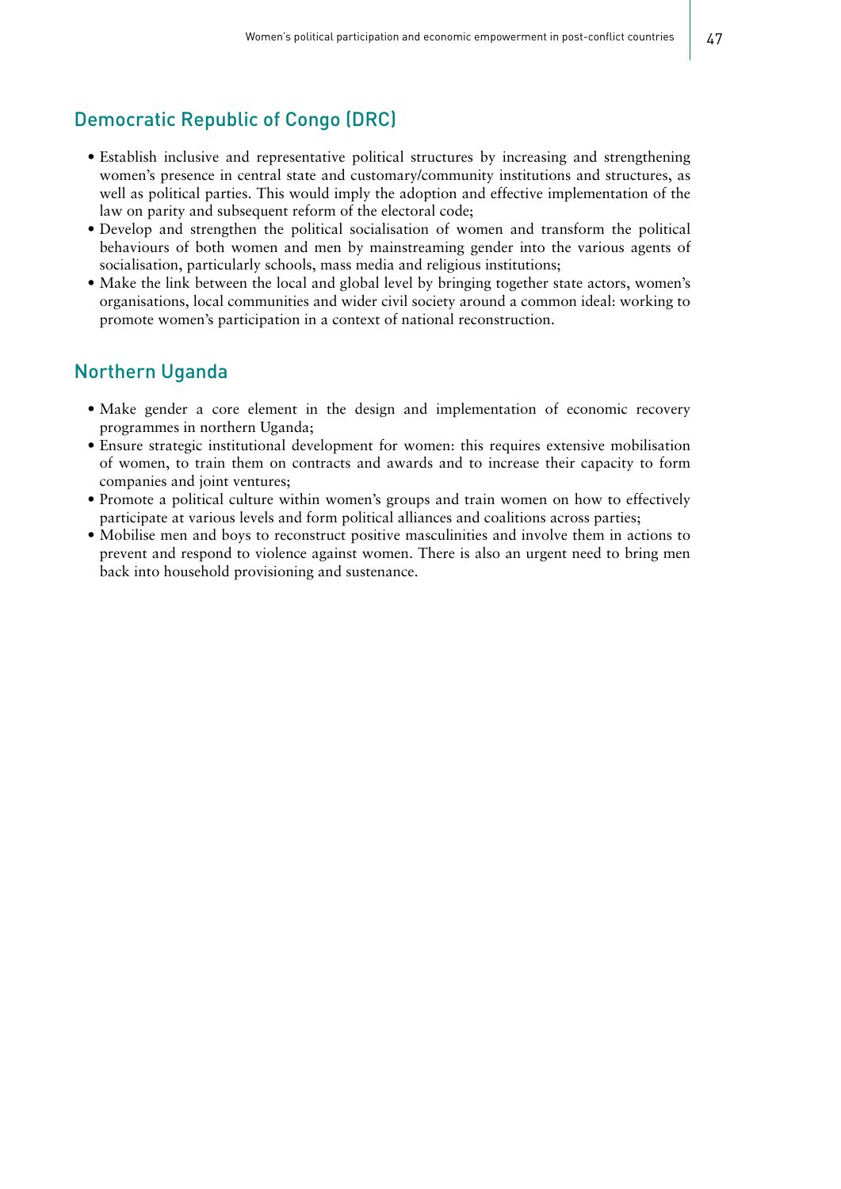## Democratic Republic of Congo (DRC)

- Establish inclusive and representative political structures by increasing and strengthening women's presence in central state and customary/community institutions and structures, as well as political parties. This would imply the adoption and effective implementation of the law on parity and subsequent reform of the electoral code;
- Develop and strengthen the political socialisation of women and transform the political behaviours of both women and men by mainstreaming gender into the various agents of socialisation, particularly schools, mass media and religious institutions;
- Make the link between the local and global level by bringing together state actors, women's organisations, local communities and wider civil society around a common ideal: working to promote women's participation in a context of national reconstruction.

## Northern Uganda

- Make gender a core element in the design and implementation of economic recovery programmes in northern Uganda;
- Ensure strategic institutional development for women: this requires extensive mobilisation of women, to train them on contracts and awards and to increase their capacity to form companies and joint ventures;
- Promote a political culture within women's groups and train women on how to effectively participate at various levels and form political alliances and coalitions across parties;
- Mobilise men and boys to reconstruct positive masculinities and involve them in actions to prevent and respond to violence against women. There is also an urgent need to bring men back into household provisioning and sustenance.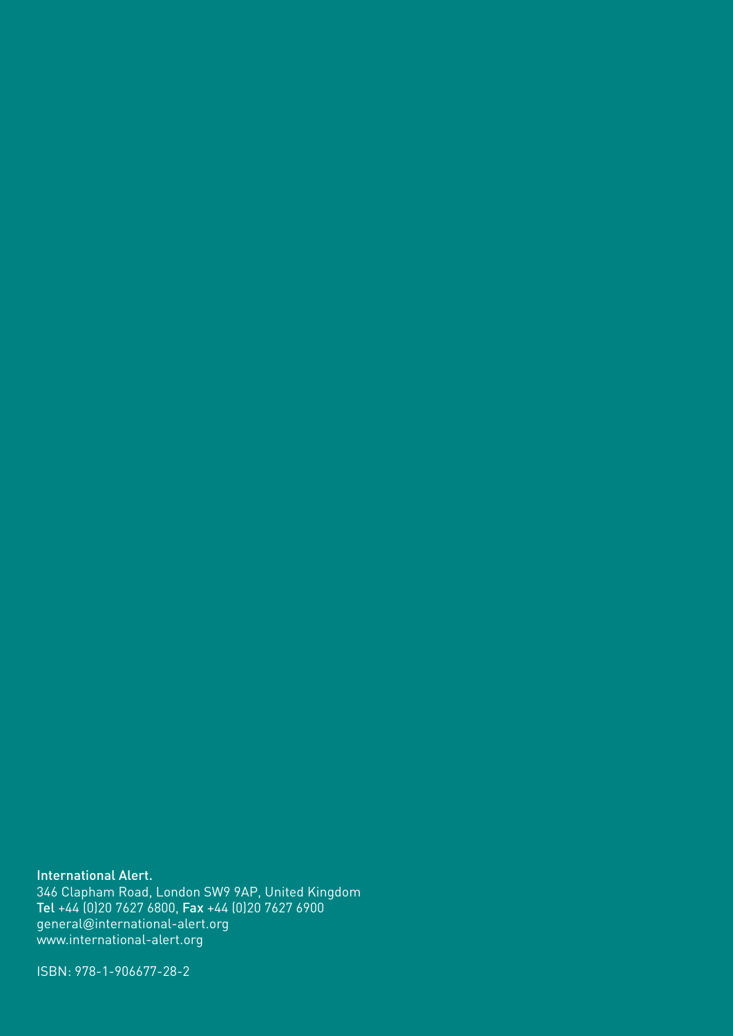**International Alert.**
346 Clapham Road, London SW9 9AP, United Kingdom
**Tel** +44 (0)20 7627 6800, **Fax** +44 (0)20 7627 6900
general@international-alert.org
www.international-alert.org

ISBN: 978-1-906677-28-2